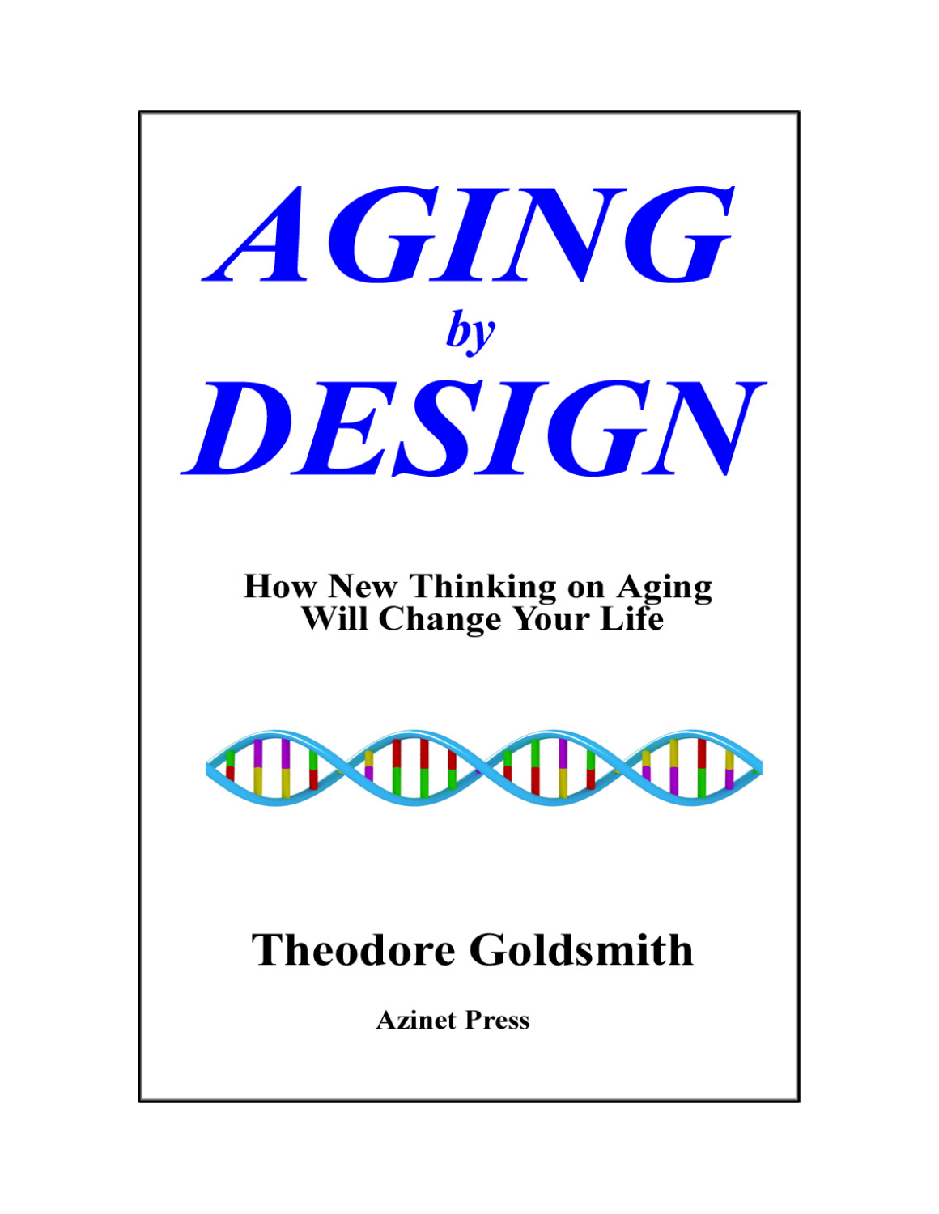# *AGING*
*by*
# *DESIGN*

**How New Thinking on Aging Will Change Your Life**

**Theodore Goldsmith**

**Azinet Press**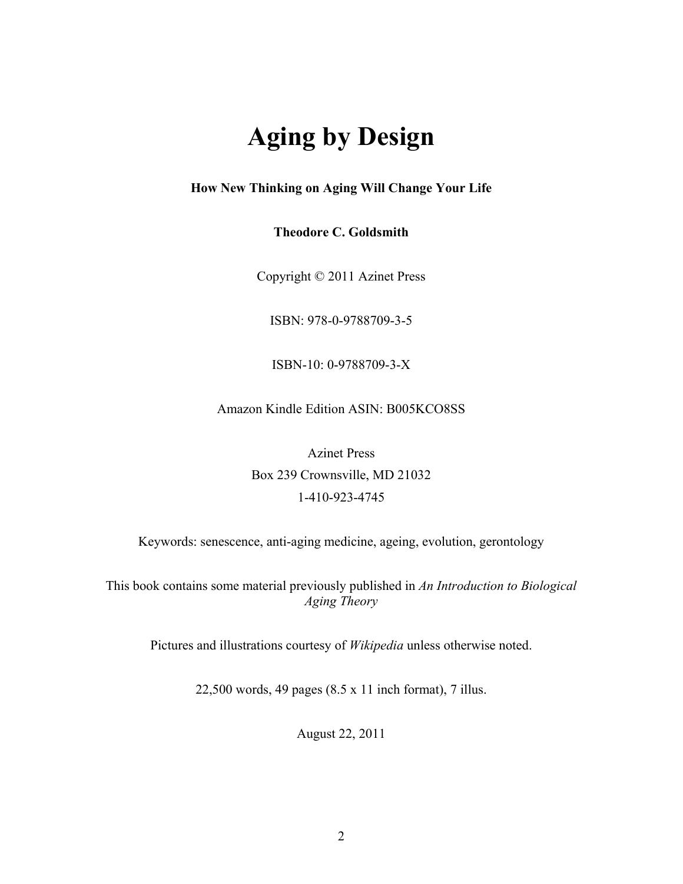# Aging by Design

**How New Thinking on Aging Will Change Your Life**

**Theodore C. Goldsmith**

Copyright © 2011 Azinet Press

ISBN: 978-0-9788709-3-5

ISBN-10: 0-9788709-3-X

Amazon Kindle Edition ASIN: B005KCO8SS

Azinet Press
Box 239 Crownsville, MD 21032
1-410-923-4745

Keywords: senescence, anti-aging medicine, ageing, evolution, gerontology

This book contains some material previously published in *An Introduction to Biological Aging Theory*

Pictures and illustrations courtesy of *Wikipedia* unless otherwise noted.

22,500 words, 49 pages (8.5 x 11 inch format), 7 illus.

August 22, 2011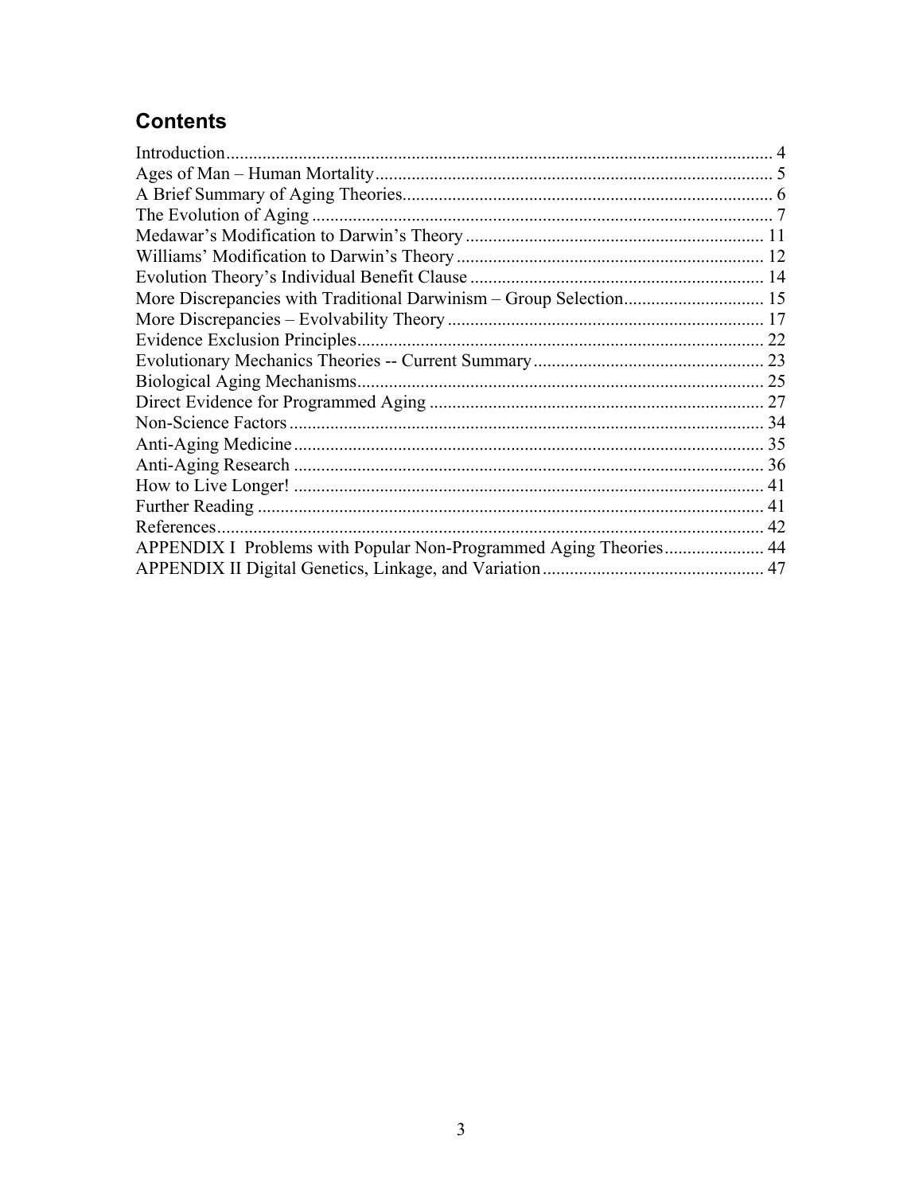## Contents

Introduction ........................................................................................................... 4
Ages of Man – Human Mortality ........................................................................ 5
A Brief Summary of Aging Theories .................................................................. 6
The Evolution of Aging ........................................................................................ 7
Medawar's Modification to Darwin's Theory ................................................... 11
Williams' Modification to Darwin's Theory ..................................................... 12
Evolution Theory's Individual Benefit Clause .................................................. 14
More Discrepancies with Traditional Darwinism – Group Selection ............... 15
More Discrepancies – Evolvability Theory ....................................................... 17
Evidence Exclusion Principles ........................................................................... 22
Evolutionary Mechanics Theories -- Current Summary ................................... 23
Biological Aging Mechanisms ........................................................................... 25
Direct Evidence for Programmed Aging ........................................................... 27
Non-Science Factors ........................................................................................... 34
Anti-Aging Medicine ......................................................................................... 35
Anti-Aging Research ......................................................................................... 36
How to Live Longer! ......................................................................................... 41
Further Reading ................................................................................................. 41
References .......................................................................................................... 42
APPENDIX I Problems with Popular Non-Programmed Aging Theories ....................... 44
APPENDIX II Digital Genetics, Linkage, and Variation ................................................. 47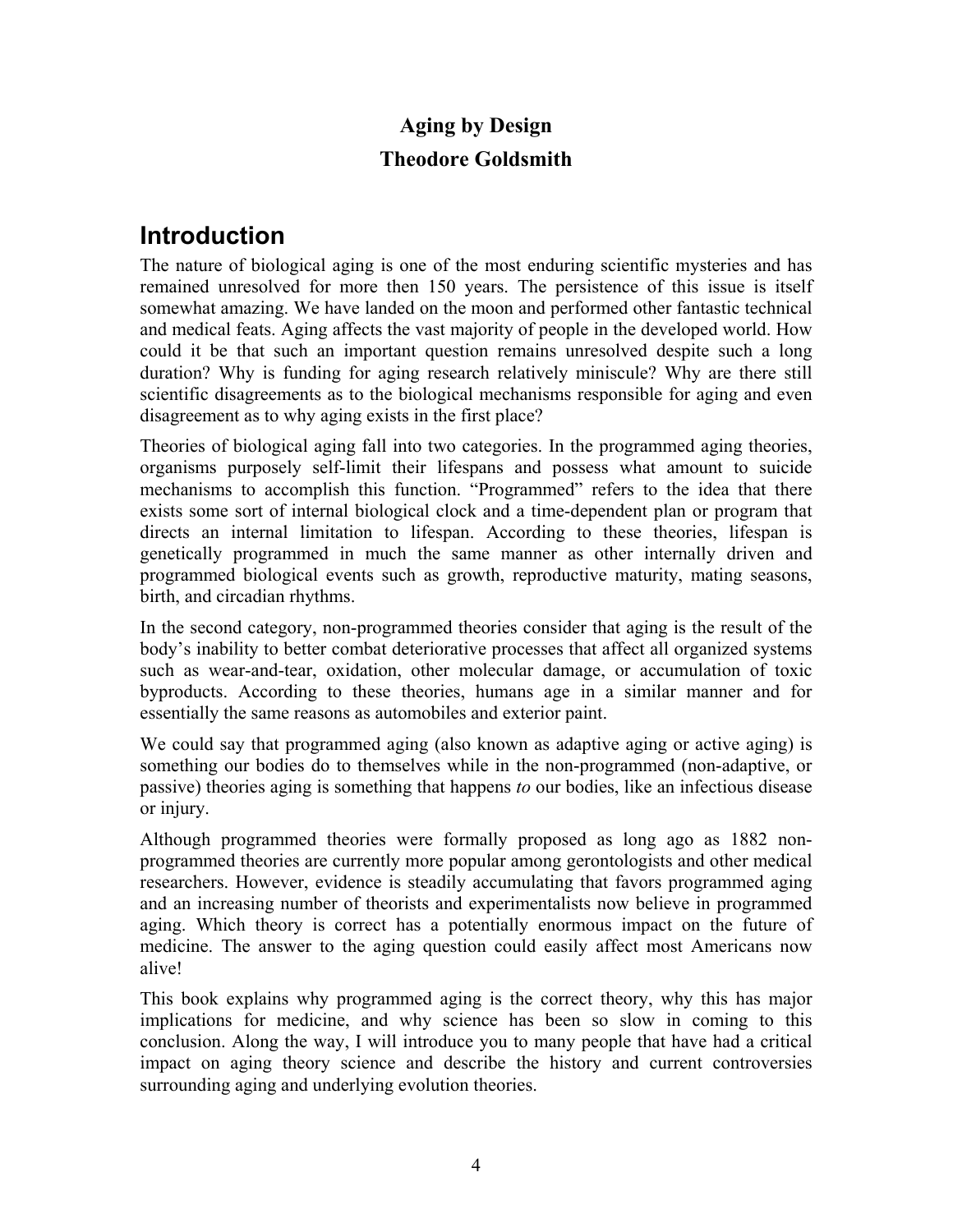**Aging by Design**
**Theodore Goldsmith**

# Introduction

The nature of biological aging is one of the most enduring scientific mysteries and has remained unresolved for more then 150 years. The persistence of this issue is itself somewhat amazing. We have landed on the moon and performed other fantastic technical and medical feats. Aging affects the vast majority of people in the developed world. How could it be that such an important question remains unresolved despite such a long duration? Why is funding for aging research relatively miniscule? Why are there still scientific disagreements as to the biological mechanisms responsible for aging and even disagreement as to why aging exists in the first place?

Theories of biological aging fall into two categories. In the programmed aging theories, organisms purposely self-limit their lifespans and possess what amount to suicide mechanisms to accomplish this function. "Programmed" refers to the idea that there exists some sort of internal biological clock and a time-dependent plan or program that directs an internal limitation to lifespan. According to these theories, lifespan is genetically programmed in much the same manner as other internally driven and programmed biological events such as growth, reproductive maturity, mating seasons, birth, and circadian rhythms.

In the second category, non-programmed theories consider that aging is the result of the body's inability to better combat deteriorative processes that affect all organized systems such as wear-and-tear, oxidation, other molecular damage, or accumulation of toxic byproducts. According to these theories, humans age in a similar manner and for essentially the same reasons as automobiles and exterior paint.

We could say that programmed aging (also known as adaptive aging or active aging) is something our bodies do to themselves while in the non-programmed (non-adaptive, or passive) theories aging is something that happens *to* our bodies, like an infectious disease or injury.

Although programmed theories were formally proposed as long ago as 1882 non-programmed theories are currently more popular among gerontologists and other medical researchers. However, evidence is steadily accumulating that favors programmed aging and an increasing number of theorists and experimentalists now believe in programmed aging. Which theory is correct has a potentially enormous impact on the future of medicine. The answer to the aging question could easily affect most Americans now alive!

This book explains why programmed aging is the correct theory, why this has major implications for medicine, and why science has been so slow in coming to this conclusion. Along the way, I will introduce you to many people that have had a critical impact on aging theory science and describe the history and current controversies surrounding aging and underlying evolution theories.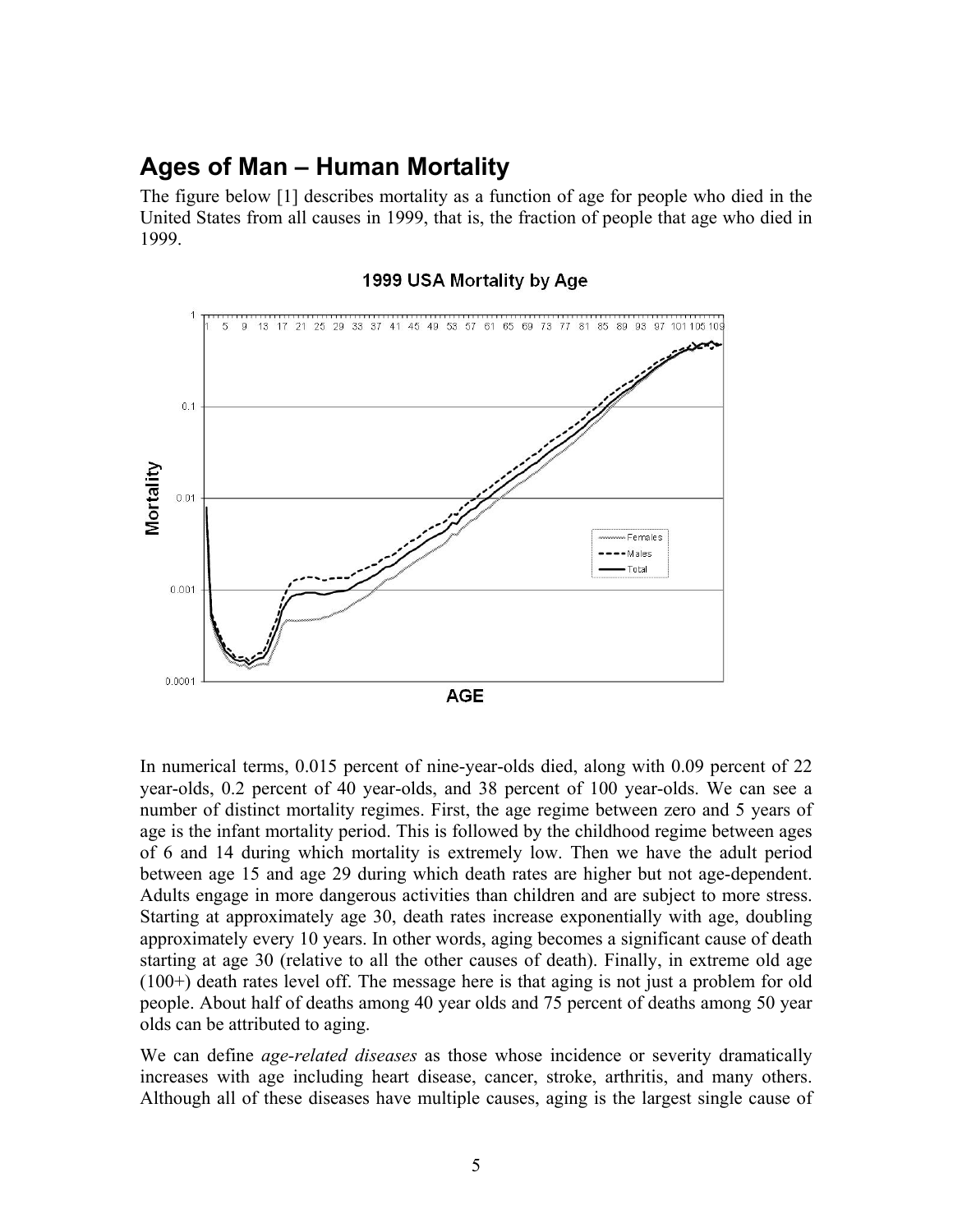## Ages of Man – Human Mortality

The figure below [1] describes mortality as a function of age for people who died in the United States from all causes in 1999, that is, the fraction of people that age who died in 1999.

1999 USA Mortality by Age

Mortality

1

0.1

0.01

0.001

0.0001

1 5 9 13 17 21 25 29 33 37 41 45 49 53 57 61 65 69 73 77 81 85 89 93 97 101 105 109

AGE

Females

Males

Total

In numerical terms, 0.015 percent of nine-year-olds died, along with 0.09 percent of 22 year-olds, 0.2 percent of 40 year-olds, and 38 percent of 100 year-olds. We can see a number of distinct mortality regimes. First, the age regime between zero and 5 years of age is the infant mortality period. This is followed by the childhood regime between ages of 6 and 14 during which mortality is extremely low. Then we have the adult period between age 15 and age 29 during which death rates are higher but not age-dependent. Adults engage in more dangerous activities than children and are subject to more stress. Starting at approximately age 30, death rates increase exponentially with age, doubling approximately every 10 years. In other words, aging becomes a significant cause of death starting at age 30 (relative to all the other causes of death). Finally, in extreme old age (100+) death rates level off. The message here is that aging is not just a problem for old people. About half of deaths among 40 year olds and 75 percent of deaths among 50 year olds can be attributed to aging.

We can define *age-related diseases* as those whose incidence or severity dramatically increases with age including heart disease, cancer, stroke, arthritis, and many others. Although all of these diseases have multiple causes, aging is the largest single cause of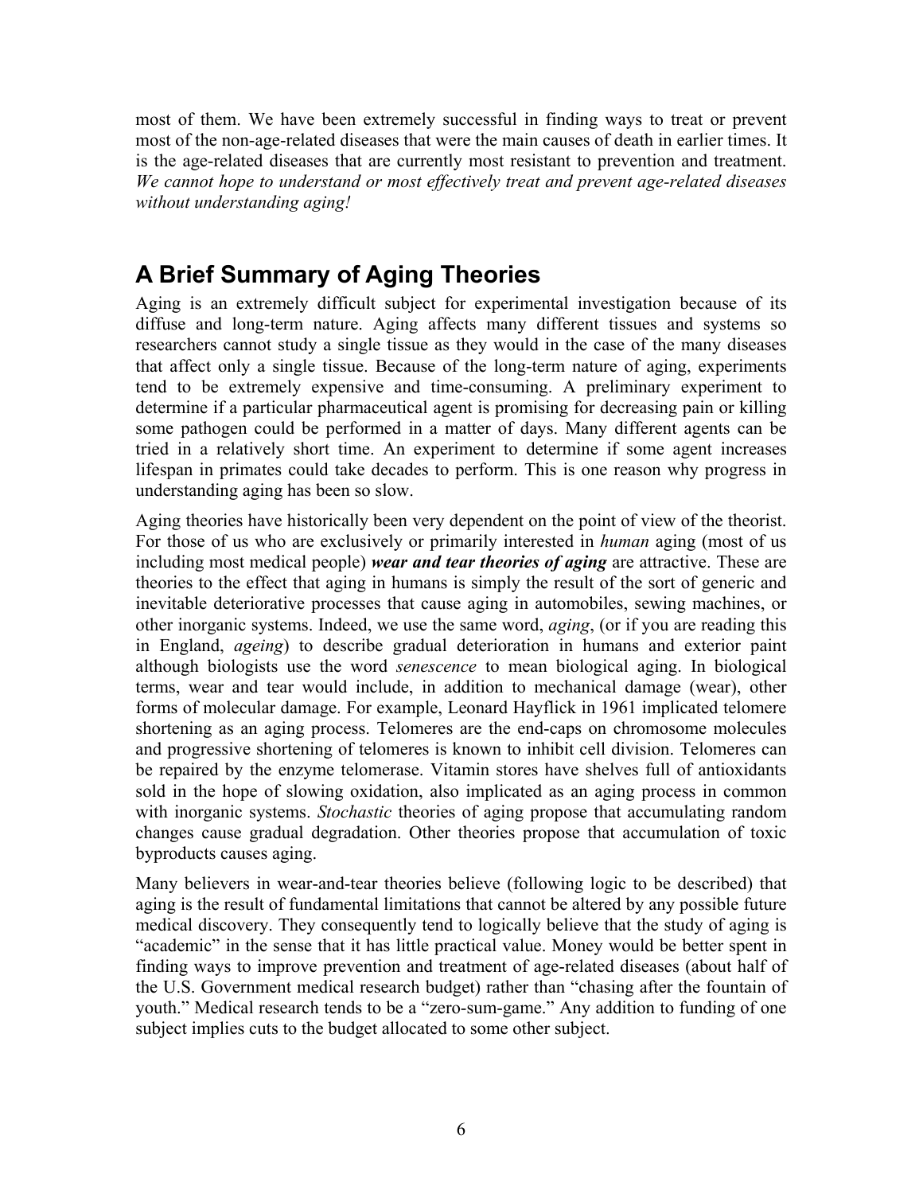most of them. We have been extremely successful in finding ways to treat or prevent most of the non-age-related diseases that were the main causes of death in earlier times. It is the age-related diseases that are currently most resistant to prevention and treatment. *We cannot hope to understand or most effectively treat and prevent age-related diseases without understanding aging!*

## A Brief Summary of Aging Theories

Aging is an extremely difficult subject for experimental investigation because of its diffuse and long-term nature. Aging affects many different tissues and systems so researchers cannot study a single tissue as they would in the case of the many diseases that affect only a single tissue. Because of the long-term nature of aging, experiments tend to be extremely expensive and time-consuming. A preliminary experiment to determine if a particular pharmaceutical agent is promising for decreasing pain or killing some pathogen could be performed in a matter of days. Many different agents can be tried in a relatively short time. An experiment to determine if some agent increases lifespan in primates could take decades to perform. This is one reason why progress in understanding aging has been so slow.

Aging theories have historically been very dependent on the point of view of the theorist. For those of us who are exclusively or primarily interested in *human* aging (most of us including most medical people) ***wear and tear theories of aging*** are attractive. These are theories to the effect that aging in humans is simply the result of the sort of generic and inevitable deteriorative processes that cause aging in automobiles, sewing machines, or other inorganic systems. Indeed, we use the same word, *aging*, (or if you are reading this in England, *ageing*) to describe gradual deterioration in humans and exterior paint although biologists use the word *senescence* to mean biological aging. In biological terms, wear and tear would include, in addition to mechanical damage (wear), other forms of molecular damage. For example, Leonard Hayflick in 1961 implicated telomere shortening as an aging process. Telomeres are the end-caps on chromosome molecules and progressive shortening of telomeres is known to inhibit cell division. Telomeres can be repaired by the enzyme telomerase. Vitamin stores have shelves full of antioxidants sold in the hope of slowing oxidation, also implicated as an aging process in common with inorganic systems. *Stochastic* theories of aging propose that accumulating random changes cause gradual degradation. Other theories propose that accumulation of toxic byproducts causes aging.

Many believers in wear-and-tear theories believe (following logic to be described) that aging is the result of fundamental limitations that cannot be altered by any possible future medical discovery. They consequently tend to logically believe that the study of aging is "academic" in the sense that it has little practical value. Money would be better spent in finding ways to improve prevention and treatment of age-related diseases (about half of the U.S. Government medical research budget) rather than "chasing after the fountain of youth." Medical research tends to be a "zero-sum-game." Any addition to funding of one subject implies cuts to the budget allocated to some other subject.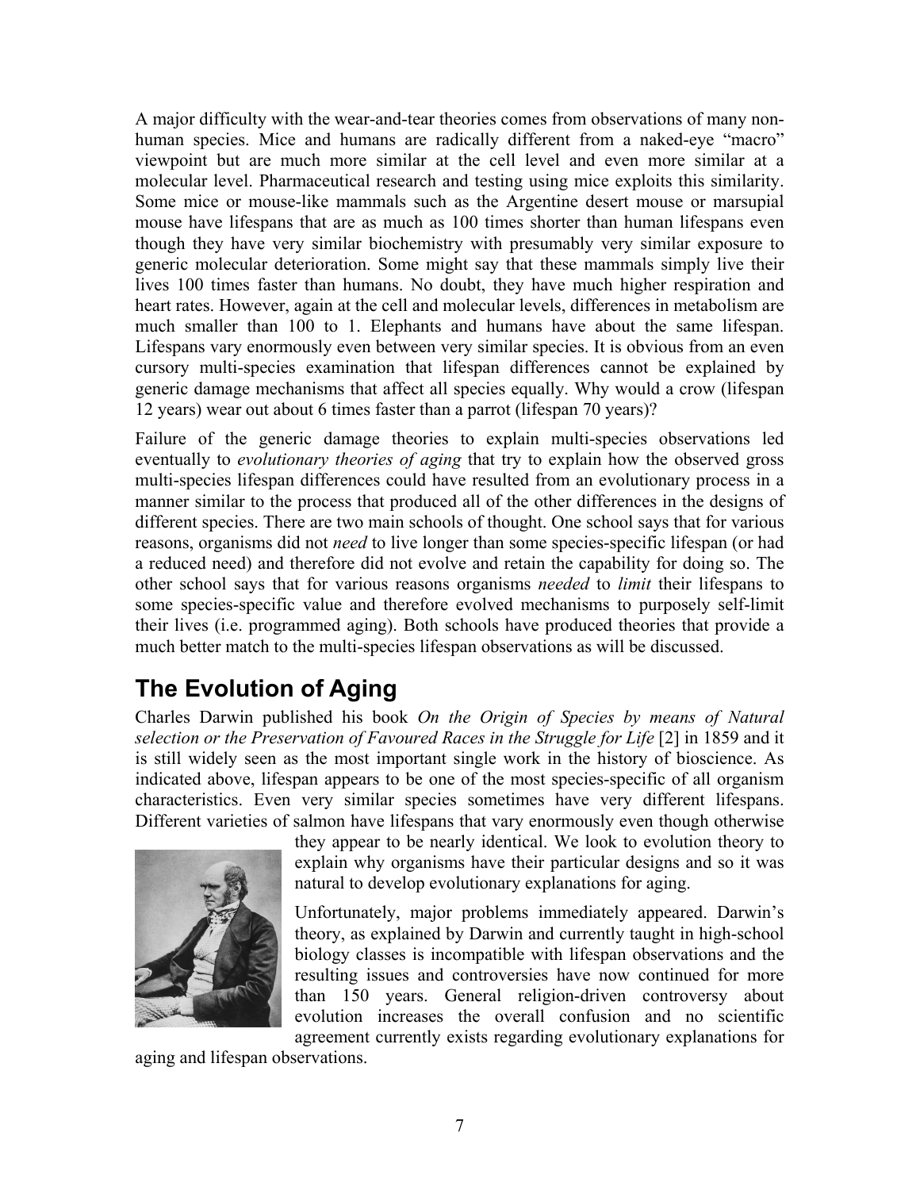A major difficulty with the wear-and-tear theories comes from observations of many non-human species. Mice and humans are radically different from a naked-eye "macro" viewpoint but are much more similar at the cell level and even more similar at a molecular level. Pharmaceutical research and testing using mice exploits this similarity. Some mice or mouse-like mammals such as the Argentine desert mouse or marsupial mouse have lifespans that are as much as 100 times shorter than human lifespans even though they have very similar biochemistry with presumably very similar exposure to generic molecular deterioration. Some might say that these mammals simply live their lives 100 times faster than humans. No doubt, they have much higher respiration and heart rates. However, again at the cell and molecular levels, differences in metabolism are much smaller than 100 to 1. Elephants and humans have about the same lifespan. Lifespans vary enormously even between very similar species. It is obvious from an even cursory multi-species examination that lifespan differences cannot be explained by generic damage mechanisms that affect all species equally. Why would a crow (lifespan 12 years) wear out about 6 times faster than a parrot (lifespan 70 years)?

Failure of the generic damage theories to explain multi-species observations led eventually to *evolutionary theories of aging* that try to explain how the observed gross multi-species lifespan differences could have resulted from an evolutionary process in a manner similar to the process that produced all of the other differences in the designs of different species. There are two main schools of thought. One school says that for various reasons, organisms did not *need* to live longer than some species-specific lifespan (or had a reduced need) and therefore did not evolve and retain the capability for doing so. The other school says that for various reasons organisms *needed* to *limit* their lifespans to some species-specific value and therefore evolved mechanisms to purposely self-limit their lives (i.e. programmed aging). Both schools have produced theories that provide a much better match to the multi-species lifespan observations as will be discussed.

## The Evolution of Aging

Charles Darwin published his book *On the Origin of Species by means of Natural selection or the Preservation of Favoured Races in the Struggle for Life* [2] in 1859 and it is still widely seen as the most important single work in the history of bioscience. As indicated above, lifespan appears to be one of the most species-specific of all organism characteristics. Even very similar species sometimes have very different lifespans. Different varieties of salmon have lifespans that vary enormously even though otherwise they appear to be nearly identical. We look to evolution theory to explain why organisms have their particular designs and so it was natural to develop evolutionary explanations for aging.

Unfortunately, major problems immediately appeared. Darwin's theory, as explained by Darwin and currently taught in high-school biology classes is incompatible with lifespan observations and the resulting issues and controversies have now continued for more than 150 years. General religion-driven controversy about evolution increases the overall confusion and no scientific agreement currently exists regarding evolutionary explanations for aging and lifespan observations.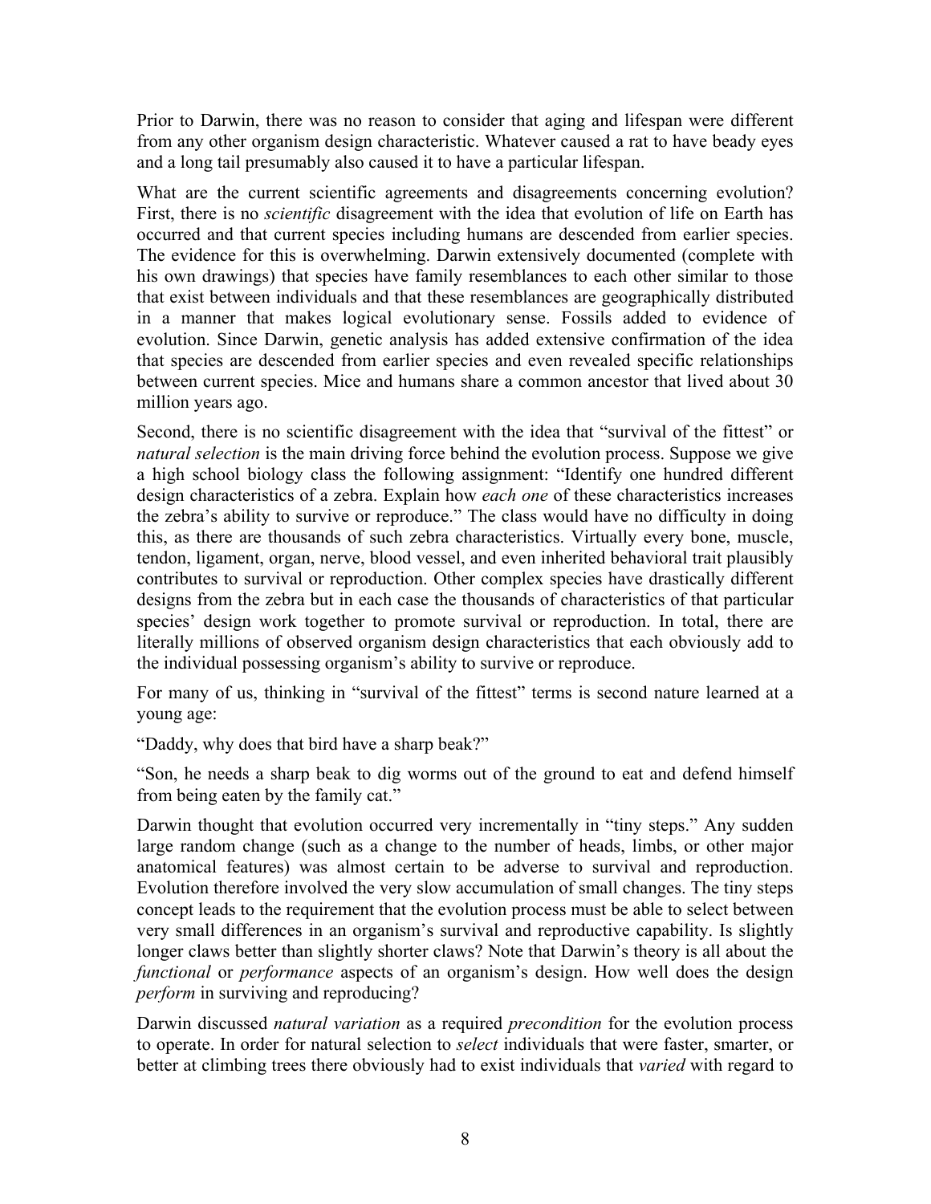Prior to Darwin, there was no reason to consider that aging and lifespan were different from any other organism design characteristic. Whatever caused a rat to have beady eyes and a long tail presumably also caused it to have a particular lifespan.

What are the current scientific agreements and disagreements concerning evolution? First, there is no *scientific* disagreement with the idea that evolution of life on Earth has occurred and that current species including humans are descended from earlier species. The evidence for this is overwhelming. Darwin extensively documented (complete with his own drawings) that species have family resemblances to each other similar to those that exist between individuals and that these resemblances are geographically distributed in a manner that makes logical evolutionary sense. Fossils added to evidence of evolution. Since Darwin, genetic analysis has added extensive confirmation of the idea that species are descended from earlier species and even revealed specific relationships between current species. Mice and humans share a common ancestor that lived about 30 million years ago.

Second, there is no scientific disagreement with the idea that "survival of the fittest" or *natural selection* is the main driving force behind the evolution process. Suppose we give a high school biology class the following assignment: "Identify one hundred different design characteristics of a zebra. Explain how *each one* of these characteristics increases the zebra's ability to survive or reproduce." The class would have no difficulty in doing this, as there are thousands of such zebra characteristics. Virtually every bone, muscle, tendon, ligament, organ, nerve, blood vessel, and even inherited behavioral trait plausibly contributes to survival or reproduction. Other complex species have drastically different designs from the zebra but in each case the thousands of characteristics of that particular species' design work together to promote survival or reproduction. In total, there are literally millions of observed organism design characteristics that each obviously add to the individual possessing organism's ability to survive or reproduce.

For many of us, thinking in "survival of the fittest" terms is second nature learned at a young age:

"Daddy, why does that bird have a sharp beak?"

"Son, he needs a sharp beak to dig worms out of the ground to eat and defend himself from being eaten by the family cat."

Darwin thought that evolution occurred very incrementally in "tiny steps." Any sudden large random change (such as a change to the number of heads, limbs, or other major anatomical features) was almost certain to be adverse to survival and reproduction. Evolution therefore involved the very slow accumulation of small changes. The tiny steps concept leads to the requirement that the evolution process must be able to select between very small differences in an organism's survival and reproductive capability. Is slightly longer claws better than slightly shorter claws? Note that Darwin's theory is all about the *functional* or *performance* aspects of an organism's design. How well does the design *perform* in surviving and reproducing?

Darwin discussed *natural variation* as a required *precondition* for the evolution process to operate. In order for natural selection to *select* individuals that were faster, smarter, or better at climbing trees there obviously had to exist individuals that *varied* with regard to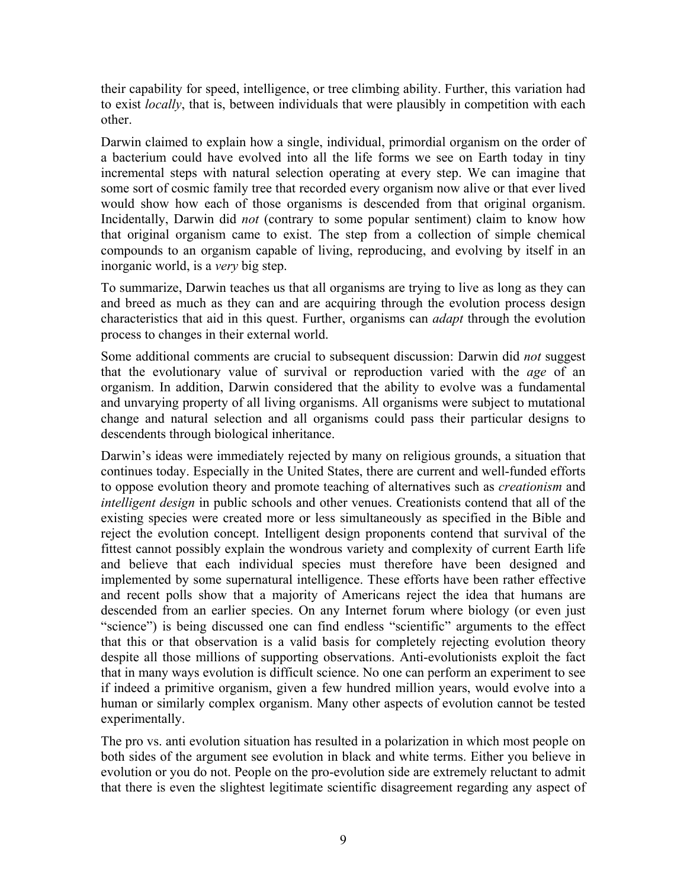their capability for speed, intelligence, or tree climbing ability. Further, this variation had to exist *locally*, that is, between individuals that were plausibly in competition with each other.

Darwin claimed to explain how a single, individual, primordial organism on the order of a bacterium could have evolved into all the life forms we see on Earth today in tiny incremental steps with natural selection operating at every step. We can imagine that some sort of cosmic family tree that recorded every organism now alive or that ever lived would show how each of those organisms is descended from that original organism. Incidentally, Darwin did *not* (contrary to some popular sentiment) claim to know how that original organism came to exist. The step from a collection of simple chemical compounds to an organism capable of living, reproducing, and evolving by itself in an inorganic world, is a *very* big step.

To summarize, Darwin teaches us that all organisms are trying to live as long as they can and breed as much as they can and are acquiring through the evolution process design characteristics that aid in this quest. Further, organisms can *adapt* through the evolution process to changes in their external world.

Some additional comments are crucial to subsequent discussion: Darwin did *not* suggest that the evolutionary value of survival or reproduction varied with the *age* of an organism. In addition, Darwin considered that the ability to evolve was a fundamental and unvarying property of all living organisms. All organisms were subject to mutational change and natural selection and all organisms could pass their particular designs to descendents through biological inheritance.

Darwin's ideas were immediately rejected by many on religious grounds, a situation that continues today. Especially in the United States, there are current and well-funded efforts to oppose evolution theory and promote teaching of alternatives such as *creationism* and *intelligent design* in public schools and other venues. Creationists contend that all of the existing species were created more or less simultaneously as specified in the Bible and reject the evolution concept. Intelligent design proponents contend that survival of the fittest cannot possibly explain the wondrous variety and complexity of current Earth life and believe that each individual species must therefore have been designed and implemented by some supernatural intelligence. These efforts have been rather effective and recent polls show that a majority of Americans reject the idea that humans are descended from an earlier species. On any Internet forum where biology (or even just "science") is being discussed one can find endless "scientific" arguments to the effect that this or that observation is a valid basis for completely rejecting evolution theory despite all those millions of supporting observations. Anti-evolutionists exploit the fact that in many ways evolution is difficult science. No one can perform an experiment to see if indeed a primitive organism, given a few hundred million years, would evolve into a human or similarly complex organism. Many other aspects of evolution cannot be tested experimentally.

The pro vs. anti evolution situation has resulted in a polarization in which most people on both sides of the argument see evolution in black and white terms. Either you believe in evolution or you do not. People on the pro-evolution side are extremely reluctant to admit that there is even the slightest legitimate scientific disagreement regarding any aspect of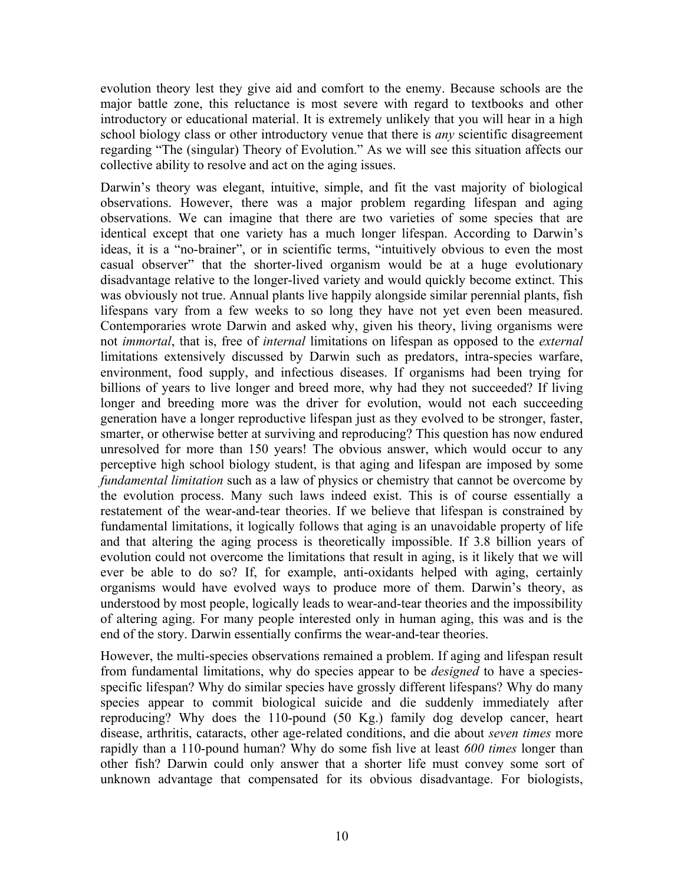evolution theory lest they give aid and comfort to the enemy. Because schools are the major battle zone, this reluctance is most severe with regard to textbooks and other introductory or educational material. It is extremely unlikely that you will hear in a high school biology class or other introductory venue that there is *any* scientific disagreement regarding "The (singular) Theory of Evolution." As we will see this situation affects our collective ability to resolve and act on the aging issues.

Darwin's theory was elegant, intuitive, simple, and fit the vast majority of biological observations. However, there was a major problem regarding lifespan and aging observations. We can imagine that there are two varieties of some species that are identical except that one variety has a much longer lifespan. According to Darwin's ideas, it is a "no-brainer", or in scientific terms, "intuitively obvious to even the most casual observer" that the shorter-lived organism would be at a huge evolutionary disadvantage relative to the longer-lived variety and would quickly become extinct. This was obviously not true. Annual plants live happily alongside similar perennial plants, fish lifespans vary from a few weeks to so long they have not yet even been measured. Contemporaries wrote Darwin and asked why, given his theory, living organisms were not *immortal*, that is, free of *internal* limitations on lifespan as opposed to the *external* limitations extensively discussed by Darwin such as predators, intra-species warfare, environment, food supply, and infectious diseases. If organisms had been trying for billions of years to live longer and breed more, why had they not succeeded? If living longer and breeding more was the driver for evolution, would not each succeeding generation have a longer reproductive lifespan just as they evolved to be stronger, faster, smarter, or otherwise better at surviving and reproducing? This question has now endured unresolved for more than 150 years! The obvious answer, which would occur to any perceptive high school biology student, is that aging and lifespan are imposed by some *fundamental limitation* such as a law of physics or chemistry that cannot be overcome by the evolution process. Many such laws indeed exist. This is of course essentially a restatement of the wear-and-tear theories. If we believe that lifespan is constrained by fundamental limitations, it logically follows that aging is an unavoidable property of life and that altering the aging process is theoretically impossible. If 3.8 billion years of evolution could not overcome the limitations that result in aging, is it likely that we will ever be able to do so? If, for example, anti-oxidants helped with aging, certainly organisms would have evolved ways to produce more of them. Darwin's theory, as understood by most people, logically leads to wear-and-tear theories and the impossibility of altering aging. For many people interested only in human aging, this was and is the end of the story. Darwin essentially confirms the wear-and-tear theories.

However, the multi-species observations remained a problem. If aging and lifespan result from fundamental limitations, why do species appear to be *designed* to have a species-specific lifespan? Why do similar species have grossly different lifespans? Why do many species appear to commit biological suicide and die suddenly immediately after reproducing? Why does the 110-pound (50 Kg.) family dog develop cancer, heart disease, arthritis, cataracts, other age-related conditions, and die about *seven times* more rapidly than a 110-pound human? Why do some fish live at least *600 times* longer than other fish? Darwin could only answer that a shorter life must convey some sort of unknown advantage that compensated for its obvious disadvantage. For biologists,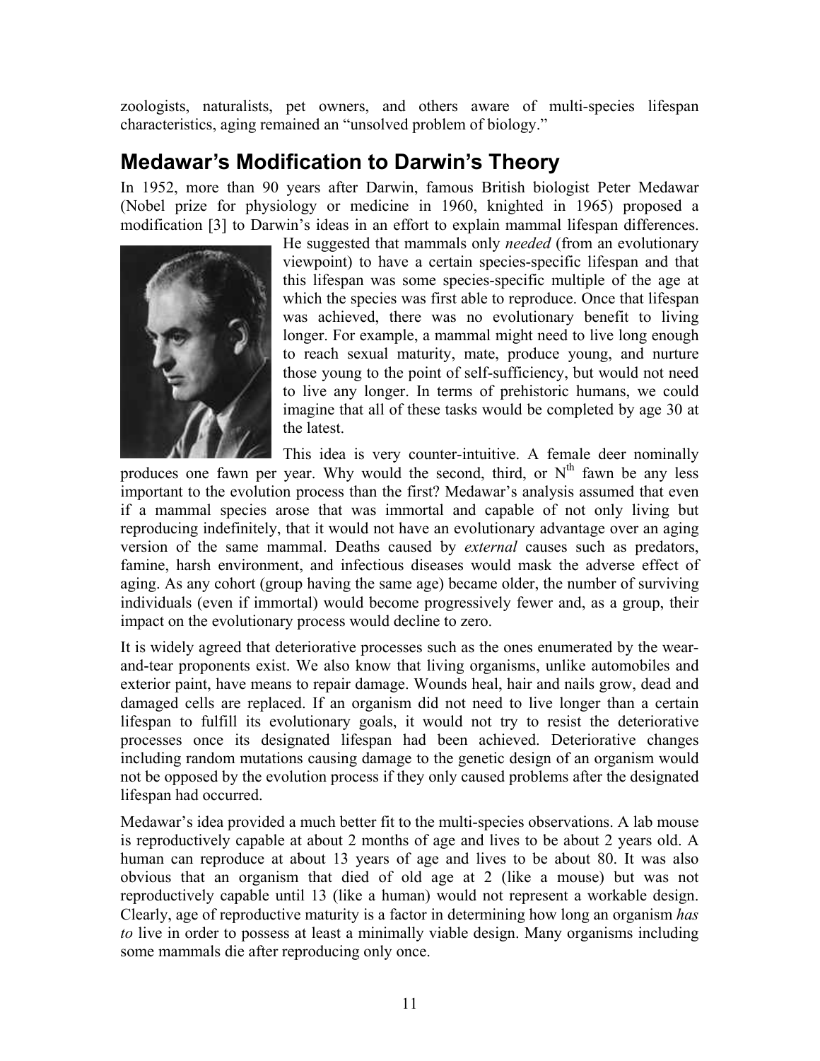zoologists, naturalists, pet owners, and others aware of multi-species lifespan characteristics, aging remained an "unsolved problem of biology."

## Medawar's Modification to Darwin's Theory

In 1952, more than 90 years after Darwin, famous British biologist Peter Medawar (Nobel prize for physiology or medicine in 1960, knighted in 1965) proposed a modification [3] to Darwin's ideas in an effort to explain mammal lifespan differences. He suggested that mammals only *needed* (from an evolutionary viewpoint) to have a certain species-specific lifespan and that this lifespan was a species-specific multiple of the age at which the species was first able to reproduce. Once that lifespan was achieved, there was no evolutionary benefit to living longer. For example, a mammal might need to live long enough to reach sexual maturity, mate, produce young, and nurture those young to the point of self-sufficiency, but would not need to live any longer. In terms of prehistoric humans, we could imagine that all of these tasks would be completed by age 30 at the latest.

This idea is very counter-intuitive. A female deer nominally produces one fawn per year. Why would the second, third, or $N^{th}$ fawn be any less important to the evolution process than the first? Medawar's analysis assumed that even if a mammal species arose that was immortal and capable of not only living but reproducing indefinitely, that it would not have an evolutionary advantage over an aging version of the same mammal. Deaths caused by *external* causes such as predators, famine, harsh environment, and infectious diseases would mask the adverse effect of aging. As any cohort (group having the same age) became older, the number of surviving individuals (even if immortal) would become progressively fewer and, as a group, their impact on the evolutionary process would decline to zero.

It is widely agreed that deteriorative processes such as the ones enumerated by the wear-and-tear proponents exist. We also know that living organisms, unlike automobiles and exterior paint, have means to repair damage. Wounds heal, hair and nails grow, dead and damaged cells are replaced. If an organism did not need to live longer than a certain lifespan to fulfill its evolutionary goals, it would not try to resist the deteriorative processes once its designated lifespan had been achieved. Deteriorative changes including random mutations causing damage to the genetic design of an organism would not be opposed by the evolution process if they only caused problems after the designated lifespan had occurred.

Medawar's idea provided a much better fit to the multi-species observations. A lab mouse is reproductively capable at about 2 months of age and lives to be about 2 years old. A human can reproduce at about 13 years of age and lives to be about 80. It was also obvious that an organism that died of old age at 2 (like a mouse) but was not reproductively capable until 13 (like a human) would not represent a workable design. Clearly, age of reproductive maturity is a factor in determining how long an organism *has to* live in order to possess at least a minimally viable design. Many organisms including some mammals die after reproducing only once.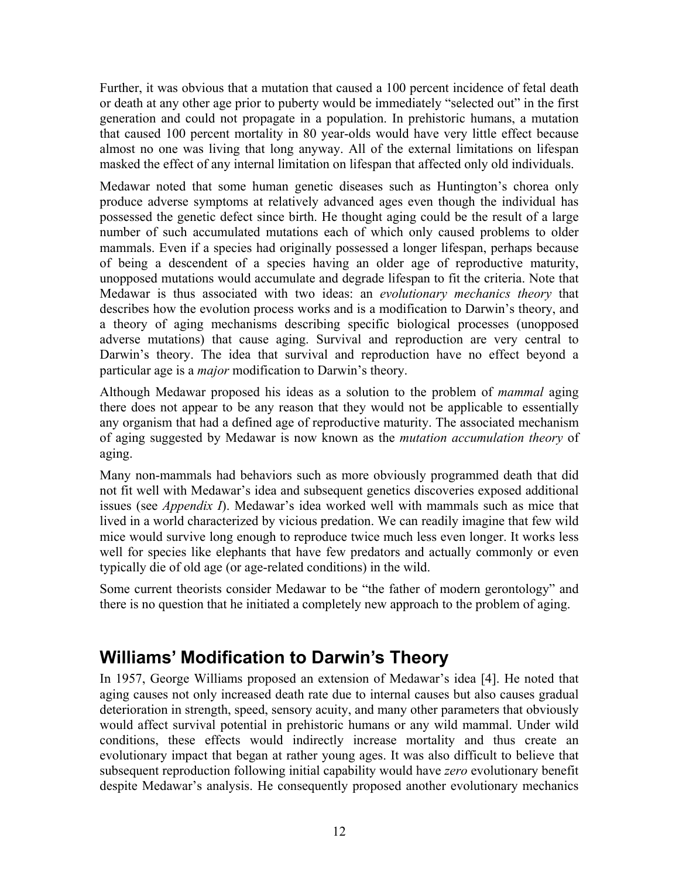Further, it was obvious that a mutation that caused a 100 percent incidence of fetal death or death at any other age prior to puberty would be immediately “selected out” in the first generation and could not propagate in a population. In prehistoric humans, a mutation that caused 100 percent mortality in 80 year-olds would have very little effect because almost no one was living that long anyway. All of the external limitations on lifespan masked the effect of any internal limitation on lifespan that affected only old individuals.

Medawar noted that some human genetic diseases such as Huntington’s chorea only produce adverse symptoms at relatively advanced ages even though the individual has possessed the genetic defect since birth. He thought aging could be the result of a large number of such accumulated mutations each of which only caused problems to older mammals. Even if a species had originally possessed a longer lifespan, perhaps because of being a descendent of a species having an older age of reproductive maturity, unopposed mutations would accumulate and degrade lifespan to fit the criteria. Note that Medawar is thus associated with two ideas: an *evolutionary mechanics theory* that describes how the evolution process works and is a modification to Darwin’s theory, and a theory of aging mechanisms describing specific biological processes (unopposed adverse mutations) that cause aging. Survival and reproduction are very central to Darwin’s theory. The idea that survival and reproduction have no effect beyond a particular age is a *major* modification to Darwin’s theory.

Although Medawar proposed his ideas as a solution to the problem of *mammal* aging there does not appear to be any reason that they would not be applicable to essentially any organism that had a defined age of reproductive maturity. The associated mechanism of aging suggested by Medawar is now known as the *mutation accumulation theory* of aging.

Many non-mammals had behaviors such as more obviously programmed death that did not fit well with Medawar’s idea and subsequent genetics discoveries exposed additional issues (see *Appendix I*). Medawar’s idea worked well with mammals such as mice that lived in a world characterized by vicious predation. We can readily imagine that few wild mice would survive long enough to reproduce twice much less even longer. It works less well for species like elephants that have few predators and actually commonly or even typically die of old age (or age-related conditions) in the wild.

Some current theorists consider Medawar to be “the father of modern gerontology” and there is no question that he initiated a completely new approach to the problem of aging.

## Williams’ Modification to Darwin’s Theory

In 1957, George Williams proposed an extension of Medawar’s idea [4]. He noted that aging causes not only increased death rate due to internal causes but also causes gradual deterioration in strength, speed, sensory acuity, and many other parameters that obviously would affect survival potential in prehistoric humans or any wild mammal. Under wild conditions, these effects would indirectly increase mortality and thus create an evolutionary impact that began at rather young ages. It was also difficult to believe that subsequent reproduction following initial capability would have *zero* evolutionary benefit despite Medawar’s analysis. He consequently proposed another evolutionary mechanics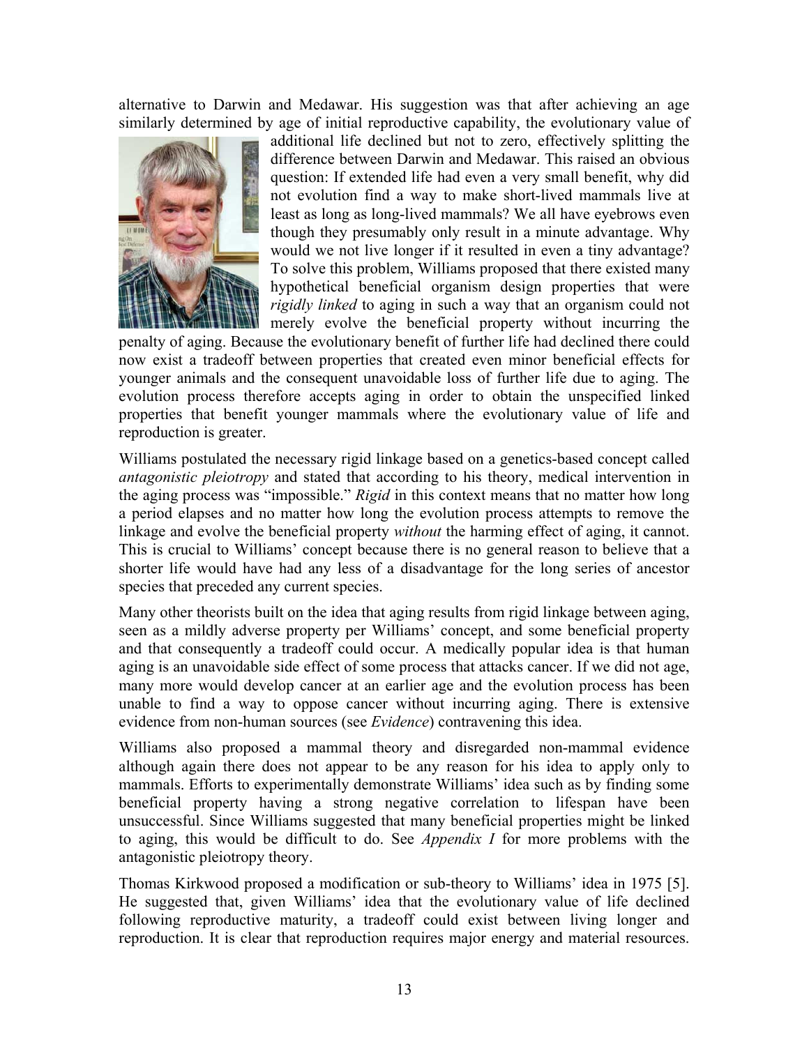alternative to Darwin and Medawar. His suggestion was that after achieving an age similarly determined by age of initial reproductive capability, the evolutionary value of additional life declined but not to zero, effectively splitting the difference between Darwin and Medawar. This raised an obvious question: If extended life had even a very small benefit, why did not evolution find a way to make short-lived mammals live at least as long as long-lived mammals? We all have eyebrows even though they presumably only result in a minute advantage. Why would we not live longer if it resulted in even a tiny advantage? To solve this problem, Williams proposed that there existed many hypothetical beneficial organism design properties that were *rigidly linked* to aging in such a way that an organism could not merely evolve the beneficial property without incurring the penalty of aging. Because the evolutionary benefit of further life had declined there could now exist a tradeoff between properties that created even minor beneficial effects for younger animals and the consequent unavoidable loss of further life due to aging. The evolution process therefore accepts aging in order to obtain the unspecified linked properties that benefit younger mammals where the evolutionary value of life and reproduction is greater.

Williams postulated the necessary rigid linkage based on a genetics-based concept called *antagonistic pleiotropy* and stated that according to his theory, medical intervention in the aging process was "impossible." *Rigid* in this context means that no matter how long a period elapses and no matter how long the evolution process attempts to remove the linkage and evolve the beneficial property *without* the harming effect of aging, it cannot. This is crucial to Williams' concept because there is no general reason to believe that a shorter life would have had any less of a disadvantage for the long series of ancestor species that preceded any current species.

Many other theorists built on the idea that aging results from rigid linkage between aging, seen as a mildly adverse property per Williams' concept, and some beneficial property and that consequently a tradeoff could occur. A medically popular idea is that human aging is an unavoidable side effect of some process that attacks cancer. If we did not age, many more would develop cancer at an earlier age and the evolution process has been unable to find a way to oppose cancer without incurring aging. There is extensive evidence from non-human sources (see *Evidence*) contravening this idea.

Williams also proposed a mammal theory and disregarded non-mammal evidence although again there does not appear to be any reason for his idea to apply only to mammals. Efforts to experimentally demonstrate Williams' idea such as by finding some beneficial property having a strong negative correlation to lifespan have been unsuccessful. Since Williams suggested that many beneficial properties might be linked to aging, this would be difficult to do. See *Appendix I* for more problems with the antagonistic pleiotropy theory.

Thomas Kirkwood proposed a modification or sub-theory to Williams' idea in 1975 [5]. He suggested that, given Williams' idea that the evolutionary value of life declined following reproductive maturity, a tradeoff could exist between living longer and reproduction. It is clear that reproduction requires major energy and material resources.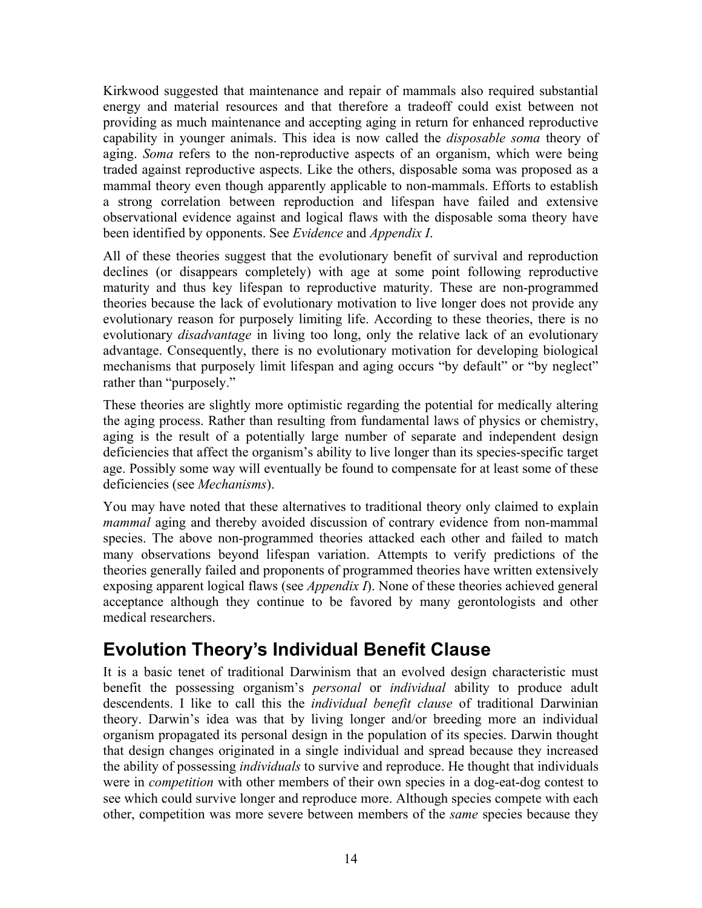Kirkwood suggested that maintenance and repair of mammals also required substantial energy and material resources and that therefore a tradeoff could exist between not providing as much maintenance and accepting aging in return for enhanced reproductive capability in younger animals. This idea is now called the *disposable soma* theory of aging. *Soma* refers to the non-reproductive aspects of an organism, which were being traded against reproductive aspects. Like the others, disposable soma was proposed as a mammal theory even though apparently applicable to non-mammals. Efforts to establish a strong correlation between reproduction and lifespan have failed and extensive observational evidence against and logical flaws with the disposable soma theory have been identified by opponents. See *Evidence* and *Appendix I*.

All of these theories suggest that the evolutionary benefit of survival and reproduction declines (or disappears completely) with age at some point following reproductive maturity and thus key lifespan to reproductive maturity. These are non-programmed theories because the lack of evolutionary motivation to live longer does not provide any evolutionary reason for purposely limiting life. According to these theories, there is no evolutionary *disadvantage* in living too long, only the relative lack of an evolutionary advantage. Consequently, there is no evolutionary motivation for developing biological mechanisms that purposely limit lifespan and aging occurs "by default" or "by neglect" rather than "purposely."

These theories are slightly more optimistic regarding the potential for medically altering the aging process. Rather than resulting from fundamental laws of physics or chemistry, aging is the result of a potentially large number of separate and independent design deficiencies that affect the organism's ability to live longer than its species-specific target age. Possibly some way will eventually be found to compensate for at least some of these deficiencies (see *Mechanisms*).

You may have noted that these alternatives to traditional theory only claimed to explain *mammal* aging and thereby avoided discussion of contrary evidence from non-mammal species. The above non-programmed theories attacked each other and failed to match many observations beyond lifespan variation. Attempts to verify predictions of the theories generally failed and proponents of programmed theories have written extensively exposing apparent logical flaws (see *Appendix I*). None of these theories achieved general acceptance although they continue to be favored by many gerontologists and other medical researchers.

## Evolution Theory's Individual Benefit Clause

It is a basic tenet of traditional Darwinism that an evolved design characteristic must benefit the possessing organism's *personal* or *individual* ability to produce adult descendents. I like to call this the *individual benefit clause* of traditional Darwinian theory. Darwin's idea was that by living longer and/or breeding more an individual organism propagated its personal design in the population of its species. Darwin thought that design changes originated in a single individual and spread because they increased the ability of possessing *individuals* to survive and reproduce. He thought that individuals were in *competition* with other members of their own species in a dog-eat-dog contest to see which could survive longer and reproduce more. Although species compete with each other, competition was more severe between members of the *same* species because they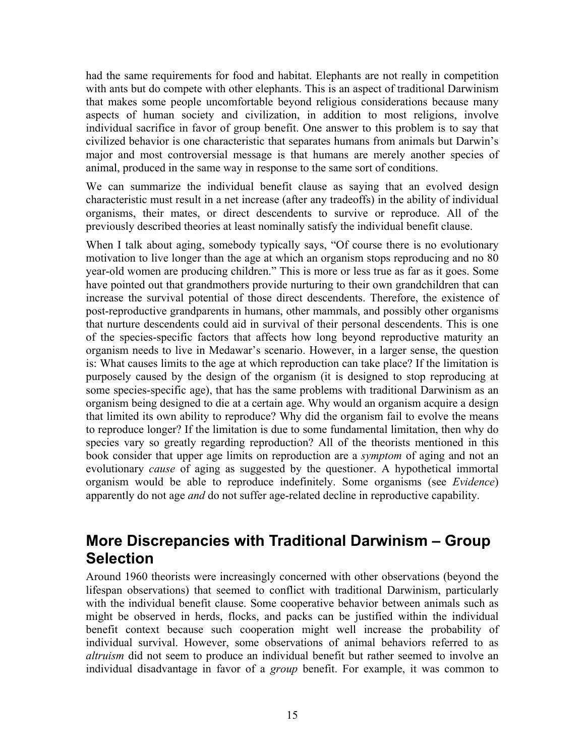had the same requirements for food and habitat. Elephants are not really in competition with ants but do compete with other elephants. This is an aspect of traditional Darwinism that makes some people uncomfortable beyond religious considerations because many aspects of human society and civilization, in addition to most religions, involve individual sacrifice in favor of group benefit. One answer to this problem is to say that civilized behavior is one characteristic that separates humans from animals but Darwin's major and most controversial message is that humans are merely another species of animal, produced in the same way in response to the same sort of conditions.

We can summarize the individual benefit clause as saying that an evolved design characteristic must result in a net increase (after any tradeoffs) in the ability of individual organisms, their mates, or direct descendents to survive or reproduce. All of the previously described theories at least nominally satisfy the individual benefit clause.

When I talk about aging, somebody typically says, "Of course there is no evolutionary motivation to live longer than the age at which an organism stops reproducing and no 80 year-old women are producing children." This is more or less true as far as it goes. Some have pointed out that grandmothers provide nurturing to their own grandchildren that can increase the survival potential of those direct descendents. Therefore, the existence of post-reproductive grandparents in humans, other mammals, and possibly other organisms that nurture descendents could aid in survival of their personal descendents. This is one of the species-specific factors that affects how long beyond reproductive maturity an organism needs to live in Medawar's scenario. However, in a larger sense, the question is: What causes limits to the age at which reproduction can take place? If the limitation is purposely caused by the design of the organism (it is designed to stop reproducing at some species-specific age), that has the same problems with traditional Darwinism as an organism being designed to die at a certain age. Why would an organism acquire a design that limited its own ability to reproduce? Why did the organism fail to evolve the means to reproduce longer? If the limitation is due to some fundamental limitation, then why do species vary so greatly regarding reproduction? All of the theorists mentioned in this book consider that upper age limits on reproduction are a *symptom* of aging and not an evolutionary *cause* of aging as suggested by the questioner. A hypothetical immortal organism would be able to reproduce indefinitely. Some organisms (see *Evidence*) apparently do not age *and* do not suffer age-related decline in reproductive capability.

## More Discrepancies with Traditional Darwinism – Group Selection

Around 1960 theorists were increasingly concerned with other observations (beyond the lifespan observations) that seemed to conflict with traditional Darwinism, particularly with the individual benefit clause. Some cooperative behavior between animals such as might be observed in herds, flocks, and packs can be justified within the individual benefit context because such cooperation might well increase the probability of individual survival. However, some observations of animal behaviors referred to as *altruism* did not seem to produce an individual benefit but rather seemed to involve an individual disadvantage in favor of a *group* benefit. For example, it was common to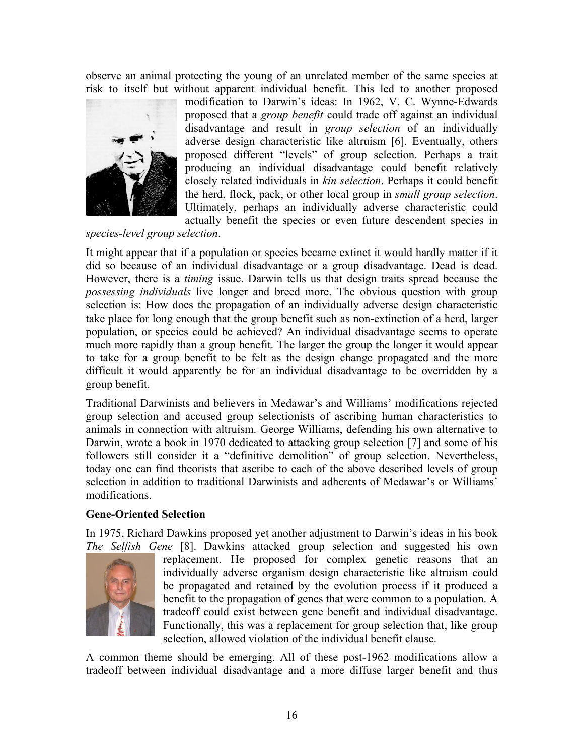observe an animal protecting the young of an unrelated member of the same species at risk to itself but without apparent individual benefit. This led to another proposed modification to Darwin's ideas: In 1962, V. C. Wynne-Edwards proposed that a *group benefit* could trade off against an individual disadvantage and result in *group selection* of an individually adverse design characteristic like altruism [6]. Eventually, others proposed different "levels" of group selection. Perhaps a trait producing an individual disadvantage could benefit relatively closely related individuals in *kin selection*. Perhaps it could benefit the herd, flock, pack, or other local group in *small group selection*. Ultimately, perhaps an individually adverse characteristic could actually benefit the species or even future descendent species in *species-level group selection*.

It might appear that if a population or species became extinct it would hardly matter if it did so because of an individual disadvantage or a group disadvantage. Dead is dead. However, there is a *timing* issue. Darwin tells us that design traits spread because the *possessing individuals* live longer and breed more. The obvious question with group selection is: How does the propagation of an individually adverse design characteristic take place for long enough that the group benefit such as non-extinction of a herd, larger population, or species could be achieved? An individual disadvantage seems to operate much more rapidly than a group benefit. The larger the group the longer it would appear to take for a group benefit to be felt as the design change propagated and the more difficult it would apparently be for an individual disadvantage to be overridden by a group benefit.

Traditional Darwinists and believers in Medawar's and Williams' modifications rejected group selection and accused group selectionists of ascribing human characteristics to animals in connection with altruism. George Williams, defending his own alternative to Darwin, wrote a book in 1970 dedicated to attacking group selection [7] and some of his followers still consider it a "definitive demolition" of group selection. Nevertheless, today one can find theorists that ascribe to each of the above described levels of group selection in addition to traditional Darwinists and adherents of Medawar's or Williams' modifications.

**Gene-Oriented Selection**

In 1975, Richard Dawkins proposed yet another adjustment to Darwin's ideas in his book *The Selfish Gene* [8]. Dawkins attacked group selection and suggested his own replacement. He proposed for complex genetic reasons that an individually adverse organism design characteristic like altruism could be propagated and retained by the evolution process if it produced a benefit to the propagation of genes that were common to a population. A tradeoff could exist between gene benefit and individual disadvantage. Functionally, this was a replacement for group selection that, like group selection, allowed violation of the individual benefit clause.

A common theme should be emerging. All of these post-1962 modifications allow a tradeoff between individual disadvantage and a more diffuse larger benefit and thus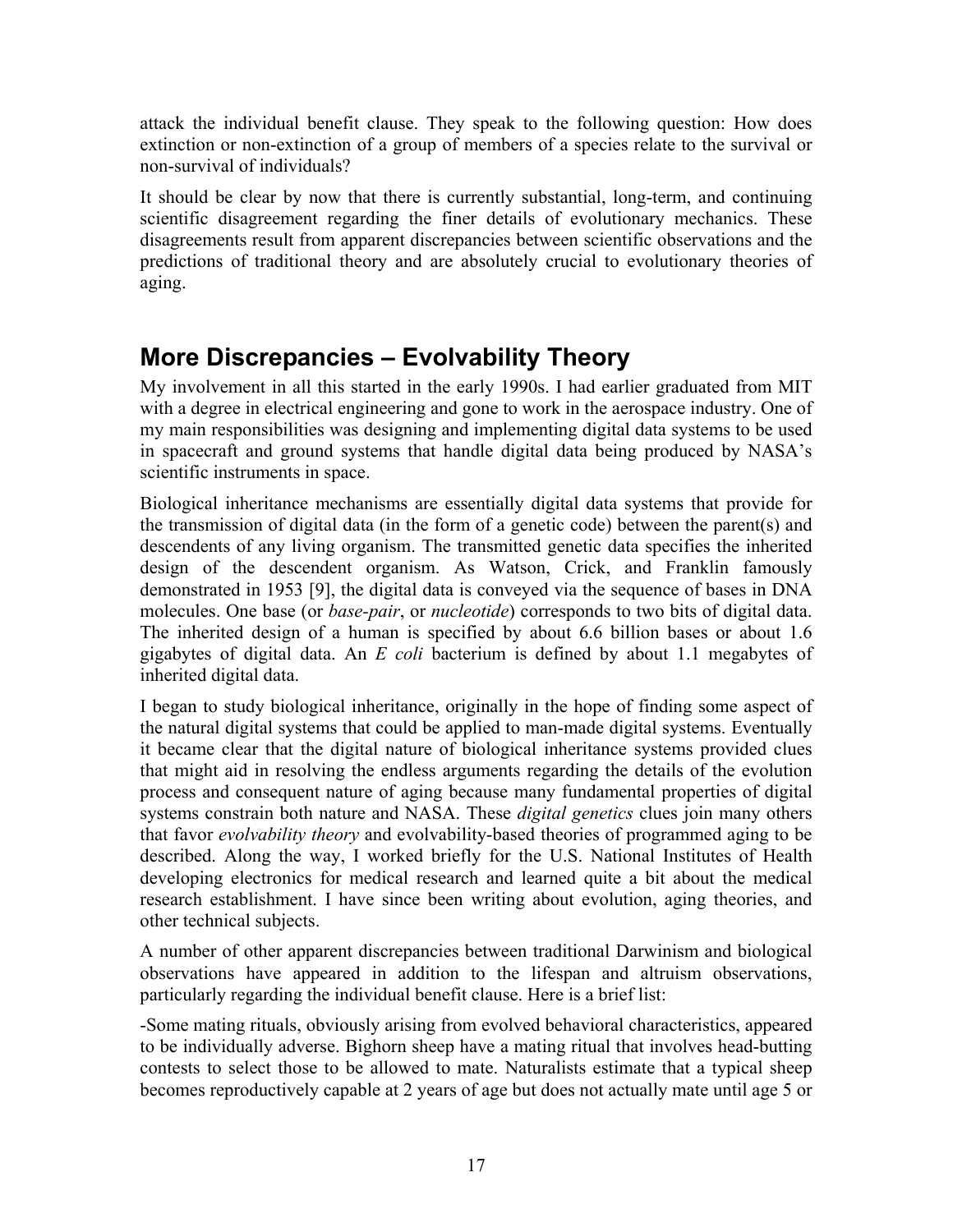attack the individual benefit clause. They speak to the following question: How does extinction or non-extinction of a group of members of a species relate to the survival or non-survival of individuals?

It should be clear by now that there is currently substantial, long-term, and continuing scientific disagreement regarding the finer details of evolutionary mechanics. These disagreements result from apparent discrepancies between scientific observations and the predictions of traditional theory and are absolutely crucial to evolutionary theories of aging.

## More Discrepancies – Evolvability Theory

My involvement in all this started in the early 1990s. I had earlier graduated from MIT with a degree in electrical engineering and gone to work in the aerospace industry. One of my main responsibilities was designing and implementing digital data systems to be used in spacecraft and ground systems that handle digital data being produced by NASA's scientific instruments in space.

Biological inheritance mechanisms are essentially digital data systems that provide for the transmission of digital data (in the form of a genetic code) between the parent(s) and descendents of any living organism. The transmitted genetic data specifies the inherited design of the descendent organism. As Watson, Crick, and Franklin famously demonstrated in 1953 [9], the digital data is conveyed via the sequence of bases in DNA molecules. One base (or *base-pair*, or *nucleotide*) corresponds to two bits of digital data. The inherited design of a human is specified by about 6.6 billion bases or about 1.6 gigabytes of digital data. An *E coli* bacterium is defined by about 1.1 megabytes of inherited digital data.

I began to study biological inheritance, originally in the hope of finding some aspect of the natural digital systems that could be applied to man-made digital systems. Eventually it became clear that the digital nature of biological inheritance systems provided clues that might aid in resolving the endless arguments regarding the details of the evolution process and consequent nature of aging because many fundamental properties of digital systems constrain both nature and NASA. These *digital genetics* clues join many others that favor *evolvability theory* and evolvability-based theories of programmed aging to be described. Along the way, I worked briefly for the U.S. National Institutes of Health developing electronics for medical research and learned quite a bit about the medical research establishment. I have since been writing about evolution, aging theories, and other technical subjects.

A number of other apparent discrepancies between traditional Darwinism and biological observations have appeared in addition to the lifespan and altruism observations, particularly regarding the individual benefit clause. Here is a brief list:

-Some mating rituals, obviously arising from evolved behavioral characteristics, appeared to be individually adverse. Bighorn sheep have a mating ritual that involves head-butting contests to select those to be allowed to mate. Naturalists estimate that a typical sheep becomes reproductively capable at 2 years of age but does not actually mate until age 5 or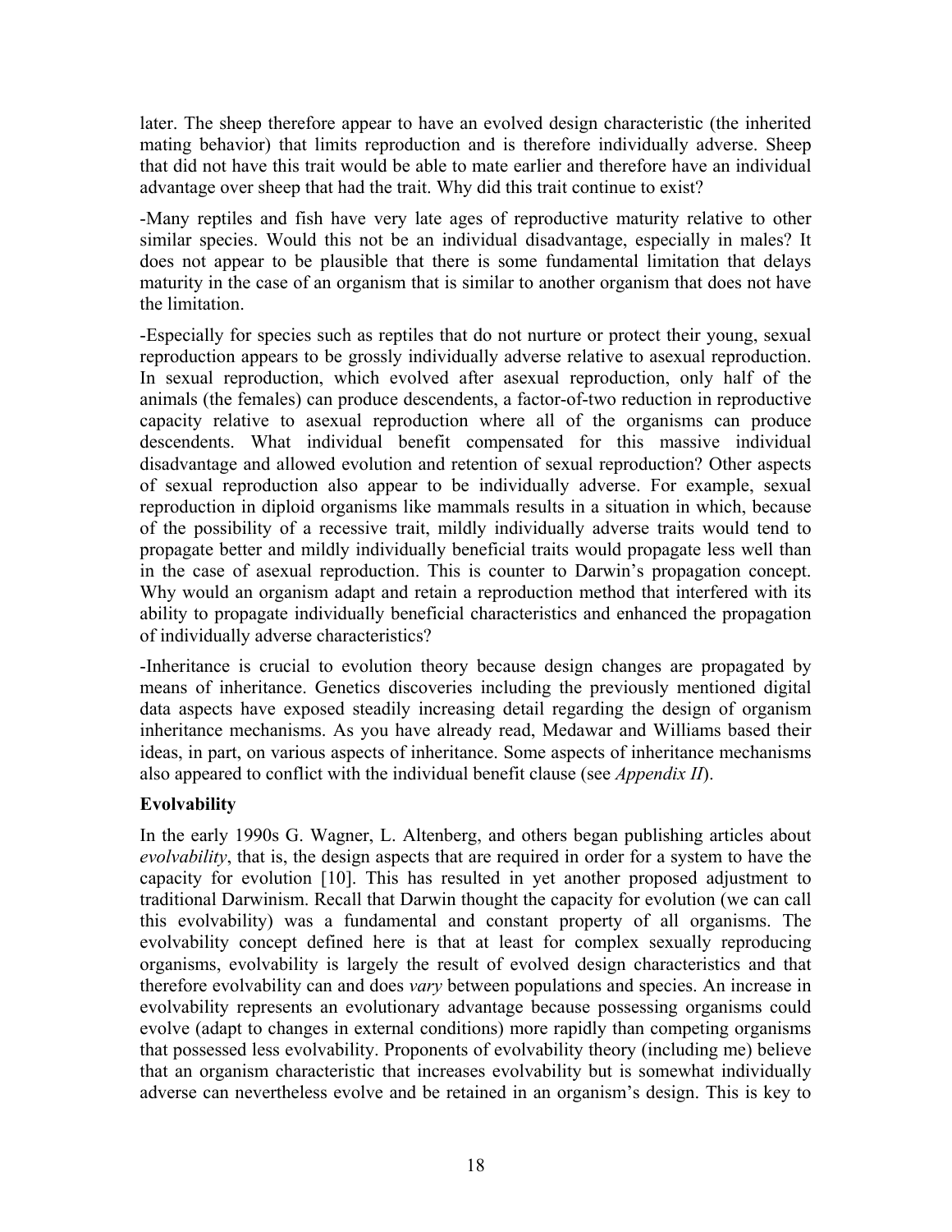later. The sheep therefore appear to have an evolved design characteristic (the inherited mating behavior) that limits reproduction and is therefore individually adverse. Sheep that did not have this trait would be able to mate earlier and therefore have an individual advantage over sheep that had the trait. Why did this trait continue to exist?

-Many reptiles and fish have very late ages of reproductive maturity relative to other similar species. Would this not be an individual disadvantage, especially in males? It does not appear to be plausible that there is some fundamental limitation that delays maturity in the case of an organism that is similar to another organism that does not have the limitation.

-Especially for species such as reptiles that do not nurture or protect their young, sexual reproduction appears to be grossly individually adverse relative to asexual reproduction. In sexual reproduction, which evolved after asexual reproduction, only half of the animals (the females) can produce descendents, a factor-of-two reduction in reproductive capacity relative to asexual reproduction where all of the organisms can produce descendents. What individual benefit compensated for this massive individual disadvantage and allowed evolution and retention of sexual reproduction? Other aspects of sexual reproduction also appear to be individually adverse. For example, sexual reproduction in diploid organisms like mammals results in a situation in which, because of the possibility of a recessive trait, mildly individually adverse traits would tend to propagate better and mildly individually beneficial traits would propagate less well than in the case of asexual reproduction. This is counter to Darwin's propagation concept. Why would an organism adapt and retain a reproduction method that interfered with its ability to propagate individually beneficial characteristics and enhanced the propagation of individually adverse characteristics?

-Inheritance is crucial to evolution theory because design changes are propagated by means of inheritance. Genetics discoveries including the previously mentioned digital data aspects have exposed steadily increasing detail regarding the design of organism inheritance mechanisms. As you have already read, Medawar and Williams based their ideas, in part, on various aspects of inheritance. Some aspects of inheritance mechanisms also appeared to conflict with the individual benefit clause (see *Appendix II*).

### Evolvability

In the early 1990s G. Wagner, L. Altenberg, and others began publishing articles about *evolvability*, that is, the design aspects that are required in order for a system to have the capacity for evolution [10]. This has resulted in yet another proposed adjustment to traditional Darwinism. Recall that Darwin thought the capacity for evolution (we can call this evolvability) was a fundamental and constant property of all organisms. The evolvability concept defined here is that at least for complex sexually reproducing organisms, evolvability is largely the result of evolved design characteristics and that therefore evolvability can and does *vary* between populations and species. An increase in evolvability represents an evolutionary advantage because possessing organisms could evolve (adapt to changes in external conditions) more rapidly than competing organisms that possessed less evolvability. Proponents of evolvability theory (including me) believe that an organism characteristic that increases evolvability but is somewhat individually adverse can nevertheless evolve and be retained in an organism's design. This is key to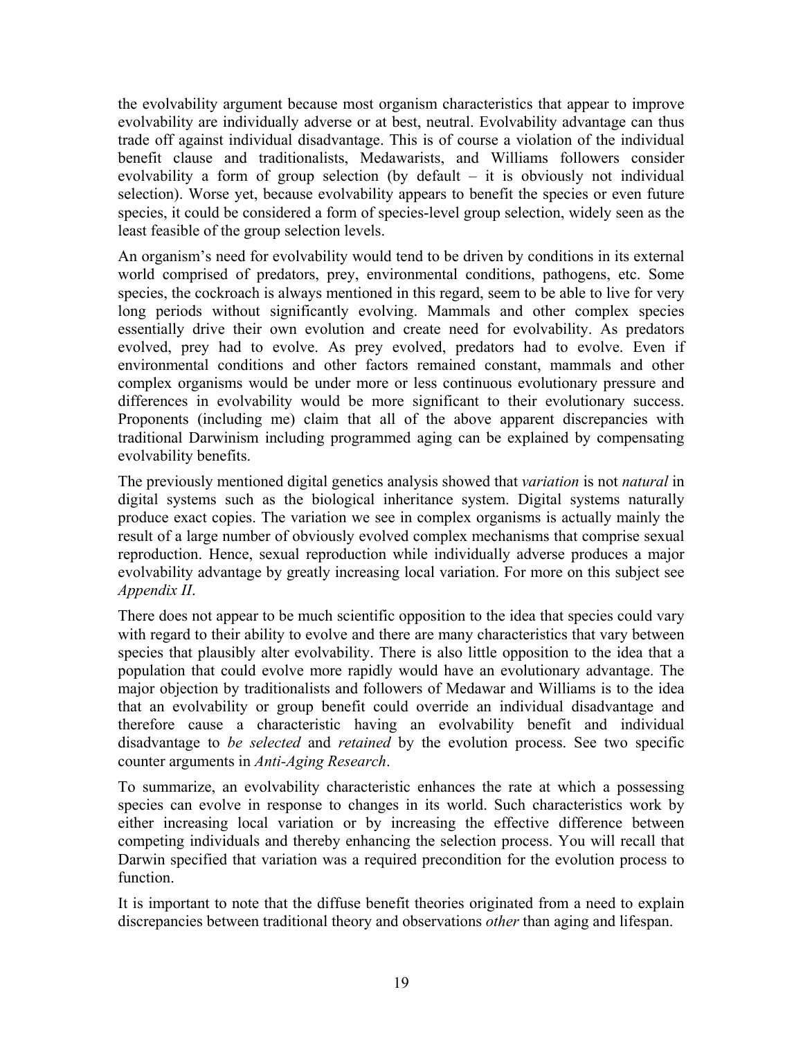the evolvability argument because most organism characteristics that appear to improve evolvability are individually adverse or at best, neutral. Evolvability advantage can thus trade off against individual disadvantage. This is of course a violation of the individual benefit clause and traditionalists, Medawarists, and Williams followers consider evolvability a form of group selection (by default – it is obviously not individual selection). Worse yet, because evolvability appears to benefit the species or even future species, it could be considered a form of species-level group selection, widely seen as the least feasible of the group selection levels.

An organism's need for evolvability would tend to be driven by conditions in its external world comprised of predators, prey, environmental conditions, pathogens, etc. Some species, the cockroach is always mentioned in this regard, seem to be able to live for very long periods without significantly evolving. Mammals and other complex species essentially drive their own evolution and create need for evolvability. As predators evolved, prey had to evolve. As prey evolved, predators had to evolve. Even if environmental conditions and other factors remained constant, mammals and other complex organisms would be under more or less continuous evolutionary pressure and differences in evolvability would be more significant to their evolutionary success. Proponents (including me) claim that all of the above apparent discrepancies with traditional Darwinism including programmed aging can be explained by compensating evolvability benefits.

The previously mentioned digital genetics analysis showed that *variation* is not *natural* in digital systems such as the biological inheritance system. Digital systems naturally produce exact copies. The variation we see in complex organisms is actually mainly the result of a large number of obviously evolved complex mechanisms that comprise sexual reproduction. Hence, sexual reproduction while individually adverse produces a major evolvability advantage by greatly increasing local variation. For more on this subject see *Appendix II*.

There does not appear to be much scientific opposition to the idea that species could vary with regard to their ability to evolve and there are many characteristics that vary between species that plausibly alter evolvability. There is also little opposition to the idea that a population that could evolve more rapidly would have an evolutionary advantage. The major objection by traditionalists and followers of Medawar and Williams is to the idea that an evolvability or group benefit could override an individual disadvantage and therefore cause a characteristic having an evolvability benefit and individual disadvantage to *be selected* and *retained* by the evolution process. See two specific counter arguments in *Anti-Aging Research*.

To summarize, an evolvability characteristic enhances the rate at which a possessing species can evolve in response to changes in its world. Such characteristics work by either increasing local variation or by increasing the effective difference between competing individuals and thereby enhancing the selection process. You will recall that Darwin specified that variation was a required precondition for the evolution process to function.

It is important to note that the diffuse benefit theories originated from a need to explain discrepancies between traditional theory and observations *other* than aging and lifespan.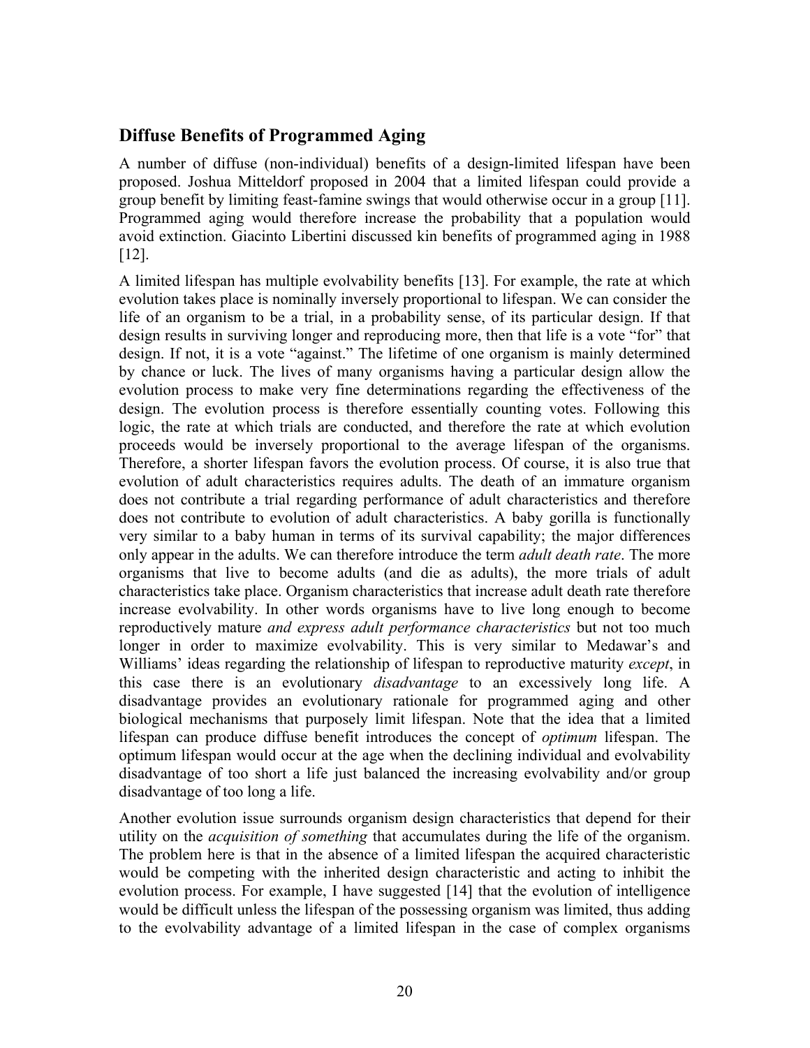## Diffuse Benefits of Programmed Aging

A number of diffuse (non-individual) benefits of a design-limited lifespan have been proposed. Joshua Mitteldorf proposed in 2004 that a limited lifespan could provide a group benefit by limiting feast-famine swings that would otherwise occur in a group [11]. Programmed aging would therefore increase the probability that a population would avoid extinction. Giacinto Libertini discussed kin benefits of programmed aging in 1988 [12].

A limited lifespan has multiple evolvability benefits [13]. For example, the rate at which evolution takes place is nominally inversely proportional to lifespan. We can consider the life of an organism to be a trial, in a probability sense, of its particular design. If that design results in surviving longer and reproducing more, then that life is a vote "for" that design. If not, it is a vote "against." The lifetime of one organism is mainly determined by chance or luck. The lives of many organisms having a particular design allow the evolution process to make very fine determinations regarding the effectiveness of the design. The evolution process is therefore essentially counting votes. Following this logic, the rate at which trials are conducted, and therefore the rate at which evolution proceeds would be inversely proportional to the average lifespan of the organisms. Therefore, a shorter lifespan favors the evolution process. Of course, it is also true that evolution of adult characteristics requires adults. The death of an immature organism does not contribute a trial regarding performance of adult characteristics and therefore does not contribute to evolution of adult characteristics. A baby gorilla is functionally very similar to a baby human in terms of its survival capability; the major differences only appear in the adults. We can therefore introduce the term *adult death rate*. The more organisms that live to become adults (and die as adults), the more trials of adult characteristics take place. Organism characteristics that increase adult death rate therefore increase evolvability. In other words organisms have to live long enough to become reproductively mature *and express adult performance characteristics* but not too much longer in order to maximize evolvability. This is very similar to Medawar's and Williams' ideas regarding the relationship of lifespan to reproductive maturity *except*, in this case there is an evolutionary *disadvantage* to an excessively long life. A disadvantage provides an evolutionary rationale for programmed aging and other biological mechanisms that purposely limit lifespan. Note that the idea that a limited lifespan can produce diffuse benefit introduces the concept of *optimum* lifespan. The optimum lifespan would occur at the age when the declining individual and evolvability disadvantage of too short a life just balanced the increasing evolvability and/or group disadvantage of too long a life.

Another evolution issue surrounds organism design characteristics that depend for their utility on the *acquisition of something* that accumulates during the life of the organism. The problem here is that in the absence of a limited lifespan the acquired characteristic would be competing with the inherited design characteristic and acting to inhibit the evolution process. For example, I have suggested [14] that the evolution of intelligence would be difficult unless the lifespan of the possessing organism was limited, thus adding to the evolvability advantage of a limited lifespan in the case of complex organisms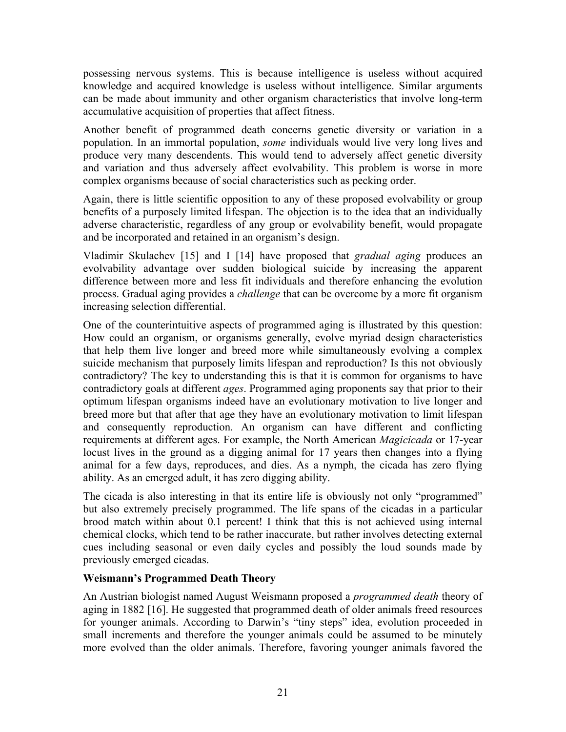possessing nervous systems. This is because intelligence is useless without acquired knowledge and acquired knowledge is useless without intelligence. Similar arguments can be made about immunity and other organism characteristics that involve long-term accumulative acquisition of properties that affect fitness.

Another benefit of programmed death concerns genetic diversity or variation in a population. In an immortal population, *some* individuals would live very long lives and produce very many descendents. This would tend to adversely affect genetic diversity and variation and thus adversely affect evolvability. This problem is worse in more complex organisms because of social characteristics such as pecking order.

Again, there is little scientific opposition to any of these proposed evolvability or group benefits of a purposely limited lifespan. The objection is to the idea that an individually adverse characteristic, regardless of any group or evolvability benefit, would propagate and be incorporated and retained in an organism's design.

Vladimir Skulachev [15] and I [14] have proposed that *gradual aging* produces an evolvability advantage over sudden biological suicide by increasing the apparent difference between more and less fit individuals and therefore enhancing the evolution process. Gradual aging provides a *challenge* that can be overcome by a more fit organism increasing selection differential.

One of the counterintuitive aspects of programmed aging is illustrated by this question: How could an organism, or organisms generally, evolve myriad design characteristics that help them live longer and breed more while simultaneously evolving a complex suicide mechanism that purposely limits lifespan and reproduction? Is this not obviously contradictory? The key to understanding this is that it is common for organisms to have contradictory goals at different *ages*. Programmed aging proponents say that prior to their optimum lifespan organisms indeed have an evolutionary motivation to live longer and breed more but that after that age they have an evolutionary motivation to limit lifespan and consequently reproduction. An organism can have different and conflicting requirements at different ages. For example, the North American *Magicicada* or 17-year locust lives in the ground as a digging animal for 17 years then changes into a flying animal for a few days, reproduces, and dies. As a nymph, the cicada has zero flying ability. As an emerged adult, it has zero digging ability.

The cicada is also interesting in that its entire life is obviously not only "programmed" but also extremely precisely programmed. The life spans of the cicadas in a particular brood match within about 0.1 percent! I think that this is not achieved using internal chemical clocks, which tend to be rather inaccurate, but rather involves detecting external cues including seasonal or even daily cycles and possibly the loud sounds made by previously emerged cicadas.

### Weismann's Programmed Death Theory

An Austrian biologist named August Weismann proposed a *programmed death* theory of aging in 1882 [16]. He suggested that programmed death of older animals freed resources for younger animals. According to Darwin's "tiny steps" idea, evolution proceeded in small increments and therefore the younger animals could be assumed to be minutely more evolved than the older animals. Therefore, favoring younger animals favored the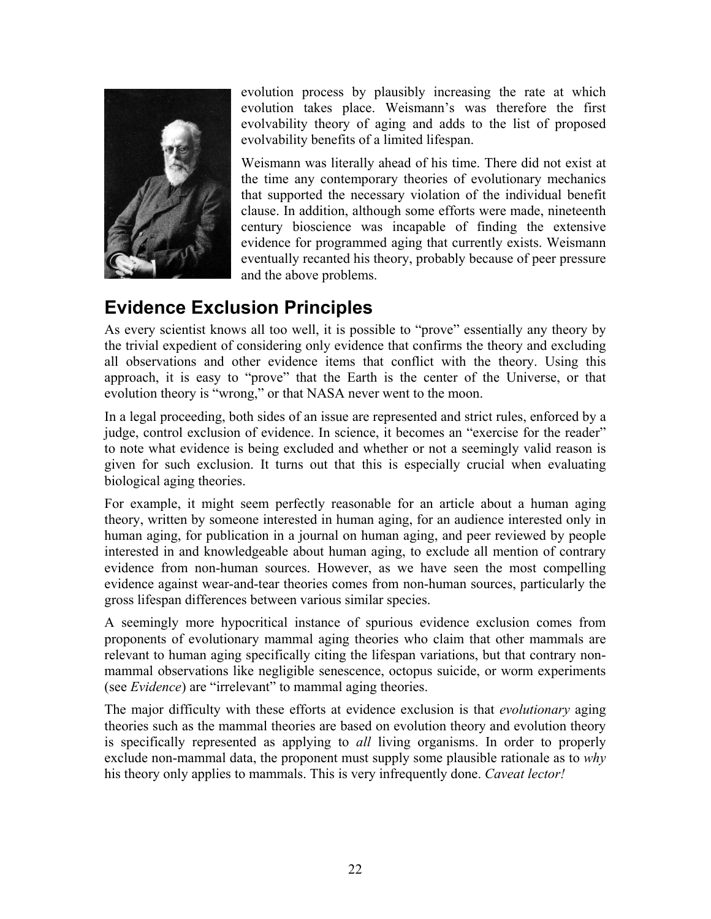evolution process by plausibly increasing the rate at which evolution takes place. Weismann's was therefore the first evolvability theory of aging and adds to the list of proposed evolvability benefits of a limited lifespan.

Weismann was literally ahead of his time. There did not exist at the time any contemporary theories of evolutionary mechanics that supported the necessary violation of the individual benefit clause. In addition, although some efforts were made, nineteenth century bioscience was incapable of finding the extensive evidence for programmed aging that currently exists. Weismann eventually recanted his theory, probably because of peer pressure and the above problems.

## Evidence Exclusion Principles

As every scientist knows all too well, it is possible to "prove" essentially any theory by the trivial expedient of considering only evidence that confirms the theory and excluding all observations and other evidence items that conflict with the theory. Using this approach, it is easy to "prove" that the Earth is the center of the Universe, or that evolution theory is "wrong," or that NASA never went to the moon.

In a legal proceeding, both sides of an issue are represented and strict rules, enforced by a judge, control exclusion of evidence. In science, it becomes an "exercise for the reader" to note what evidence is being excluded and whether or not a seemingly valid reason is given for such exclusion. It turns out that this is especially crucial when evaluating biological aging theories.

For example, it might seem perfectly reasonable for an article about a human aging theory, written by someone interested in human aging, for an audience interested only in human aging, for publication in a journal on human aging, and peer reviewed by people interested in and knowledgeable about human aging, to exclude all mention of contrary evidence from non-human sources. However, as we have seen the most compelling evidence against wear-and-tear theories comes from non-human sources, particularly the gross lifespan differences between various similar species.

A seemingly more hypocritical instance of spurious evidence exclusion comes from proponents of evolutionary mammal aging theories who claim that other mammals are relevant to human aging specifically citing the lifespan variations, but that contrary non-mammal observations like negligible senescence, octopus suicide, or worm experiments (see *Evidence*) are "irrelevant" to mammal aging theories.

The major difficulty with these efforts at evidence exclusion is that *evolutionary* aging theories such as the mammal theories are based on evolution theory and evolution theory is specifically represented as applying to *all* living organisms. In order to properly exclude non-mammal data, the proponent must supply some plausible rationale as to *why* his theory only applies to mammals. This is very infrequently done. *Caveat lector!*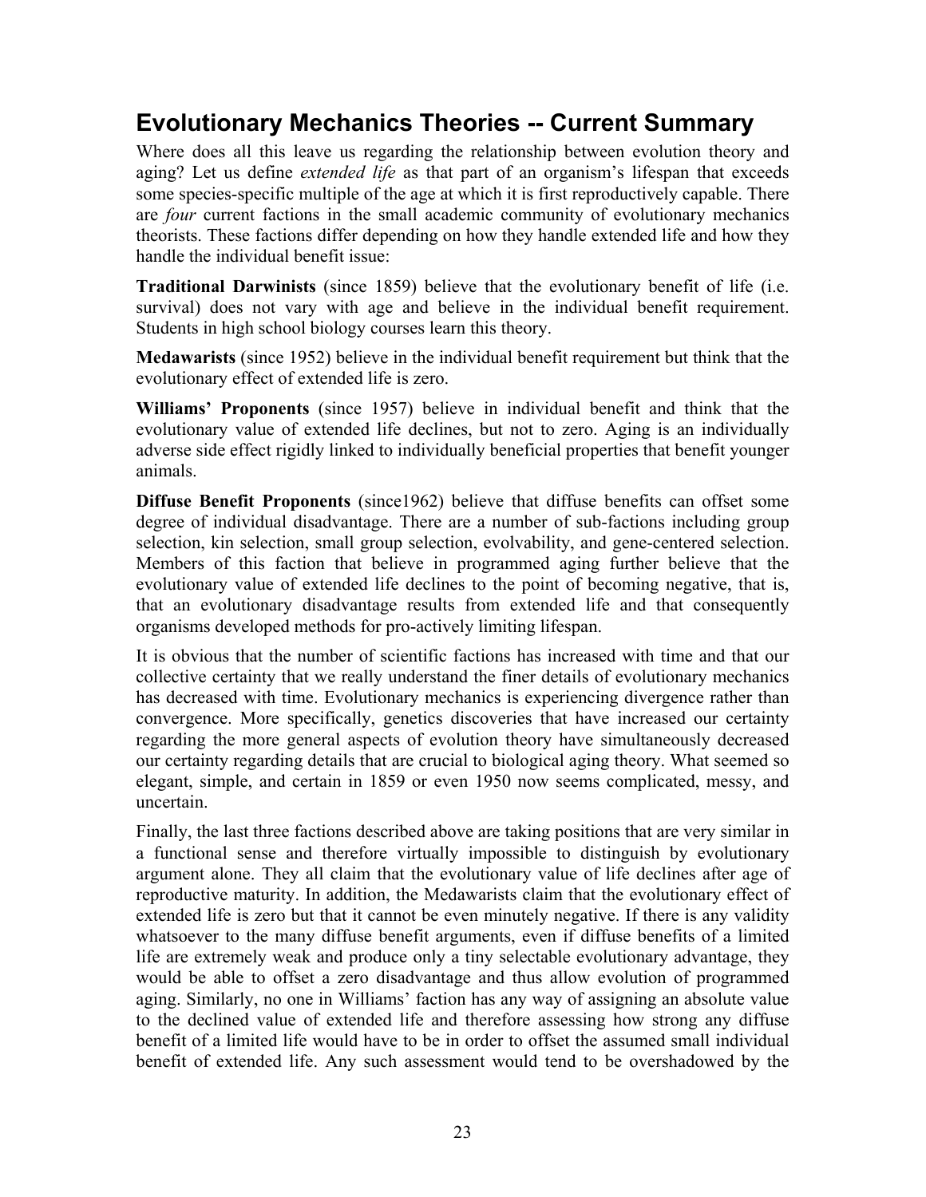## Evolutionary Mechanics Theories -- Current Summary

Where does all this leave us regarding the relationship between evolution theory and aging? Let us define *extended life* as that part of an organism's lifespan that exceeds some species-specific multiple of the age at which it is first reproductively capable. There are *four* current factions in the small academic community of evolutionary mechanics theorists. These factions differ depending on how they handle extended life and how they handle the individual benefit issue:

**Traditional Darwinists** (since 1859) believe that the evolutionary benefit of life (i.e. survival) does not vary with age and believe in the individual benefit requirement. Students in high school biology courses learn this theory.

**Medawarists** (since 1952) believe in the individual benefit requirement but think that the evolutionary effect of extended life is zero.

**Williams' Proponents** (since 1957) believe in individual benefit and think that the evolutionary value of extended life declines, but not to zero. Aging is an individually adverse side effect rigidly linked to individually beneficial properties that benefit younger animals.

**Diffuse Benefit Proponents** (since1962) believe that diffuse benefits can offset some degree of individual disadvantage. There are a number of sub-factions including group selection, kin selection, small group selection, evolvability, and gene-centered selection. Members of this faction that believe in programmed aging further believe that the evolutionary value of extended life declines to the point of becoming negative, that is, that an evolutionary disadvantage results from extended life and that consequently organisms developed methods for pro-actively limiting lifespan.

It is obvious that the number of scientific factions has increased with time and that our collective certainty that we really understand the finer details of evolutionary mechanics has decreased with time. Evolutionary mechanics is experiencing divergence rather than convergence. More specifically, genetics discoveries that have increased our certainty regarding the more general aspects of evolution theory have simultaneously decreased our certainty regarding details that are crucial to biological aging theory. What seemed so elegant, simple, and certain in 1859 or even 1950 now seems complicated, messy, and uncertain.

Finally, the last three factions described above are taking positions that are very similar in a functional sense and therefore virtually impossible to distinguish by evolutionary argument alone. They all claim that the evolutionary value of life declines after age of reproductive maturity. In addition, the Medawarists claim that the evolutionary effect of extended life is zero but that it cannot be even minutely negative. If there is any validity whatsoever to the many diffuse benefit arguments, even if diffuse benefits of a limited life are extremely weak and produce only a tiny selectable evolutionary advantage, they would be able to offset a zero disadvantage and thus allow evolution of programmed aging. Similarly, no one in Williams' faction has any way of assigning an absolute value to the declined value of extended life and therefore assessing how strong any diffuse benefit of a limited life would have to be in order to offset the assumed small individual benefit of extended life. Any such assessment would tend to be overshadowed by the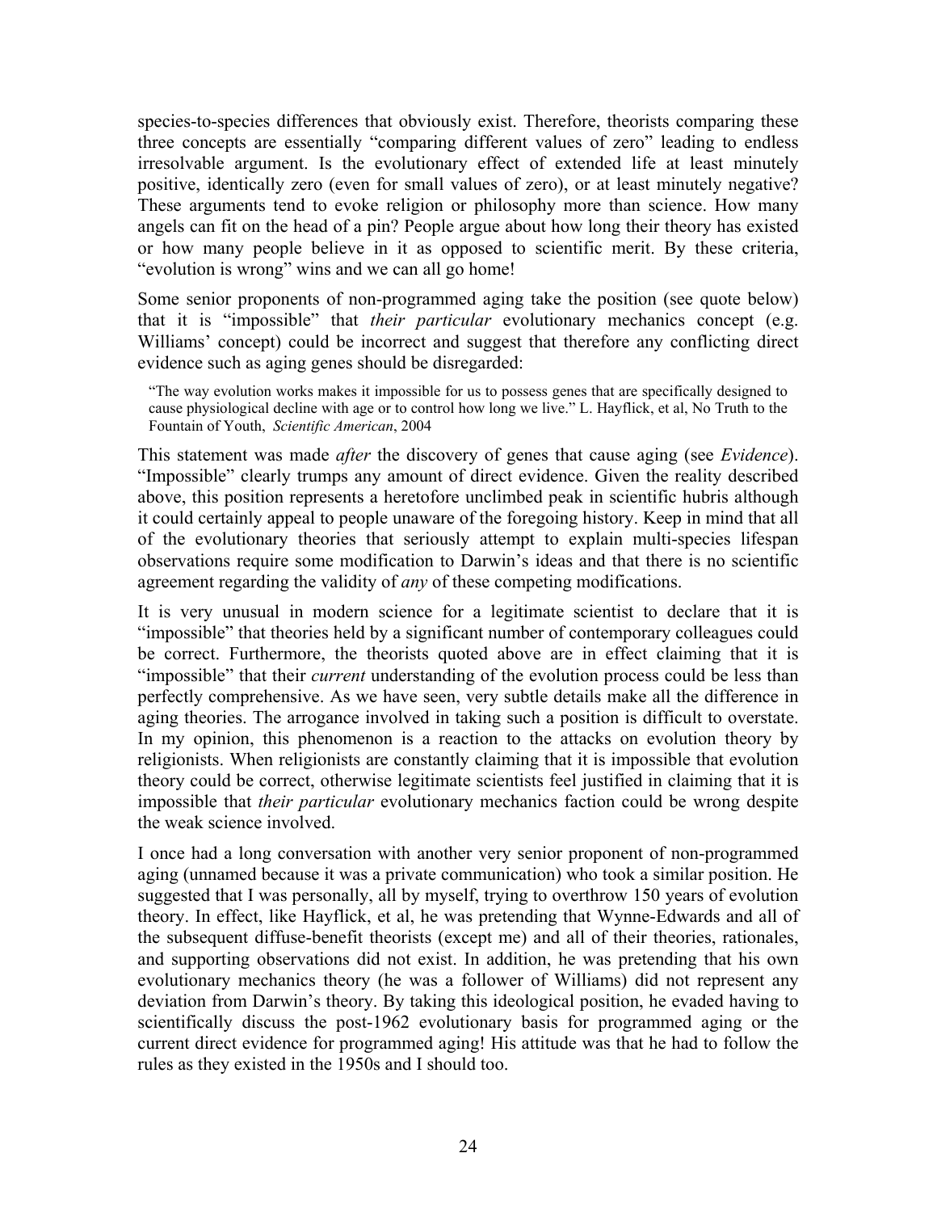species-to-species differences that obviously exist. Therefore, theorists comparing these three concepts are essentially "comparing different values of zero" leading to endless irresolvable argument. Is the evolutionary effect of extended life at least minutely positive, identically zero (even for small values of zero), or at least minutely negative? These arguments tend to evoke religion or philosophy more than science. How many angels can fit on the head of a pin? People argue about how long their theory has existed or how many people believe in it as opposed to scientific merit. By these criteria, "evolution is wrong" wins and we can all go home!

Some senior proponents of non-programmed aging take the position (see quote below) that it is "impossible" that *their particular* evolutionary mechanics concept (e.g. Williams' concept) could be incorrect and suggest that therefore any conflicting direct evidence such as aging genes should be disregarded:

> "The way evolution works makes it impossible for us to possess genes that are specifically designed to cause physiological decline with age or to control how long we live." L. Hayflick, et al, No Truth to the Fountain of Youth, *Scientific American*, 2004

This statement was made *after* the discovery of genes that cause aging (see *Evidence*). "Impossible" clearly trumps any amount of direct evidence. Given the reality described above, this position represents a heretofore unclimbed peak in scientific hubris although it could certainly appeal to people unaware of the foregoing history. Keep in mind that all of the evolutionary theories that seriously attempt to explain multi-species lifespan observations require some modification to Darwin's ideas and that there is no scientific agreement regarding the validity of *any* of these competing modifications.

It is very unusual in modern science for a legitimate scientist to declare that it is "impossible" that theories held by a significant number of contemporary colleagues could be correct. Furthermore, the theorists quoted above are in effect claiming that it is "impossible" that their *current* understanding of the evolution process could be less than perfectly comprehensive. As we have seen, very subtle details make all the difference in aging theories. The arrogance involved in taking such a position is difficult to overstate. In my opinion, this phenomenon is a reaction to the attacks on evolution theory by religionists. When religionists are constantly claiming that it is impossible that evolution theory could be correct, otherwise legitimate scientists feel justified in claiming that it is impossible that *their particular* evolutionary mechanics faction could be wrong despite the weak science involved.

I once had a long conversation with another very senior proponent of non-programmed aging (unnamed because it was a private communication) who took a similar position. He suggested that I was personally, all by myself, trying to overthrow 150 years of evolution theory. In effect, like Hayflick, et al, he was pretending that Wynne-Edwards and all of the subsequent diffuse-benefit theorists (except me) and all of their theories, rationales, and supporting observations did not exist. In addition, he was pretending that his own evolutionary mechanics theory (he was a follower of Williams) did not represent any deviation from Darwin's theory. By taking this ideological position, he evaded having to scientifically discuss the post-1962 evolutionary basis for programmed aging or the current direct evidence for programmed aging! His attitude was that he had to follow the rules as they existed in the 1950s and I should too.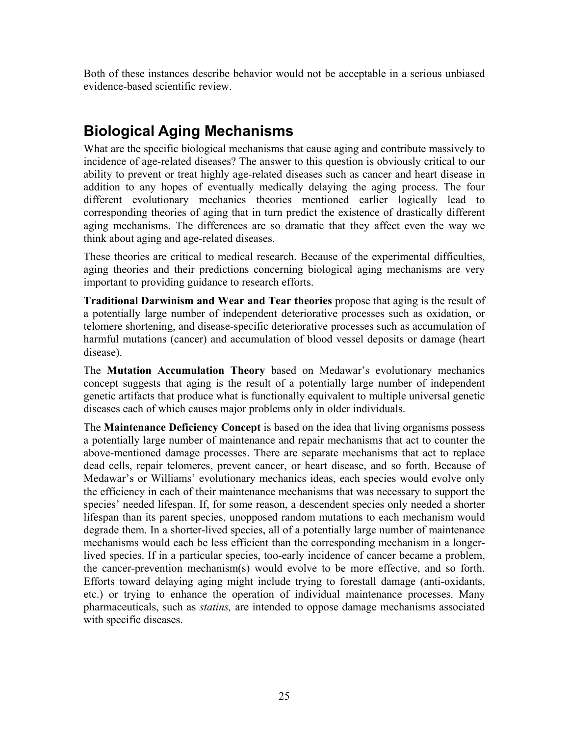Both of these instances describe behavior would not be acceptable in a serious unbiased evidence-based scientific review.

## Biological Aging Mechanisms

What are the specific biological mechanisms that cause aging and contribute massively to incidence of age-related diseases? The answer to this question is obviously critical to our ability to prevent or treat highly age-related diseases such as cancer and heart disease in addition to any hopes of eventually medically delaying the aging process. The four different evolutionary mechanics theories mentioned earlier logically lead to corresponding theories of aging that in turn predict the existence of drastically different aging mechanisms. The differences are so dramatic that they affect even the way we think about aging and age-related diseases.

These theories are critical to medical research. Because of the experimental difficulties, aging theories and their predictions concerning biological aging mechanisms are very important to providing guidance to research efforts.

**Traditional Darwinism and Wear and Tear theories** propose that aging is the result of a potentially large number of independent deteriorative processes such as oxidation, or telomere shortening, and disease-specific deteriorative processes such as accumulation of harmful mutations (cancer) and accumulation of blood vessel deposits or damage (heart disease).

The **Mutation Accumulation Theory** based on Medawar's evolutionary mechanics concept suggests that aging is the result of a potentially large number of independent genetic artifacts that produce what is functionally equivalent to multiple universal genetic diseases each of which causes major problems only in older individuals.

The **Maintenance Deficiency Concept** is based on the idea that living organisms possess a potentially large number of maintenance and repair mechanisms that act to counter the above-mentioned damage processes. There are separate mechanisms that act to replace dead cells, repair telomeres, prevent cancer, or heart disease, and so forth. Because of Medawar's or Williams' evolutionary mechanics ideas, each species would evolve only the efficiency in each of their maintenance mechanisms that was necessary to support the species' needed lifespan. If, for some reason, a descendent species only needed a shorter lifespan than its parent species, unopposed random mutations to each mechanism would degrade them. In a shorter-lived species, all of a potentially large number of maintenance mechanisms would each be less efficient than the corresponding mechanism in a longer-lived species. If in a particular species, too-early incidence of cancer became a problem, the cancer-prevention mechanism(s) would evolve to be more effective, and so forth. Efforts toward delaying aging might include trying to forestall damage (anti-oxidants, etc.) or trying to enhance the operation of individual maintenance processes. Many pharmaceuticals, such as *statins,* are intended to oppose damage mechanisms associated with specific diseases.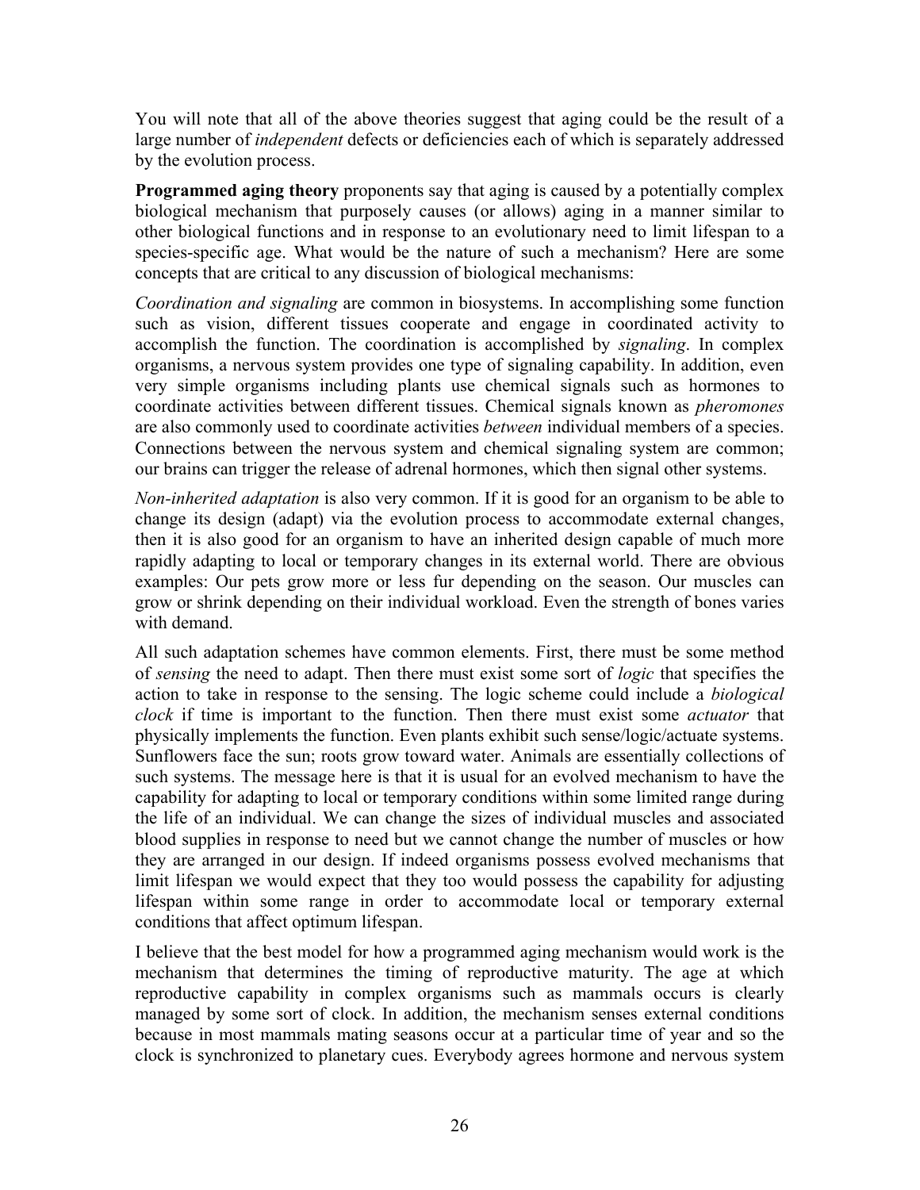You will note that all of the above theories suggest that aging could be the result of a large number of *independent* defects or deficiencies each of which is separately addressed by the evolution process.

**Programmed aging theory** proponents say that aging is caused by a potentially complex biological mechanism that purposely causes (or allows) aging in a manner similar to other biological functions and in response to an evolutionary need to limit lifespan to a species-specific age. What would be the nature of such a mechanism? Here are some concepts that are critical to any discussion of biological mechanisms:

*Coordination and signaling* are common in biosystems. In accomplishing some function such as vision, different tissues cooperate and engage in coordinated activity to accomplish the function. The coordination is accomplished by *signaling*. In complex organisms, a nervous system provides one type of signaling capability. In addition, even very simple organisms including plants use chemical signals such as hormones to coordinate activities between different tissues. Chemical signals known as *pheromones* are also commonly used to coordinate activities *between* individual members of a species. Connections between the nervous system and chemical signaling system are common; our brains can trigger the release of adrenal hormones, which then signal other systems.

*Non-inherited adaptation* is also very common. If it is good for an organism to be able to change its design (adapt) via the evolution process to accommodate external changes, then it is also good for an organism to have an inherited design capable of much more rapidly adapting to local or temporary changes in its external world. There are obvious examples: Our pets grow more or less fur depending on the season. Our muscles can grow or shrink depending on their individual workload. Even the strength of bones varies with demand.

All such adaptation schemes have common elements. First, there must be some method of *sensing* the need to adapt. Then there must exist some sort of *logic* that specifies the action to take in response to the sensing. The logic scheme could include a *biological clock* if time is important to the function. Then there must exist some *actuator* that physically implements the function. Even plants exhibit such sense/logic/actuate systems. Sunflowers face the sun; roots grow toward water. Animals are essentially collections of such systems. The message here is that it is usual for an evolved mechanism to have the capability for adapting to local or temporary conditions within some limited range during the life of an individual. We can change the sizes of individual muscles and associated blood supplies in response to need but we cannot change the number of muscles or how they are arranged in our design. If indeed organisms possess evolved mechanisms that limit lifespan we would expect that they too would possess the capability for adjusting lifespan within some range in order to accommodate local or temporary external conditions that affect optimum lifespan.

I believe that the best model for how a programmed aging mechanism would work is the mechanism that determines the timing of reproductive maturity. The age at which reproductive capability in complex organisms such as mammals occurs is clearly managed by some sort of clock. In addition, the mechanism senses external conditions because in most mammals mating seasons occur at a particular time of year and so the clock is synchronized to planetary cues. Everybody agrees hormone and nervous system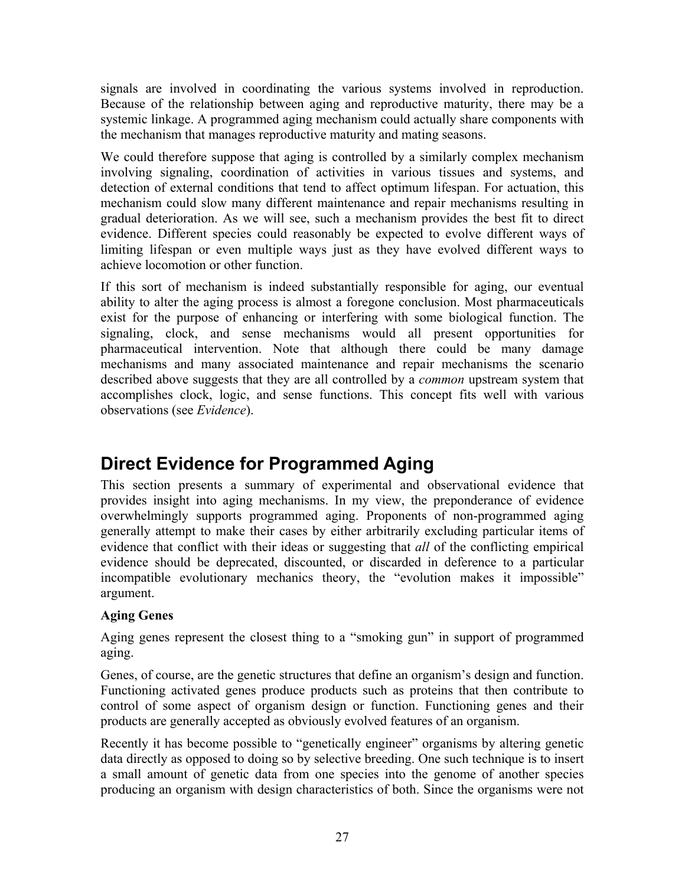signals are involved in coordinating the various systems involved in reproduction. Because of the relationship between aging and reproductive maturity, there may be a systemic linkage. A programmed aging mechanism could actually share components with the mechanism that manages reproductive maturity and mating seasons.

We could therefore suppose that aging is controlled by a similarly complex mechanism involving signaling, coordination of activities in various tissues and systems, and detection of external conditions that tend to affect optimum lifespan. For actuation, this mechanism could slow many different maintenance and repair mechanisms resulting in gradual deterioration. As we will see, such a mechanism provides the best fit to direct evidence. Different species could reasonably be expected to evolve different ways of limiting lifespan or even multiple ways just as they have evolved different ways to achieve locomotion or other function.

If this sort of mechanism is indeed substantially responsible for aging, our eventual ability to alter the aging process is almost a foregone conclusion. Most pharmaceuticals exist for the purpose of enhancing or interfering with some biological function. The signaling, clock, and sense mechanisms would all present opportunities for pharmaceutical intervention. Note that although there could be many damage mechanisms and many associated maintenance and repair mechanisms the scenario described above suggests that they are all controlled by a *common* upstream system that accomplishes clock, logic, and sense functions. This concept fits well with various observations (see *Evidence*).

## Direct Evidence for Programmed Aging

This section presents a summary of experimental and observational evidence that provides insight into aging mechanisms. In my view, the preponderance of evidence overwhelmingly supports programmed aging. Proponents of non-programmed aging generally attempt to make their cases by either arbitrarily excluding particular items of evidence that conflict with their ideas or suggesting that *all* of the conflicting empirical evidence should be deprecated, discounted, or discarded in deference to a particular incompatible evolutionary mechanics theory, the "evolution makes it impossible" argument.

**Aging Genes**

Aging genes represent the closest thing to a "smoking gun" in support of programmed aging.

Genes, of course, are the genetic structures that define an organism's design and function. Functioning activated genes produce products such as proteins that then contribute to control of some aspect of organism design or function. Functioning genes and their products are generally accepted as obviously evolved features of an organism.

Recently it has become possible to "genetically engineer" organisms by altering genetic data directly as opposed to doing so by selective breeding. One such technique is to insert a small amount of genetic data from one species into the genome of another species producing an organism with design characteristics of both. Since the organisms were not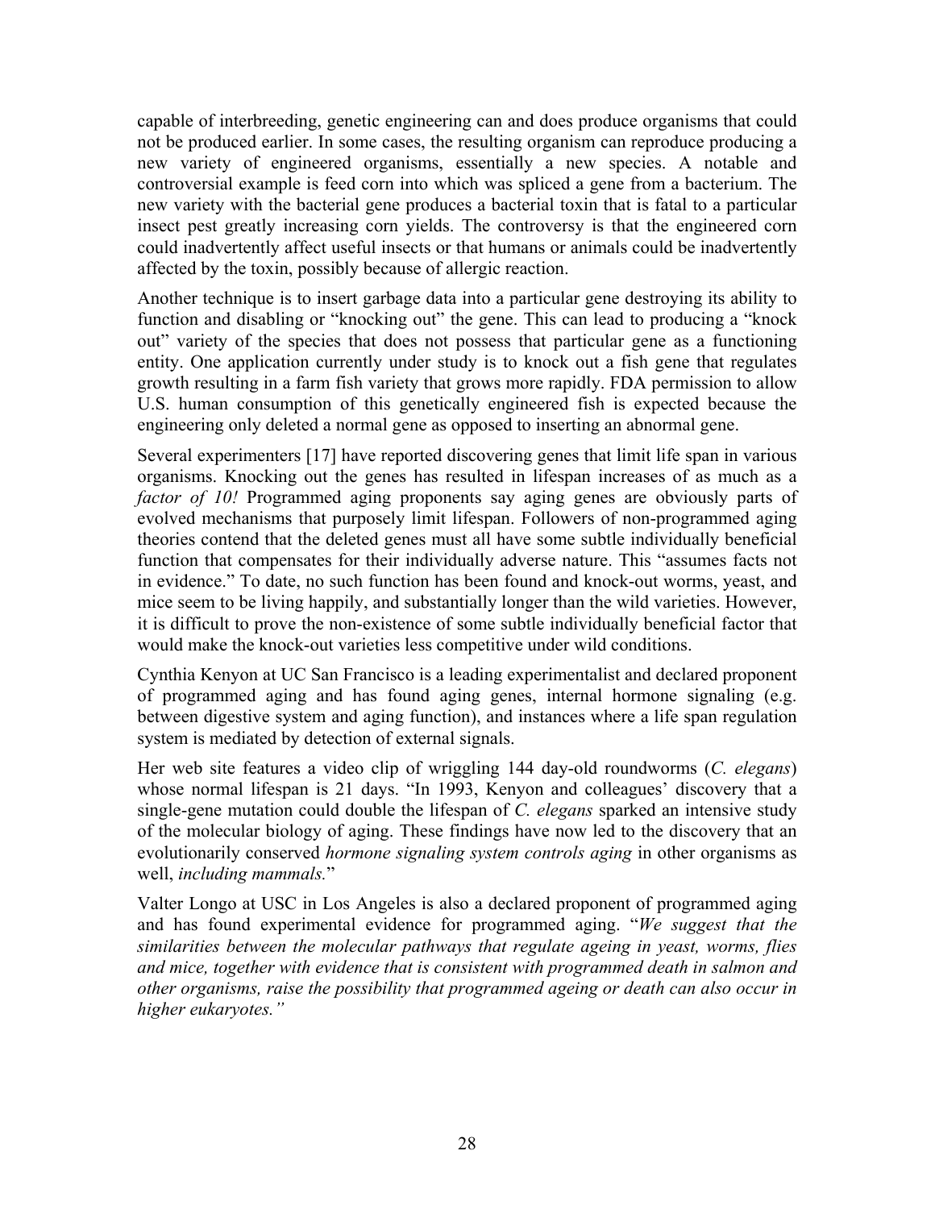capable of interbreeding, genetic engineering can and does produce organisms that could not be produced earlier. In some cases, the resulting organism can reproduce producing a new variety of engineered organisms, essentially a new species. A notable and controversial example is feed corn into which was spliced a gene from a bacterium. The new variety with the bacterial gene produces a bacterial toxin that is fatal to a particular insect pest greatly increasing corn yields. The controversy is that the engineered corn could inadvertently affect useful insects or that humans or animals could be inadvertently affected by the toxin, possibly because of allergic reaction.

Another technique is to insert garbage data into a particular gene destroying its ability to function and disabling or "knocking out" the gene. This can lead to producing a "knock out" variety of the species that does not possess that particular gene as a functioning entity. One application currently under study is to knock out a fish gene that regulates growth resulting in a farm fish variety that grows more rapidly. FDA permission to allow U.S. human consumption of this genetically engineered fish is expected because the engineering only deleted a normal gene as opposed to inserting an abnormal gene.

Several experimenters [17] have reported discovering genes that limit life span in various organisms. Knocking out the genes has resulted in lifespan increases of as much as a *factor of 10!* Programmed aging proponents say aging genes are obviously parts of evolved mechanisms that purposely limit lifespan. Followers of non-programmed aging theories contend that the deleted genes must all have some subtle individually beneficial function that compensates for their individually adverse nature. This "assumes facts not in evidence." To date, no such function has been found and knock-out worms, yeast, and mice seem to be living happily, and substantially longer than the wild varieties. However, it is difficult to prove the non-existence of some subtle individually beneficial factor that would make the knock-out varieties less competitive under wild conditions.

Cynthia Kenyon at UC San Francisco is a leading experimentalist and declared proponent of programmed aging and has found aging genes, internal hormone signaling (e.g. between digestive system and aging function), and instances where a life span regulation system is mediated by detection of external signals.

Her web site features a video clip of wriggling 144 day-old roundworms (*C. elegans*) whose normal lifespan is 21 days. "In 1993, Kenyon and colleagues' discovery that a single-gene mutation could double the lifespan of *C. elegans* sparked an intensive study of the molecular biology of aging. These findings have now led to the discovery that an evolutionarily conserved *hormone signaling system controls aging* in other organisms as well, *including mammals.*"

Valter Longo at USC in Los Angeles is also a declared proponent of programmed aging and has found experimental evidence for programmed aging. "*We suggest that the similarities between the molecular pathways that regulate ageing in yeast, worms, flies and mice, together with evidence that is consistent with programmed death in salmon and other organisms, raise the possibility that programmed ageing or death can also occur in higher eukaryotes."*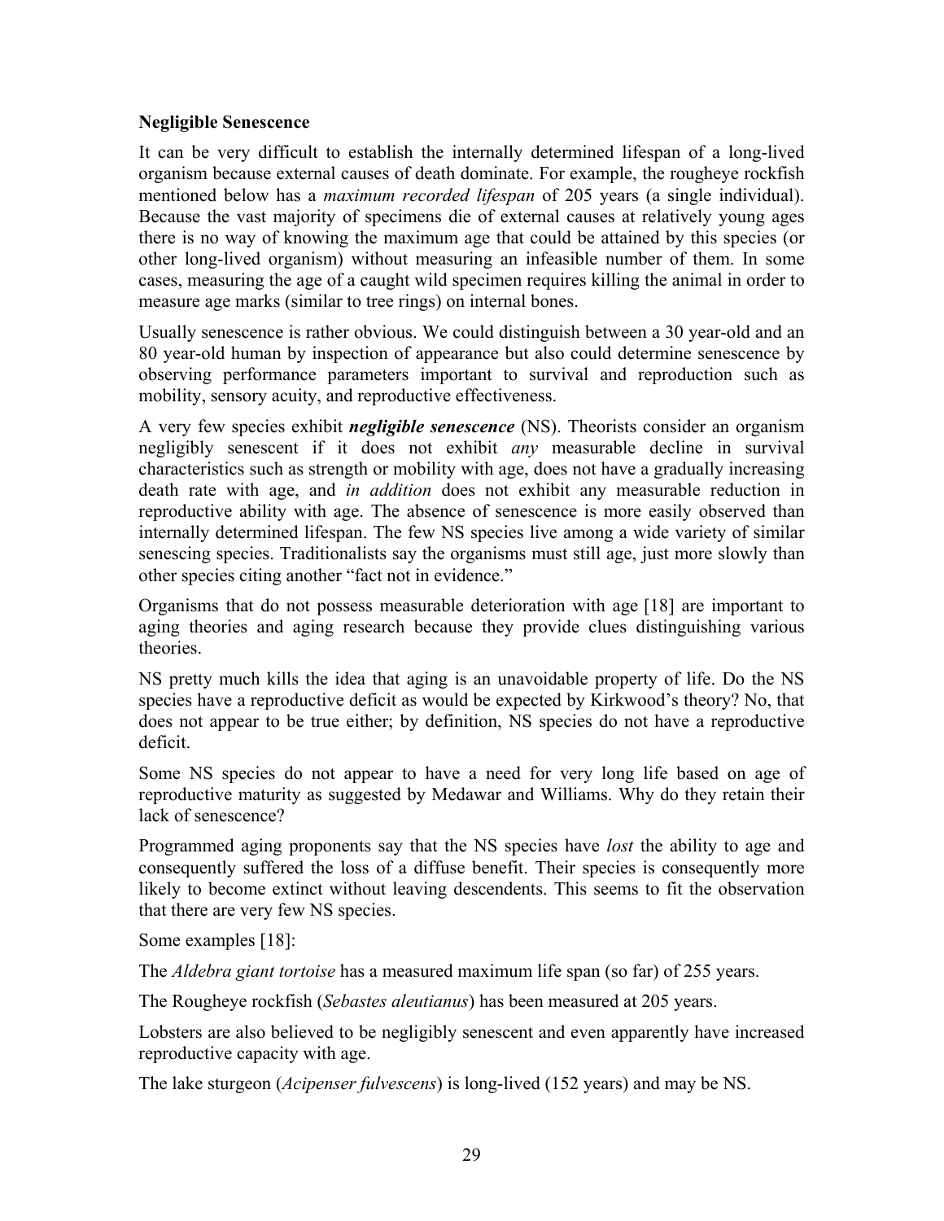### Negligible Senescence

It can be very difficult to establish the internally determined lifespan of a long-lived organism because external causes of death dominate. For example, the rougheye rockfish mentioned below has a *maximum recorded lifespan* of 205 years (a single individual). Because the vast majority of specimens die of external causes at relatively young ages there is no way of knowing the maximum age that could be attained by this species (or other long-lived organism) without measuring an infeasible number of them. In some cases, measuring the age of a caught wild specimen requires killing the animal in order to measure age marks (similar to tree rings) on internal bones.

Usually senescence is rather obvious. We could distinguish between a 30 year-old and an 80 year-old human by inspection of appearance but also could determine senescence by observing performance parameters important to survival and reproduction such as mobility, sensory acuity, and reproductive effectiveness.

A very few species exhibit ***negligible senescence*** (NS). Theorists consider an organism negligibly senescent if it does not exhibit *any* measurable decline in survival characteristics such as strength or mobility with age, does not have a gradually increasing death rate with age, and *in addition* does not exhibit any measurable reduction in reproductive ability with age. The absence of senescence is more easily observed than internally determined lifespan. The few NS species live among a wide variety of similar senescing species. Traditionalists say the organisms must still age, just more slowly than other species citing another "fact not in evidence."

Organisms that do not possess measurable deterioration with age [18] are important to aging theories and aging research because they provide clues distinguishing various theories.

NS pretty much kills the idea that aging is an unavoidable property of life. Do the NS species have a reproductive deficit as would be expected by Kirkwood's theory? No, that does not appear to be true either; by definition, NS species do not have a reproductive deficit.

Some NS species do not appear to have a need for very long life based on age of reproductive maturity as suggested by Medawar and Williams. Why do they retain their lack of senescence?

Programmed aging proponents say that the NS species have *lost* the ability to age and consequently suffered the loss of a diffuse benefit. Their species is consequently more likely to become extinct without leaving descendents. This seems to fit the observation that there are very few NS species.

Some examples [18]:

The *Aldebra giant tortoise* has a measured maximum life span (so far) of 255 years.

The Rougheye rockfish (*Sebastes aleutianus*) has been measured at 205 years.

Lobsters are also believed to be negligibly senescent and even apparently have increased reproductive capacity with age.

The lake sturgeon (*Acipenser fulvescens*) is long-lived (152 years) and may be NS.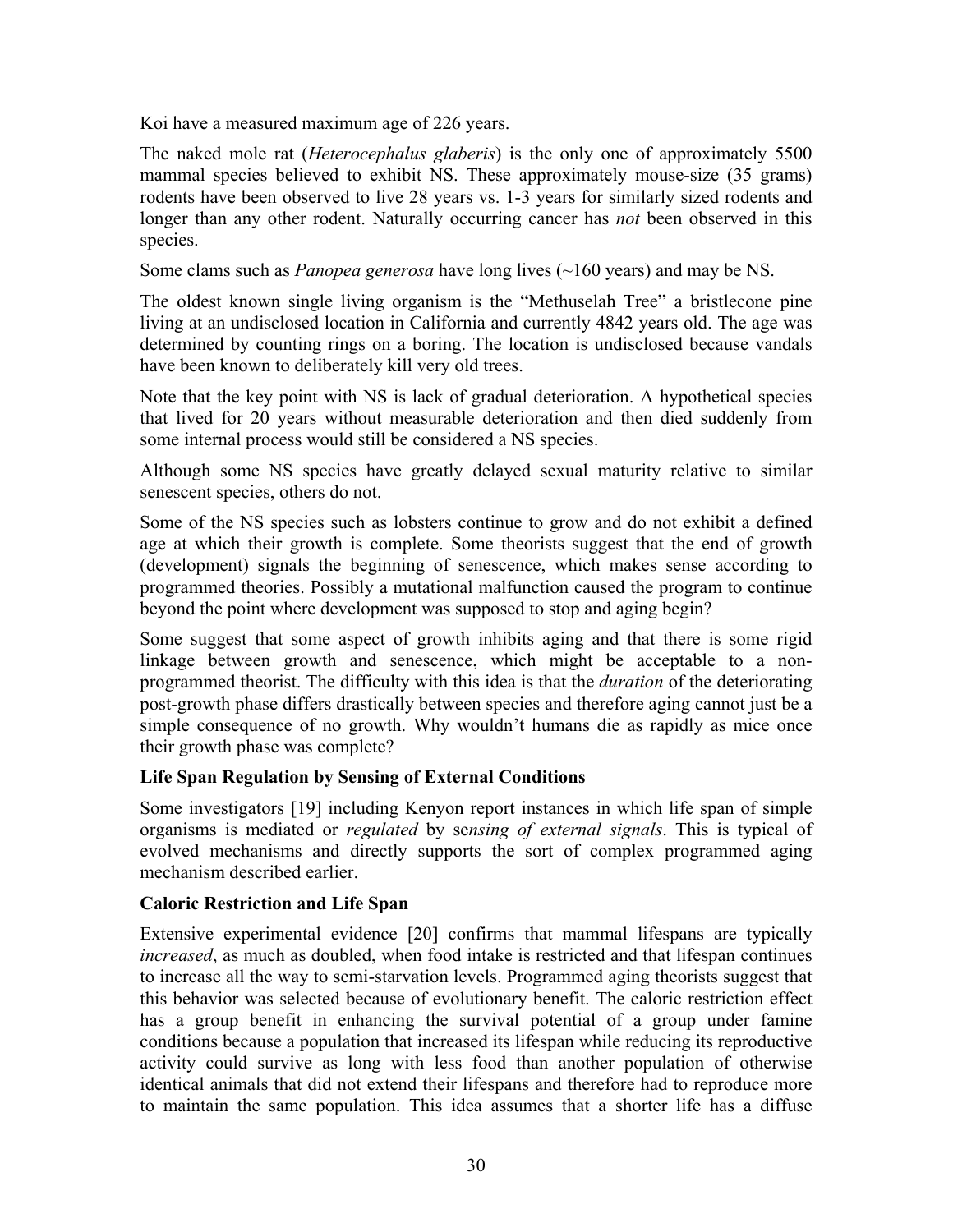Koi have a measured maximum age of 226 years.

The naked mole rat (*Heterocephalus glaberis*) is the only one of approximately 5500 mammal species believed to exhibit NS. These approximately mouse-size (35 grams) rodents have been observed to live 28 years vs. 1-3 years for similarly sized rodents and longer than any other rodent. Naturally occurring cancer has *not* been observed in this species.

Some clams such as *Panopea generosa* have long lives (~160 years) and may be NS.

The oldest known single living organism is the "Methuselah Tree" a bristlecone pine living at an undisclosed location in California and currently 4842 years old. The age was determined by counting rings on a boring. The location is undisclosed because vandals have been known to deliberately kill very old trees.

Note that the key point with NS is lack of gradual deterioration. A hypothetical species that lived for 20 years without measurable deterioration and then died suddenly from some internal process would still be considered a NS species.

Although some NS species have greatly delayed sexual maturity relative to similar senescent species, others do not.

Some of the NS species such as lobsters continue to grow and do not exhibit a defined age at which their growth is complete. Some theorists suggest that the end of growth (development) signals the beginning of senescence, which makes sense according to programmed theories. Possibly a mutational malfunction caused the program to continue beyond the point where development was supposed to stop and aging begin?

Some suggest that some aspect of growth inhibits aging and that there is some rigid linkage between growth and senescence, which might be acceptable to a non-programmed theorist. The difficulty with this idea is that the *duration* of the deteriorating post-growth phase differs drastically between species and therefore aging cannot just be a simple consequence of no growth. Why wouldn't humans die as rapidly as mice once their growth phase was complete?

### Life Span Regulation by Sensing of External Conditions

Some investigators [19] including Kenyon report instances in which life span of simple organisms is mediated or *regulated* by se*nsing of external signals*. This is typical of evolved mechanisms and directly supports the sort of complex programmed aging mechanism described earlier.

### Caloric Restriction and Life Span

Extensive experimental evidence [20] confirms that mammal lifespans are typically *increased*, as much as doubled, when food intake is restricted and that lifespan continues to increase all the way to semi-starvation levels. Programmed aging theorists suggest that this behavior was selected because of evolutionary benefit. The caloric restriction effect has a group benefit in enhancing the survival potential of a group under famine conditions because a population that increased its lifespan while reducing its reproductive activity could survive as long with less food than another population of otherwise identical animals that did not extend their lifespans and therefore had to reproduce more to maintain the same population. This idea assumes that a shorter life has a diffuse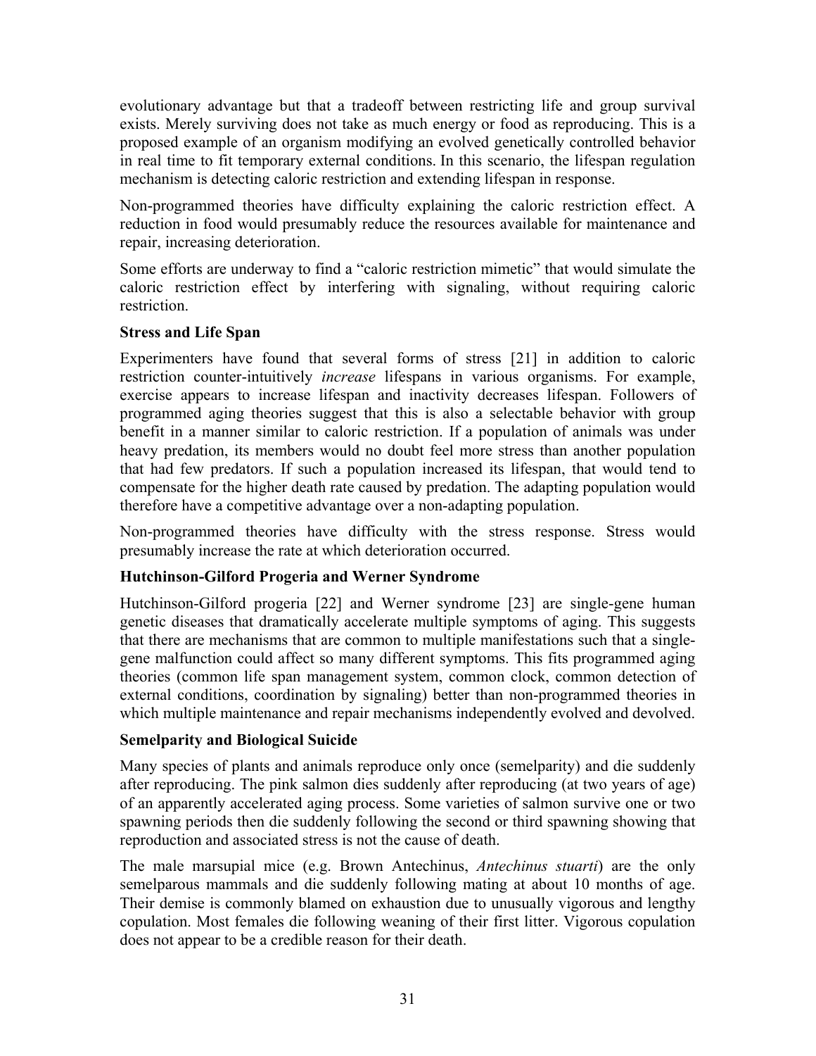evolutionary advantage but that a tradeoff between restricting life and group survival exists. Merely surviving does not take as much energy or food as reproducing. This is a proposed example of an organism modifying an evolved genetically controlled behavior in real time to fit temporary external conditions. In this scenario, the lifespan regulation mechanism is detecting caloric restriction and extending lifespan in response.

Non-programmed theories have difficulty explaining the caloric restriction effect. A reduction in food would presumably reduce the resources available for maintenance and repair, increasing deterioration.

Some efforts are underway to find a "caloric restriction mimetic" that would simulate the caloric restriction effect by interfering with signaling, without requiring caloric restriction.

### Stress and Life Span

Experimenters have found that several forms of stress [21] in addition to caloric restriction counter-intuitively *increase* lifespans in various organisms. For example, exercise appears to increase lifespan and inactivity decreases lifespan. Followers of programmed aging theories suggest that this is also a selectable behavior with group benefit in a manner similar to caloric restriction. If a population of animals was under heavy predation, its members would no doubt feel more stress than another population that had few predators. If such a population increased its lifespan, that would tend to compensate for the higher death rate caused by predation. The adapting population would therefore have a competitive advantage over a non-adapting population.

Non-programmed theories have difficulty with the stress response. Stress would presumably increase the rate at which deterioration occurred.

### Hutchinson-Gilford Progeria and Werner Syndrome

Hutchinson-Gilford progeria [22] and Werner syndrome [23] are single-gene human genetic diseases that dramatically accelerate multiple symptoms of aging. This suggests that there are mechanisms that are common to multiple manifestations such that a single-gene malfunction could affect so many different symptoms. This fits programmed aging theories (common life span management system, common clock, common detection of external conditions, coordination by signaling) better than non-programmed theories in which multiple maintenance and repair mechanisms independently evolved and devolved.

### Semelparity and Biological Suicide

Many species of plants and animals reproduce only once (semelparity) and die suddenly after reproducing. The pink salmon dies suddenly after reproducing (at two years of age) of an apparently accelerated aging process. Some varieties of salmon survive one or two spawning periods then die suddenly following the second or third spawning showing that reproduction and associated stress is not the cause of death.

The male marsupial mice (e.g. Brown Antechinus, *Antechinus stuarti*) are the only semelparous mammals and die suddenly following mating at about 10 months of age. Their demise is commonly blamed on exhaustion due to unusually vigorous and lengthy copulation. Most females die following weaning of their first litter. Vigorous copulation does not appear to be a credible reason for their death.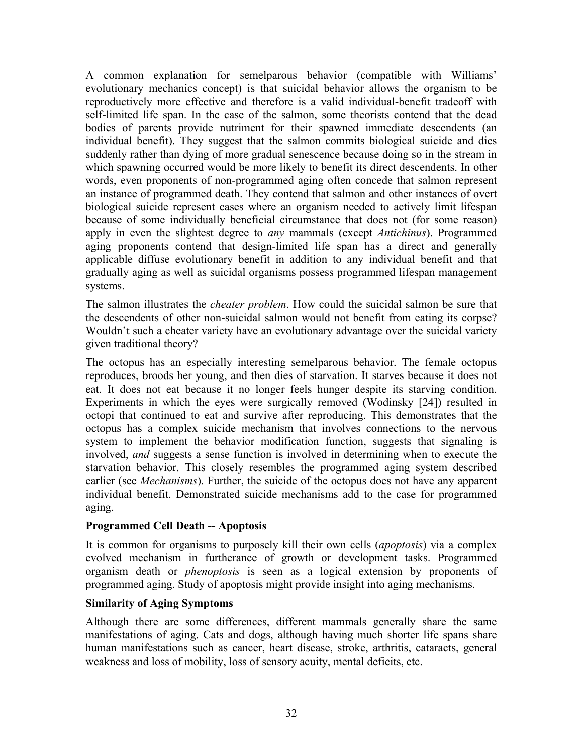A common explanation for semelparous behavior (compatible with Williams' evolutionary mechanics concept) is that suicidal behavior allows the organism to be reproductively more effective and therefore is a valid individual-benefit tradeoff with self-limited life span. In the case of the salmon, some theorists contend that the dead bodies of parents provide nutriment for their spawned immediate descendents (an individual benefit). They suggest that the salmon commits biological suicide and dies suddenly rather than dying of more gradual senescence because doing so in the stream in which spawning occurred would be more likely to benefit its direct descendents. In other words, even proponents of non-programmed aging often concede that salmon represent an instance of programmed death. They contend that salmon and other instances of overt biological suicide represent cases where an organism needed to actively limit lifespan because of some individually beneficial circumstance that does not (for some reason) apply in even the slightest degree to *any* mammals (except *Antichinus*). Programmed aging proponents contend that design-limited life span has a direct and generally applicable diffuse evolutionary benefit in addition to any individual benefit and that gradually aging as well as suicidal organisms possess programmed lifespan management systems.

The salmon illustrates the *cheater problem*. How could the suicidal salmon be sure that the descendents of other non-suicidal salmon would not benefit from eating its corpse? Wouldn't such a cheater variety have an evolutionary advantage over the suicidal variety given traditional theory?

The octopus has an especially interesting semelparous behavior. The female octopus reproduces, broods her young, and then dies of starvation. It starves because it does not eat. It does not eat because it no longer feels hunger despite its starving condition. Experiments in which the eyes were surgically removed (Wodinsky [24]) resulted in octopi that continued to eat and survive after reproducing. This demonstrates that the octopus has a complex suicide mechanism that involves connections to the nervous system to implement the behavior modification function, suggests that signaling is involved, *and* suggests a sense function is involved in determining when to execute the starvation behavior. This closely resembles the programmed aging system described earlier (see *Mechanisms*). Further, the suicide of the octopus does not have any apparent individual benefit. Demonstrated suicide mechanisms add to the case for programmed aging.

**Programmed Cell Death -- Apoptosis**

It is common for organisms to purposely kill their own cells (*apoptosis*) via a complex evolved mechanism in furtherance of growth or development tasks. Programmed organism death or *phenoptosis* is seen as a logical extension by proponents of programmed aging. Study of apoptosis might provide insight into aging mechanisms.

**Similarity of Aging Symptoms**

Although there are some differences, different mammals generally share the same manifestations of aging. Cats and dogs, although having much shorter life spans share human manifestations such as cancer, heart disease, stroke, arthritis, cataracts, general weakness and loss of mobility, loss of sensory acuity, mental deficits, etc.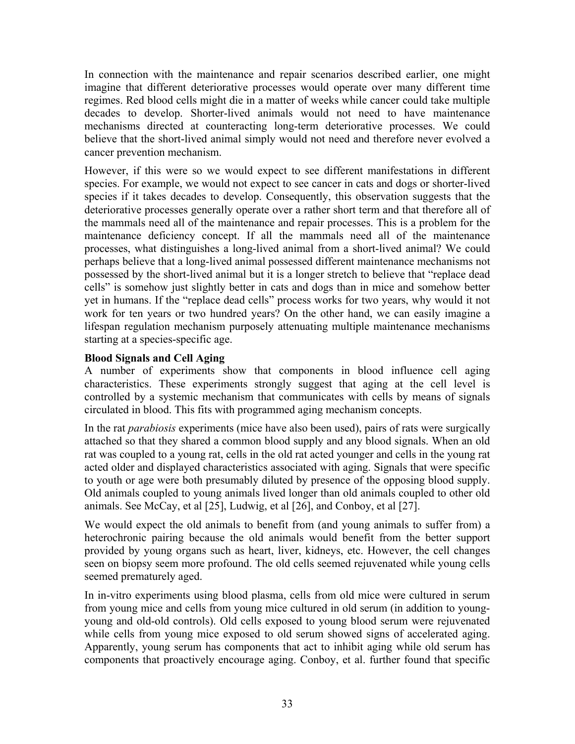In connection with the maintenance and repair scenarios described earlier, one might imagine that different deteriorative processes would operate over many different time regimes. Red blood cells might die in a matter of weeks while cancer could take multiple decades to develop. Shorter-lived animals would not need to have maintenance mechanisms directed at counteracting long-term deteriorative processes. We could believe that the short-lived animal simply would not need and therefore never evolved a cancer prevention mechanism.

However, if this were so we would expect to see different manifestations in different species. For example, we would not expect to see cancer in cats and dogs or shorter-lived species if it takes decades to develop. Consequently, this observation suggests that the deteriorative processes generally operate over a rather short term and that therefore all of the mammals need all of the maintenance and repair processes. This is a problem for the maintenance deficiency concept. If all the mammals need all of the maintenance processes, what distinguishes a long-lived animal from a short-lived animal? We could perhaps believe that a long-lived animal possessed different maintenance mechanisms not possessed by the short-lived animal but it is a longer stretch to believe that "replace dead cells" is somehow just slightly better in cats and dogs than in mice and somehow better yet in humans. If the "replace dead cells" process works for two years, why would it not work for ten years or two hundred years? On the other hand, we can easily imagine a lifespan regulation mechanism purposely attenuating multiple maintenance mechanisms starting at a species-specific age.

**Blood Signals and Cell Aging**

A number of experiments show that components in blood influence cell aging characteristics. These experiments strongly suggest that aging at the cell level is controlled by a systemic mechanism that communicates with cells by means of signals circulated in blood. This fits with programmed aging mechanism concepts.

In the rat *parabiosis* experiments (mice have also been used), pairs of rats were surgically attached so that they shared a common blood supply and any blood signals. When an old rat was coupled to a young rat, cells in the old rat acted younger and cells in the young rat acted older and displayed characteristics associated with aging. Signals that were specific to youth or age were both presumably diluted by presence of the opposing blood supply. Old animals coupled to young animals lived longer than old animals coupled to other old animals. See McCay, et al [25], Ludwig, et al [26], and Conboy, et al [27].

We would expect the old animals to benefit from (and young animals to suffer from) a heterochronic pairing because the old animals would benefit from the better support provided by young organs such as heart, liver, kidneys, etc. However, the cell changes seen on biopsy seem more profound. The old cells seemed rejuvenated while young cells seemed prematurely aged.

In in-vitro experiments using blood plasma, cells from old mice were cultured in serum from young mice and cells from young mice cultured in old serum (in addition to young-young and old-old controls). Old cells exposed to young blood serum were rejuvenated while cells from young mice exposed to old serum showed signs of accelerated aging. Apparently, young serum has components that act to inhibit aging while old serum has components that proactively encourage aging. Conboy, et al. further found that specific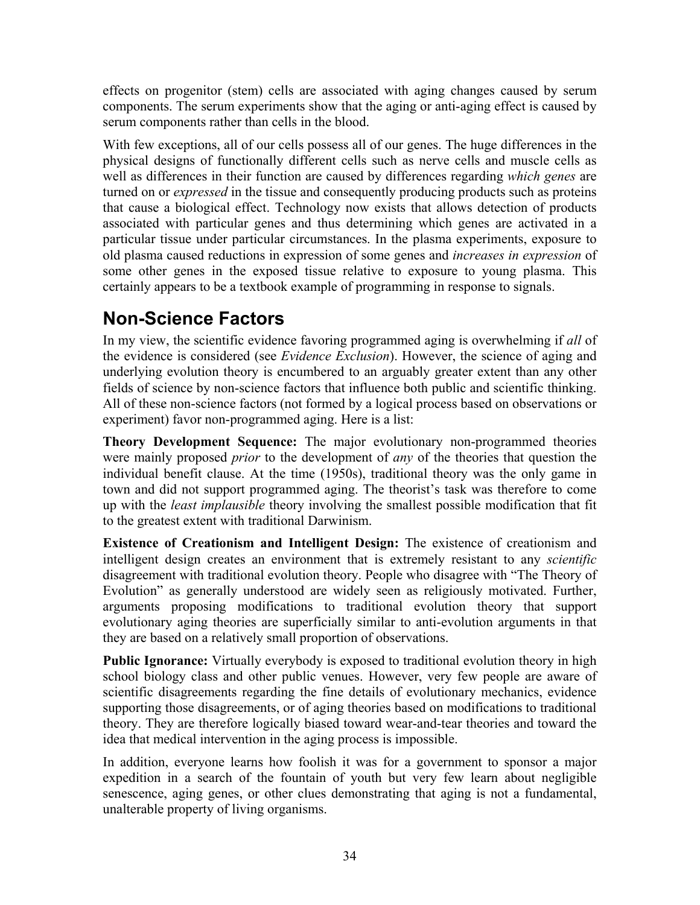effects on progenitor (stem) cells are associated with aging changes caused by serum components. The serum experiments show that the aging or anti-aging effect is caused by serum components rather than cells in the blood.

With few exceptions, all of our cells possess all of our genes. The huge differences in the physical designs of functionally different cells such as nerve cells and muscle cells as well as differences in their function are caused by differences regarding *which genes* are turned on or *expressed* in the tissue and consequently producing products such as proteins that cause a biological effect. Technology now exists that allows detection of products associated with particular genes and thus determining which genes are activated in a particular tissue under particular circumstances. In the plasma experiments, exposure to old plasma caused reductions in expression of some genes and *increases in expression* of some other genes in the exposed tissue relative to exposure to young plasma. This certainly appears to be a textbook example of programming in response to signals.

## Non-Science Factors

In my view, the scientific evidence favoring programmed aging is overwhelming if *all* of the evidence is considered (see *Evidence Exclusion*). However, the science of aging and underlying evolution theory is encumbered to an arguably greater extent than any other fields of science by non-science factors that influence both public and scientific thinking. All of these non-science factors (not formed by a logical process based on observations or experiment) favor non-programmed aging. Here is a list:

**Theory Development Sequence:** The major evolutionary non-programmed theories were mainly proposed *prior* to the development of *any* of the theories that question the individual benefit clause. At the time (1950s), traditional theory was the only game in town and did not support programmed aging. The theorist's task was therefore to come up with the *least implausible* theory involving the smallest possible modification that fit to the greatest extent with traditional Darwinism.

**Existence of Creationism and Intelligent Design:** The existence of creationism and intelligent design creates an environment that is extremely resistant to any *scientific* disagreement with traditional evolution theory. People who disagree with "The Theory of Evolution" as generally understood are widely seen as religiously motivated. Further, arguments proposing modifications to traditional evolution theory that support evolutionary aging theories are superficially similar to anti-evolution arguments in that they are based on a relatively small proportion of observations.

**Public Ignorance:** Virtually everybody is exposed to traditional evolution theory in high school biology class and other public venues. However, very few people are aware of scientific disagreements regarding the fine details of evolutionary mechanics, evidence supporting those disagreements, or of aging theories based on modifications to traditional theory. They are therefore logically biased toward wear-and-tear theories and toward the idea that medical intervention in the aging process is impossible.

In addition, everyone learns how foolish it was for a government to sponsor a major expedition in a search of the fountain of youth but very few learn about negligible senescence, aging genes, or other clues demonstrating that aging is not a fundamental, unalterable property of living organisms.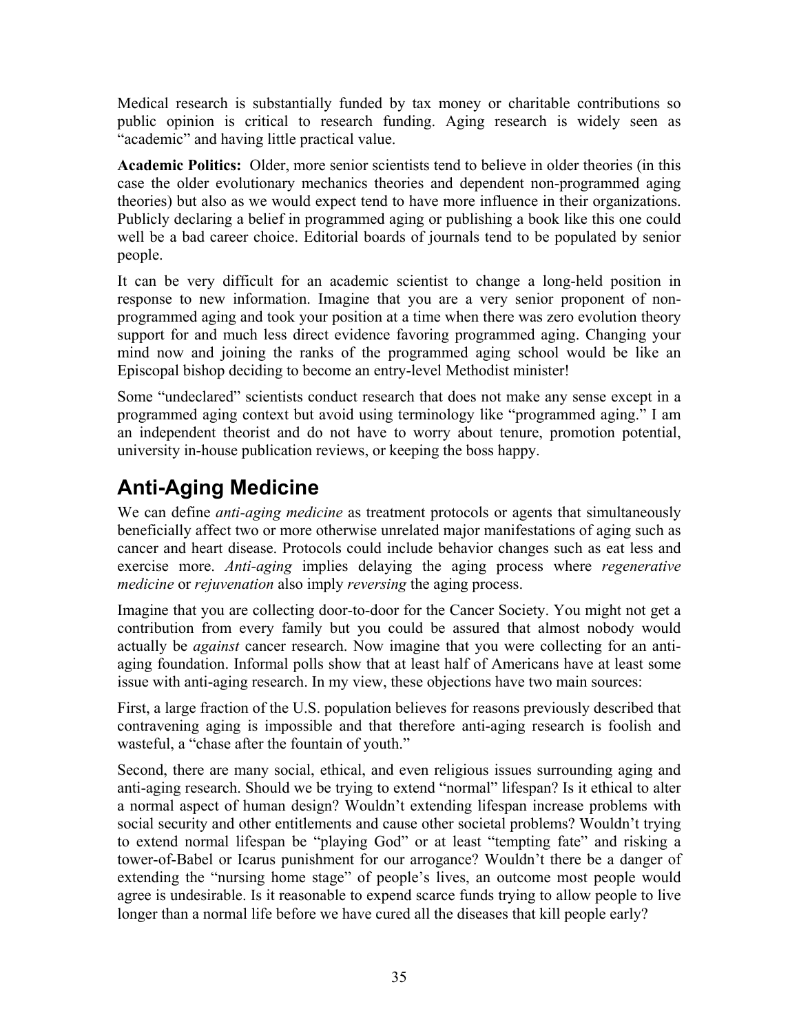Medical research is substantially funded by tax money or charitable contributions so public opinion is critical to research funding. Aging research is widely seen as "academic" and having little practical value.

**Academic Politics:** Older, more senior scientists tend to believe in older theories (in this case the older evolutionary mechanics theories and dependent non-programmed aging theories) but also as we would expect tend to have more influence in their organizations. Publicly declaring a belief in programmed aging or publishing a book like this one could well be a bad career choice. Editorial boards of journals tend to be populated by senior people.

It can be very difficult for an academic scientist to change a long-held position in response to new information. Imagine that you are a very senior proponent of non-programmed aging and took your position at a time when there was zero evolution theory support for and much less direct evidence favoring programmed aging. Changing your mind now and joining the ranks of the programmed aging school would be like an Episcopal bishop deciding to become an entry-level Methodist minister!

Some "undeclared" scientists conduct research that does not make any sense except in a programmed aging context but avoid using terminology like "programmed aging." I am an independent theorist and do not have to worry about tenure, promotion potential, university in-house publication reviews, or keeping the boss happy.

## Anti-Aging Medicine

We can define *anti-aging medicine* as treatment protocols or agents that simultaneously beneficially affect two or more otherwise unrelated major manifestations of aging such as cancer and heart disease. Protocols could include behavior changes such as eat less and exercise more. *Anti-aging* implies delaying the aging process where *regenerative medicine* or *rejuvenation* also imply *reversing* the aging process.

Imagine that you are collecting door-to-door for the Cancer Society. You might not get a contribution from every family but you could be assured that almost nobody would actually be *against* cancer research. Now imagine that you were collecting for an anti-aging foundation. Informal polls show that at least half of Americans have at least some issue with anti-aging research. In my view, these objections have two main sources:

First, a large fraction of the U.S. population believes for reasons previously described that contravening aging is impossible and that therefore anti-aging research is foolish and wasteful, a "chase after the fountain of youth."

Second, there are many social, ethical, and even religious issues surrounding aging and anti-aging research. Should we be trying to extend "normal" lifespan? Is it ethical to alter a normal aspect of human design? Wouldn't extending lifespan increase problems with social security and other entitlements and cause other societal problems? Wouldn't trying to extend normal lifespan be "playing God" or at least "tempting fate" and risking a tower-of-Babel or Icarus punishment for our arrogance? Wouldn't there be a danger of extending the "nursing home stage" of people's lives, an outcome most people would agree is undesirable. Is it reasonable to expend scarce funds trying to allow people to live longer than a normal life before we have cured all the diseases that kill people early?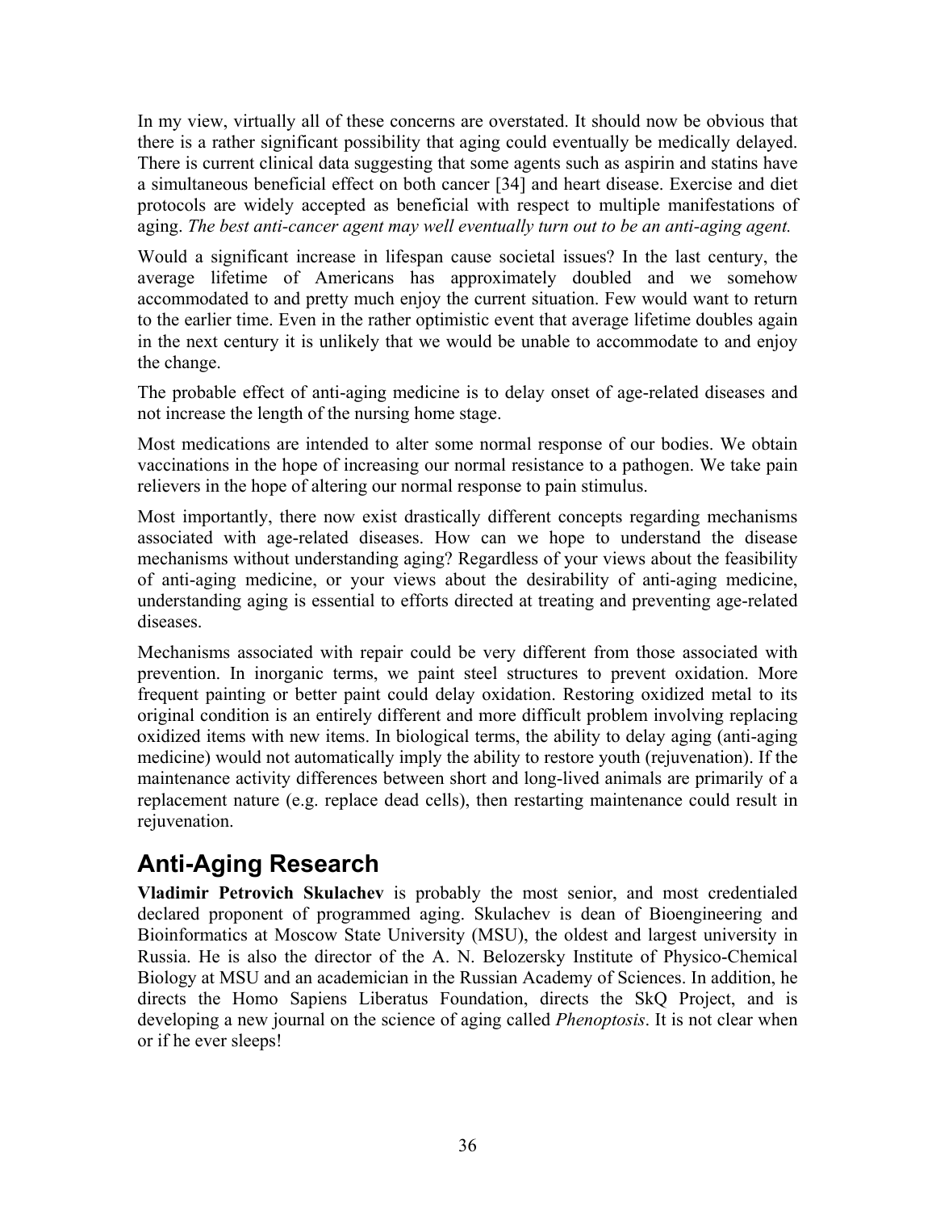In my view, virtually all of these concerns are overstated. It should now be obvious that there is a rather significant possibility that aging could eventually be medically delayed. There is current clinical data suggesting that some agents such as aspirin and statins have a simultaneous beneficial effect on both cancer [34] and heart disease. Exercise and diet protocols are widely accepted as beneficial with respect to multiple manifestations of aging. *The best anti-cancer agent may well eventually turn out to be an anti-aging agent.*

Would a significant increase in lifespan cause societal issues? In the last century, the average lifetime of Americans has approximately doubled and we somehow accommodated to and pretty much enjoy the current situation. Few would want to return to the earlier time. Even in the rather optimistic event that average lifetime doubles again in the next century it is unlikely that we would be unable to accommodate to and enjoy the change.

The probable effect of anti-aging medicine is to delay onset of age-related diseases and not increase the length of the nursing home stage.

Most medications are intended to alter some normal response of our bodies. We obtain vaccinations in the hope of increasing our normal resistance to a pathogen. We take pain relievers in the hope of altering our normal response to pain stimulus.

Most importantly, there now exist drastically different concepts regarding mechanisms associated with age-related diseases. How can we hope to understand the disease mechanisms without understanding aging? Regardless of your views about the feasibility of anti-aging medicine, or your views about the desirability of anti-aging medicine, understanding aging is essential to efforts directed at treating and preventing age-related diseases.

Mechanisms associated with repair could be very different from those associated with prevention. In inorganic terms, we paint steel structures to prevent oxidation. More frequent painting or better paint could delay oxidation. Restoring oxidized metal to its original condition is an entirely different and more difficult problem involving replacing oxidized items with new items. In biological terms, the ability to delay aging (anti-aging medicine) would not automatically imply the ability to restore youth (rejuvenation). If the maintenance activity differences between short and long-lived animals are primarily of a replacement nature (e.g. replace dead cells), then restarting maintenance could result in rejuvenation.

## Anti-Aging Research

**Vladimir Petrovich Skulachev** is probably the most senior, and most credentialed declared proponent of programmed aging. Skulachev is dean of Bioengineering and Bioinformatics at Moscow State University (MSU), the oldest and largest university in Russia. He is also the director of the A. N. Belozersky Institute of Physico-Chemical Biology at MSU and an academician in the Russian Academy of Sciences. In addition, he directs the Homo Sapiens Liberatus Foundation, directs the SkQ Project, and is developing a new journal on the science of aging called *Phenoptosis*. It is not clear when or if he ever sleeps!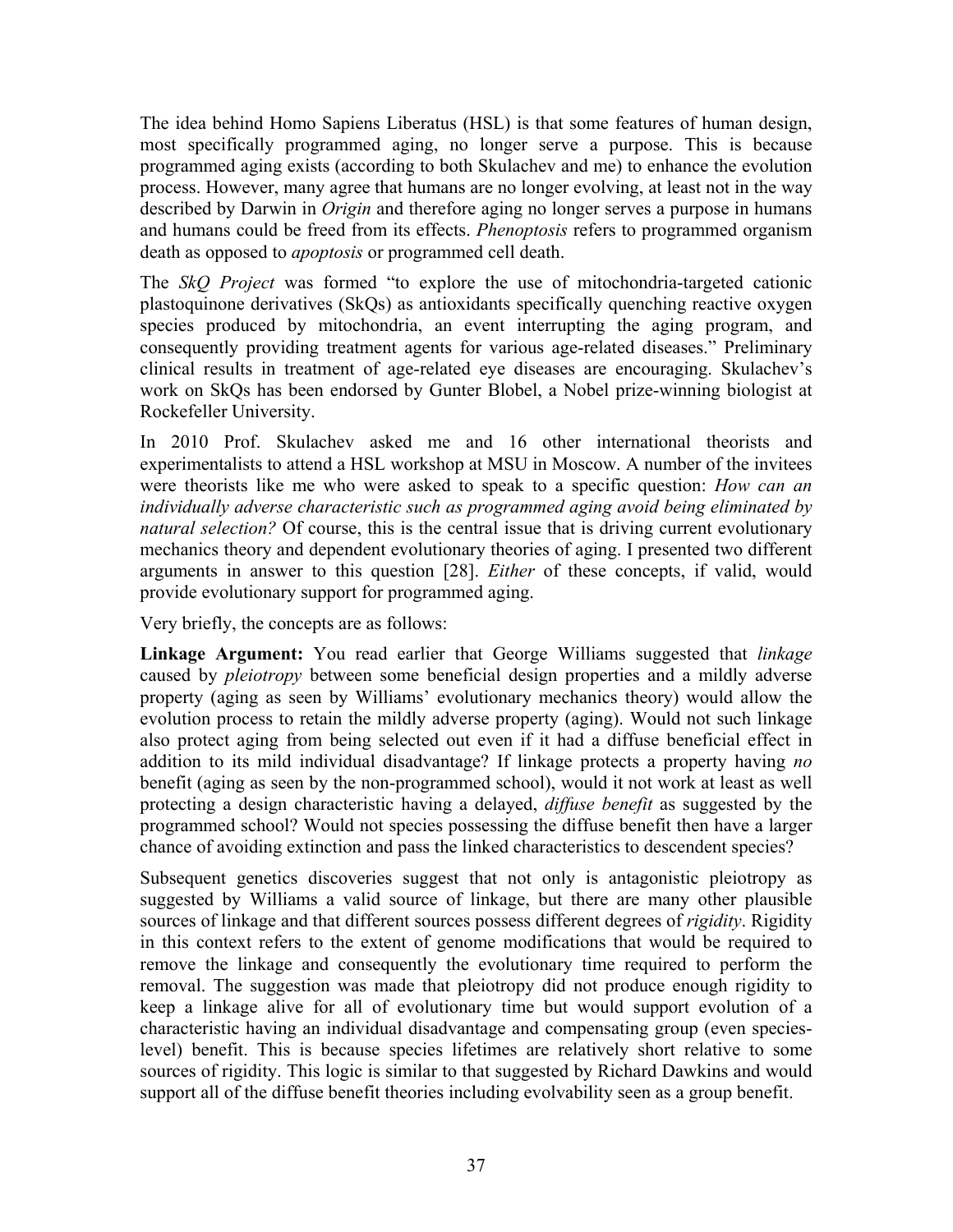The idea behind Homo Sapiens Liberatus (HSL) is that some features of human design, most specifically programmed aging, no longer serve a purpose. This is because programmed aging exists (according to both Skulachev and me) to enhance the evolution process. However, many agree that humans are no longer evolving, at least not in the way described by Darwin in *Origin* and therefore aging no longer serves a purpose in humans and humans could be freed from its effects. *Phenoptosis* refers to programmed organism death as opposed to *apoptosis* or programmed cell death.

The *SkQ Project* was formed "to explore the use of mitochondria-targeted cationic plastoquinone derivatives (SkQs) as antioxidants specifically quenching reactive oxygen species produced by mitochondria, an event interrupting the aging program, and consequently providing treatment agents for various age-related diseases." Preliminary clinical results in treatment of age-related eye diseases are encouraging. Skulachev's work on SkQs has been endorsed by Gunter Blobel, a Nobel prize-winning biologist at Rockefeller University.

In 2010 Prof. Skulachev asked me and 16 other international theorists and experimentalists to attend a HSL workshop at MSU in Moscow. A number of the invitees were theorists like me who were asked to speak to a specific question: *How can an individually adverse characteristic such as programmed aging avoid being eliminated by natural selection?* Of course, this is the central issue that is driving current evolutionary mechanics theory and dependent evolutionary theories of aging. I presented two different arguments in answer to this question [28]. *Either* of these concepts, if valid, would provide evolutionary support for programmed aging.

Very briefly, the concepts are as follows:

**Linkage Argument:** You read earlier that George Williams suggested that *linkage* caused by *pleiotropy* between some beneficial design properties and a mildly adverse property (aging as seen by Williams' evolutionary mechanics theory) would allow the evolution process to retain the mildly adverse property (aging). Would not such linkage also protect aging from being selected out even if it had a diffuse beneficial effect in addition to its mild individual disadvantage? If linkage protects a property having *no* benefit (aging as seen by the non-programmed school), would it not work at least as well protecting a design characteristic having a delayed, *diffuse benefit* as suggested by the programmed school? Would not species possessing the diffuse benefit then have a larger chance of avoiding extinction and pass the linked characteristics to descendent species?

Subsequent genetics discoveries suggest that not only is antagonistic pleiotropy as suggested by Williams a valid source of linkage, but there are many other plausible sources of linkage and that different sources possess different degrees of *rigidity*. Rigidity in this context refers to the extent of genome modifications that would be required to remove the linkage and consequently the evolutionary time required to perform the removal. The suggestion was made that pleiotropy did not produce enough rigidity to keep a linkage alive for all of evolutionary time but would support evolution of a characteristic having an individual disadvantage and compensating group (even species-level) benefit. This is because species lifetimes are relatively short relative to some sources of rigidity. This logic is similar to that suggested by Richard Dawkins and would support all of the diffuse benefit theories including evolvability seen as a group benefit.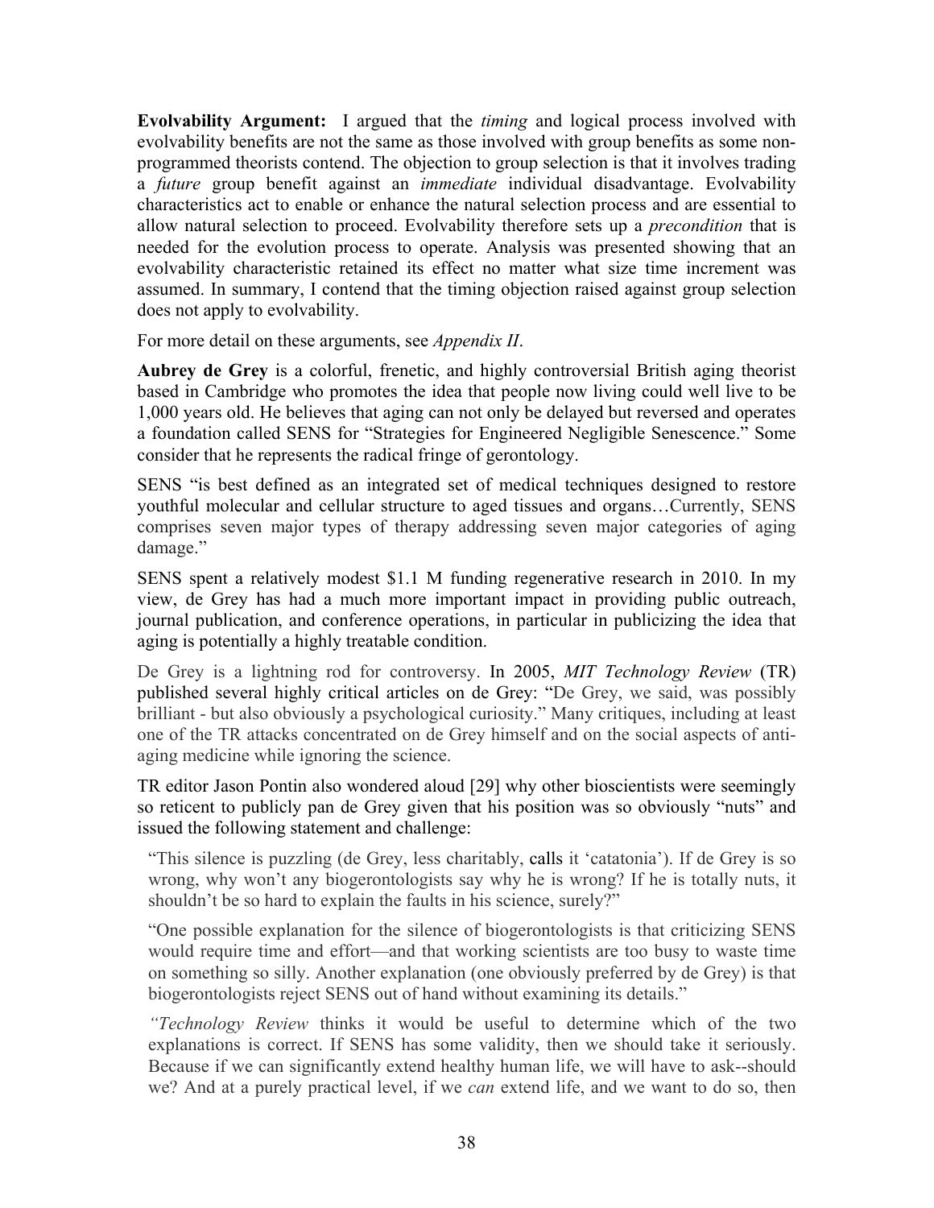**Evolvability Argument:** I argued that the *timing* and logical process involved with evolvability benefits are not the same as those involved with group benefits as some non-programmed theorists contend. The objection to group selection is that it involves trading a *future* group benefit against an *immediate* individual disadvantage. Evolvability characteristics act to enable or enhance the natural selection process and are essential to allow natural selection to proceed. Evolvability therefore sets up a *precondition* that is needed for the evolution process to operate. Analysis was presented showing that an evolvability characteristic retained its effect no matter what size time increment was assumed. In summary, I contend that the timing objection raised against group selection does not apply to evolvability.

For more detail on these arguments, see *Appendix II*.

**Aubrey de Grey** is a colorful, frenetic, and highly controversial British aging theorist based in Cambridge who promotes the idea that people now living could well live to be 1,000 years old. He believes that aging can not only be delayed but reversed and operates a foundation called SENS for "Strategies for Engineered Negligible Senescence." Some consider that he represents the radical fringe of gerontology.

SENS "is best defined as an integrated set of medical techniques designed to restore youthful molecular and cellular structure to aged tissues and organs…Currently, SENS comprises seven major types of therapy addressing seven major categories of aging damage."

SENS spent a relatively modest $1.1 M funding regenerative research in 2010. In my view, de Grey has had a much more important impact in providing public outreach, journal publication, and conference operations, in particular in publicizing the idea that aging is potentially a highly treatable condition.

De Grey is a lightning rod for controversy. In 2005, *MIT Technology Review* (TR) published several highly critical articles on de Grey: "De Grey, we said, was possibly brilliant - but also obviously a psychological curiosity." Many critiques, including at least one of the TR attacks concentrated on de Grey himself and on the social aspects of anti-aging medicine while ignoring the science.

TR editor Jason Pontin also wondered aloud [29] why other bioscientists were seemingly so reticent to publicly pan de Grey given that his position was so obviously "nuts" and issued the following statement and challenge:

> "This silence is puzzling (de Grey, less charitably, calls it 'catatonia'). If de Grey is so wrong, why won't any biogerontologists say why he is wrong? If he is totally nuts, it shouldn't be so hard to explain the faults in his science, surely?"
>
> "One possible explanation for the silence of biogerontologists is that criticizing SENS would require time and effort—and that working scientists are too busy to waste time on something so silly. Another explanation (one obviously preferred by de Grey) is that biogerontologists reject SENS out of hand without examining its details."
>
> *"Technology Review* thinks it would be useful to determine which of the two explanations is correct. If SENS has some validity, then we should take it seriously. Because if we can significantly extend healthy human life, we will have to ask--should we? And at a purely practical level, if we *can* extend life, and we want to do so, then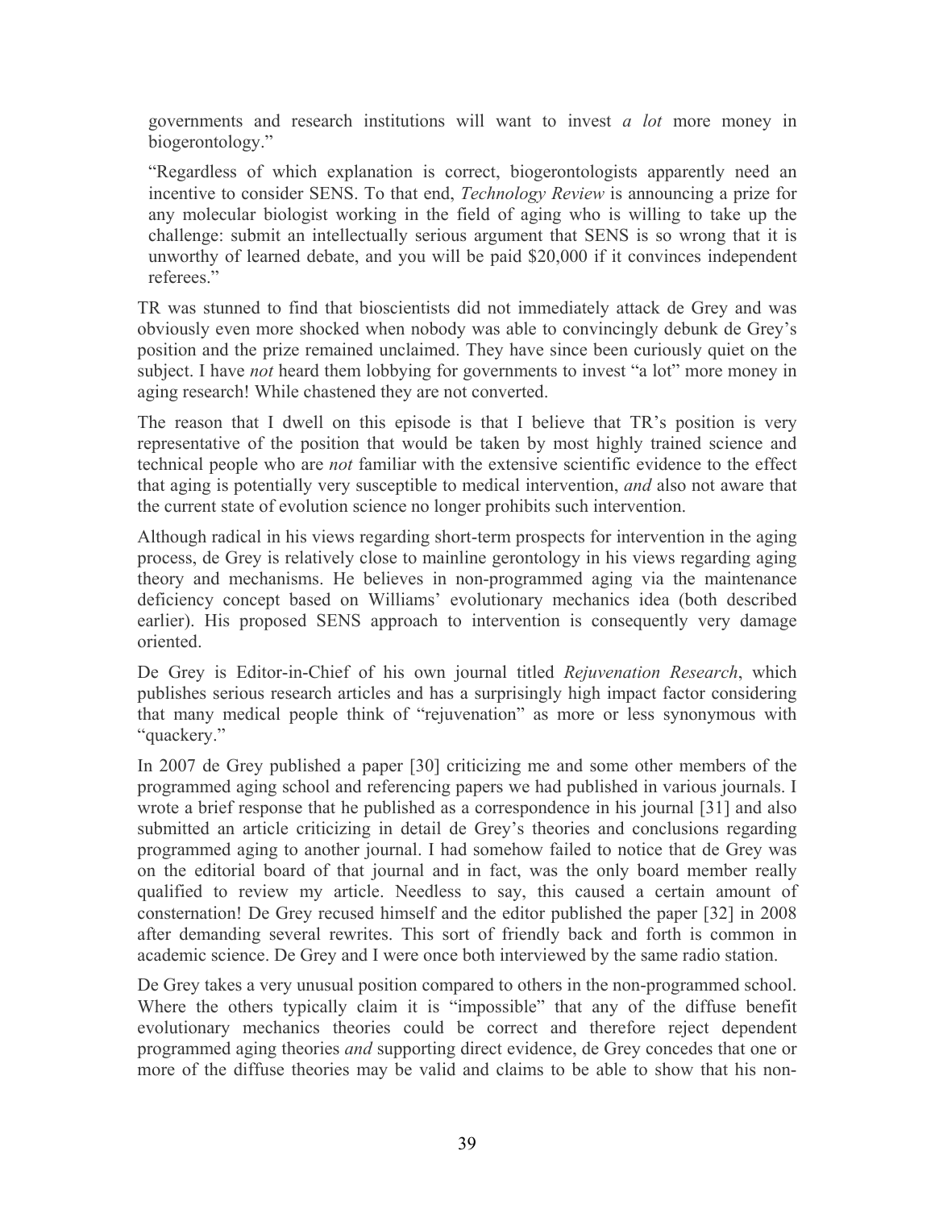governments and research institutions will want to invest *a lot* more money in biogerontology."

"Regardless of which explanation is correct, biogerontologists apparently need an incentive to consider SENS. To that end, *Technology Review* is announcing a prize for any molecular biologist working in the field of aging who is willing to take up the challenge: submit an intellectually serious argument that SENS is so wrong that it is unworthy of learned debate, and you will be paid $20,000 if it convinces independent referees."

TR was stunned to find that bioscientists did not immediately attack de Grey and was obviously even more shocked when nobody was able to convincingly debunk de Grey's position and the prize remained unclaimed. They have since been curiously quiet on the subject. I have *not* heard them lobbying for governments to invest "a lot" more money in aging research! While chastened they are not converted.

The reason that I dwell on this episode is that I believe that TR's position is very representative of the position that would be taken by most highly trained science and technical people who are *not* familiar with the extensive scientific evidence to the effect that aging is potentially very susceptible to medical intervention, *and* also not aware that the current state of evolution science no longer prohibits such intervention.

Although radical in his views regarding short-term prospects for intervention in the aging process, de Grey is relatively close to mainline gerontology in his views regarding aging theory and mechanisms. He believes in non-programmed aging via the maintenance deficiency concept based on Williams' evolutionary mechanics idea (both described earlier). His proposed SENS approach to intervention is consequently very damage oriented.

De Grey is Editor-in-Chief of his own journal titled *Rejuvenation Research*, which publishes serious research articles and has a surprisingly high impact factor considering that many medical people think of "rejuvenation" as more or less synonymous with "quackery."

In 2007 de Grey published a paper [30] criticizing me and some other members of the programmed aging school and referencing papers we had published in various journals. I wrote a brief response that he published as a correspondence in his journal [31] and also submitted an article criticizing in detail de Grey's theories and conclusions regarding programmed aging to another journal. I had somehow failed to notice that de Grey was on the editorial board of that journal and in fact, was the only board member really qualified to review my article. Needless to say, this caused a certain amount of consternation! De Grey recused himself and the editor published the paper [32] in 2008 after demanding several rewrites. This sort of friendly back and forth is common in academic science. De Grey and I were once both interviewed by the same radio station.

De Grey takes a very unusual position compared to others in the non-programmed school. Where the others typically claim it is "impossible" that any of the diffuse benefit evolutionary mechanics theories could be correct and therefore reject dependent programmed aging theories *and* supporting direct evidence, de Grey concedes that one or more of the diffuse theories may be valid and claims to be able to show that his non-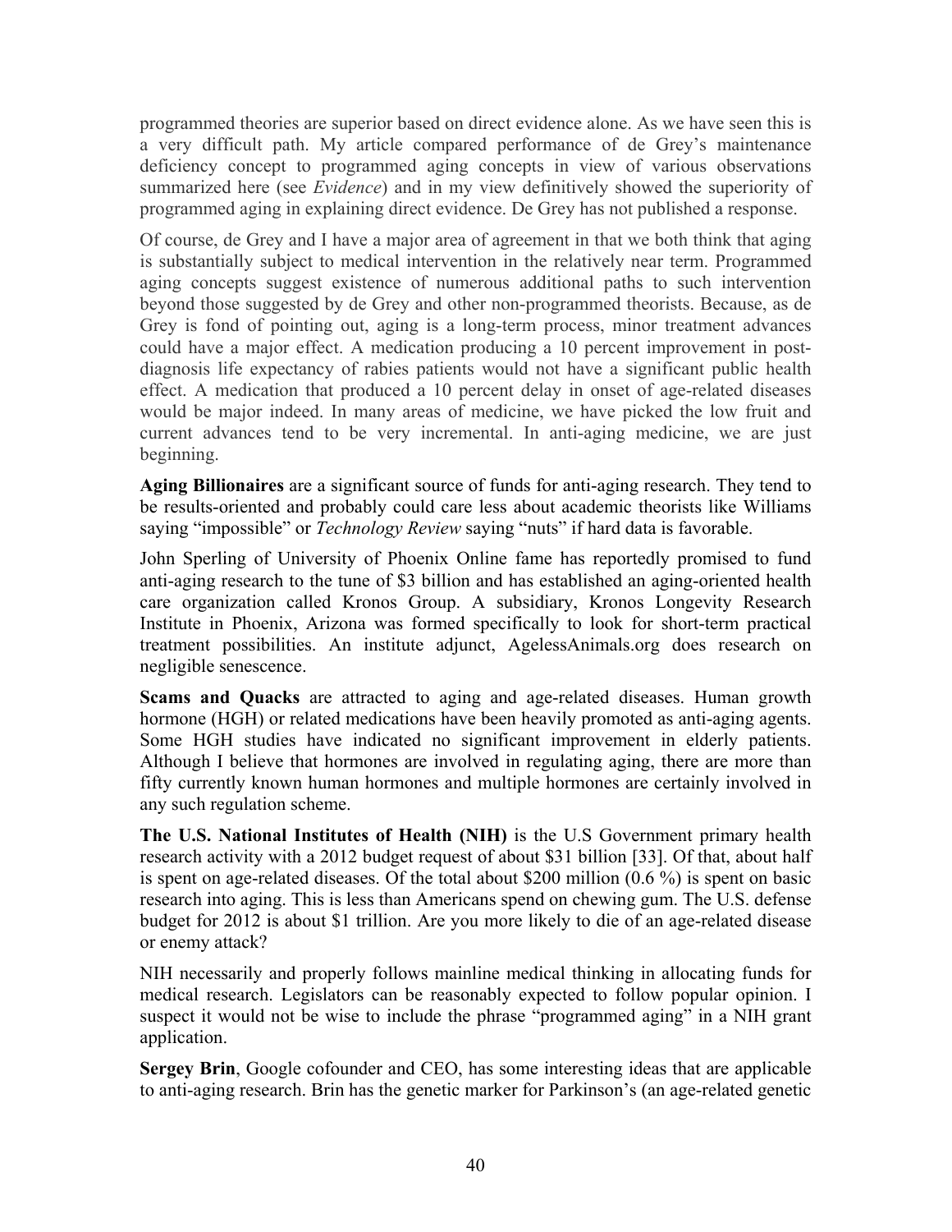programmed theories are superior based on direct evidence alone. As we have seen this is a very difficult path. My article compared performance of de Grey's maintenance deficiency concept to programmed aging concepts in view of various observations summarized here (see *Evidence*) and in my view definitively showed the superiority of programmed aging in explaining direct evidence. De Grey has not published a response.

Of course, de Grey and I have a major area of agreement in that we both think that aging is substantially subject to medical intervention in the relatively near term. Programmed aging concepts suggest existence of numerous additional paths to such intervention beyond those suggested by de Grey and other non-programmed theorists. Because, as de Grey is fond of pointing out, aging is a long-term process, minor treatment advances could have a major effect. A medication producing a 10 percent improvement in post-diagnosis life expectancy of rabies patients would not have a significant public health effect. A medication that produced a 10 percent delay in onset of age-related diseases would be major indeed. In many areas of medicine, we have picked the low fruit and current advances tend to be very incremental. In anti-aging medicine, we are just beginning.

**Aging Billionaires** are a significant source of funds for anti-aging research. They tend to be results-oriented and probably could care less about academic theorists like Williams saying "impossible" or *Technology Review* saying "nuts" if hard data is favorable.

John Sperling of University of Phoenix Online fame has reportedly promised to fund anti-aging research to the tune of $3 billion and has established an aging-oriented health care organization called Kronos Group. A subsidiary, Kronos Longevity Research Institute in Phoenix, Arizona was formed specifically to look for short-term practical treatment possibilities. An institute adjunct, AgelessAnimals.org does research on negligible senescence.

**Scams and Quacks** are attracted to aging and age-related diseases. Human growth hormone (HGH) or related medications have been heavily promoted as anti-aging agents. Some HGH studies have indicated no significant improvement in elderly patients. Although I believe that hormones are involved in regulating aging, there are more than fifty currently known human hormones and multiple hormones are certainly involved in any such regulation scheme.

**The U.S. National Institutes of Health (NIH)** is the U.S Government primary health research activity with a 2012 budget request of about $31 billion [33]. Of that, about half is spent on age-related diseases. Of the total about $200 million (0.6 %) is spent on basic research into aging. This is less than Americans spend on chewing gum. The U.S. defense budget for 2012 is about $1 trillion. Are you more likely to die of an age-related disease or enemy attack?

NIH necessarily and properly follows mainline medical thinking in allocating funds for medical research. Legislators can be reasonably expected to follow popular opinion. I suspect it would not be wise to include the phrase "programmed aging" in a NIH grant application.

**Sergey Brin**, Google cofounder and CEO, has some interesting ideas that are applicable to anti-aging research. Brin has the genetic marker for Parkinson's (an age-related genetic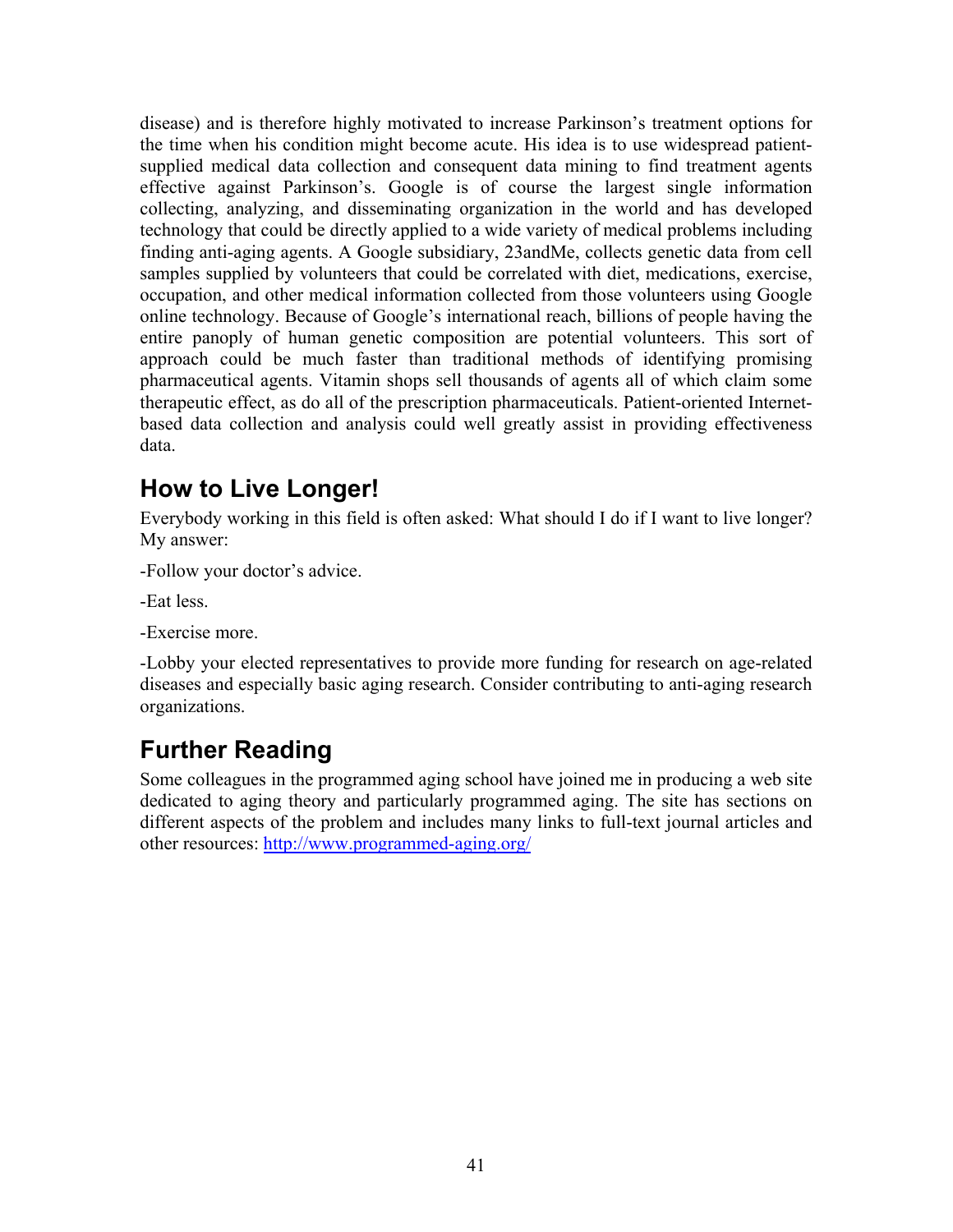disease) and is therefore highly motivated to increase Parkinson's treatment options for the time when his condition might become acute. His idea is to use widespread patient-supplied medical data collection and consequent data mining to find treatment agents effective against Parkinson's. Google is of course the largest single information collecting, analyzing, and disseminating organization in the world and has developed technology that could be directly applied to a wide variety of medical problems including finding anti-aging agents. A Google subsidiary, 23andMe, collects genetic data from cell samples supplied by volunteers that could be correlated with diet, medications, exercise, occupation, and other medical information collected from those volunteers using Google online technology. Because of Google's international reach, billions of people having the entire panoply of human genetic composition are potential volunteers. This sort of approach could be much faster than traditional methods of identifying promising pharmaceutical agents. Vitamin shops sell thousands of agents all of which claim some therapeutic effect, as do all of the prescription pharmaceuticals. Patient-oriented Internet-based data collection and analysis could well greatly assist in providing effectiveness data.

## How to Live Longer!

Everybody working in this field is often asked: What should I do if I want to live longer? My answer:

-Follow your doctor's advice.

-Eat less.

-Exercise more.

-Lobby your elected representatives to provide more funding for research on age-related diseases and especially basic aging research. Consider contributing to anti-aging research organizations.

## Further Reading

Some colleagues in the programmed aging school have joined me in producing a web site dedicated to aging theory and particularly programmed aging. The site has sections on different aspects of the problem and includes many links to full-text journal articles and other resources: http://www.programmed-aging.org/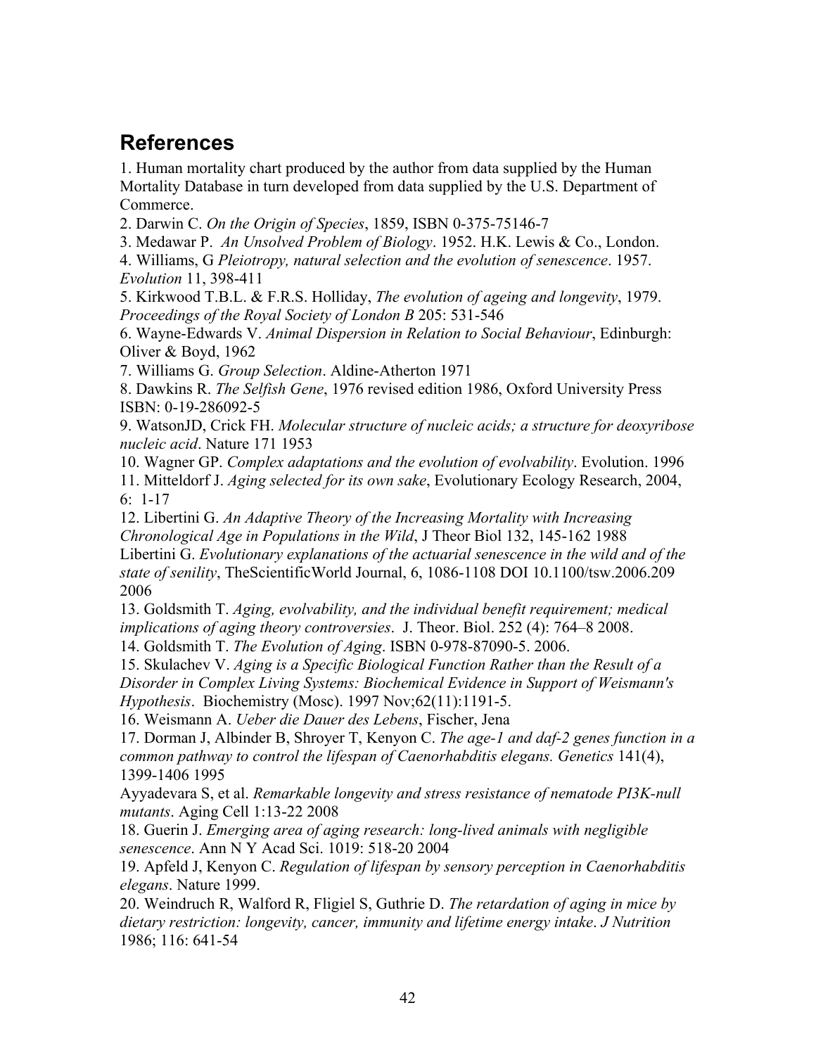## References

1. Human mortality chart produced by the author from data supplied by the Human Mortality Database in turn developed from data supplied by the U.S. Department of Commerce.

2. Darwin C. *On the Origin of Species*, 1859, ISBN 0-375-75146-7

3. Medawar P. *An Unsolved Problem of Biology*. 1952. H.K. Lewis & Co., London.

4. Williams, G *Pleiotropy, natural selection and the evolution of senescence*. 1957. *Evolution* 11, 398-411

5. Kirkwood T.B.L. & F.R.S. Holliday, *The evolution of ageing and longevity*, 1979. *Proceedings of the Royal Society of London B* 205: 531-546

6. Wayne-Edwards V. *Animal Dispersion in Relation to Social Behaviour*, Edinburgh: Oliver & Boyd, 1962

7. Williams G. *Group Selection*. Aldine-Atherton 1971

8. Dawkins R. *The Selfish Gene*, 1976 revised edition 1986, Oxford University Press ISBN: 0-19-286092-5

9. WatsonJD, Crick FH. *Molecular structure of nucleic acids; a structure for deoxyribose nucleic acid*. Nature 171 1953

10. Wagner GP. *Complex adaptations and the evolution of evolvability*. Evolution. 1996

11. Mitteldorf J. *Aging selected for its own sake*, Evolutionary Ecology Research, 2004, 6: 1-17

12. Libertini G. *An Adaptive Theory of the Increasing Mortality with Increasing Chronological Age in Populations in the Wild*, J Theor Biol 132, 145-162 1988
Libertini G. *Evolutionary explanations of the actuarial senescence in the wild and of the state of senility*, TheScientificWorld Journal, 6, 1086-1108 DOI 10.1100/tsw.2006.209 2006

13. Goldsmith T. *Aging, evolvability, and the individual benefit requirement; medical implications of aging theory controversies*. J. Theor. Biol. 252 (4): 764–8 2008.

14. Goldsmith T. *The Evolution of Aging*. ISBN 0-978-87090-5. 2006.

15. Skulachev V. *Aging is a Specific Biological Function Rather than the Result of a Disorder in Complex Living Systems: Biochemical Evidence in Support of Weismann's Hypothesis*. Biochemistry (Mosc). 1997 Nov;62(11):1191-5.

16. Weismann A. *Ueber die Dauer des Lebens*, Fischer, Jena

17. Dorman J, Albinder B, Shroyer T, Kenyon C. *The age-1 and daf-2 genes function in a common pathway to control the lifespan of Caenorhabditis elegans. Genetics* 141(4), 1399-1406 1995
Ayyadevara S, et al. *Remarkable longevity and stress resistance of nematode PI3K-null mutants*. Aging Cell 1:13-22 2008

18. Guerin J. *Emerging area of aging research: long-lived animals with negligible senescence*. Ann N Y Acad Sci. 1019: 518-20 2004

19. Apfeld J, Kenyon C. *Regulation of lifespan by sensory perception in Caenorhabditis elegans*. Nature 1999.

20. Weindruch R, Walford R, Fligiel S, Guthrie D. *The retardation of aging in mice by dietary restriction: longevity, cancer, immunity and lifetime energy intake*. *J Nutrition* 1986; 116: 641-54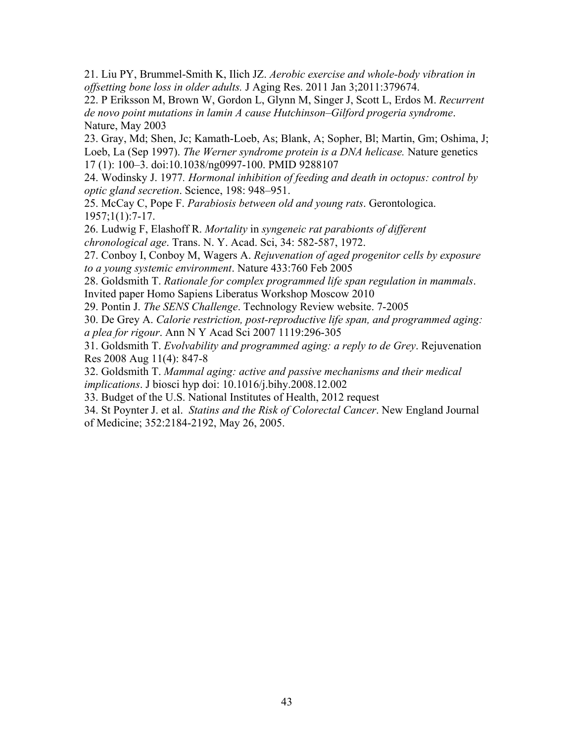21. Liu PY, Brummel-Smith K, Ilich JZ. *Aerobic exercise and whole-body vibration in offsetting bone loss in older adults.* J Aging Res. 2011 Jan 3;2011:379674.

22. P Eriksson M, Brown W, Gordon L, Glynn M, Singer J, Scott L, Erdos M. *Recurrent de novo point mutations in lamin A cause Hutchinson–Gilford progeria syndrome*. Nature, May 2003

23. Gray, Md; Shen, Jc; Kamath-Loeb, As; Blank, A; Sopher, Bl; Martin, Gm; Oshima, J; Loeb, La (Sep 1997). *The Werner syndrome protein is a DNA helicase.* Nature genetics 17 (1): 100–3. doi:10.1038/ng0997-100. PMID 9288107

24. Wodinsky J. 1977. *Hormonal inhibition of feeding and death in octopus: control by optic gland secretion*. Science, 198: 948–951.

25. McCay C, Pope F. *Parabiosis between old and young rats*. Gerontologica. 1957;1(1):7-17.

26. Ludwig F, Elashoff R. *Mortality* in *syngeneic rat parabionts of different chronological age*. Trans. N. Y. Acad. Sci, 34: 582-587, 1972.

27. Conboy I, Conboy M, Wagers A. *Rejuvenation of aged progenitor cells by exposure to a young systemic environment*. Nature 433:760 Feb 2005

28. Goldsmith T. *Rationale for complex programmed life span regulation in mammals*. Invited paper Homo Sapiens Liberatus Workshop Moscow 2010

29. Pontin J. *The SENS Challenge*. Technology Review website. 7-2005

30. De Grey A. *Calorie restriction, post-reproductive life span, and programmed aging: a plea for rigour*. Ann N Y Acad Sci 2007 1119:296-305

31. Goldsmith T. *Evolvability and programmed aging: a reply to de Grey*. Rejuvenation Res 2008 Aug 11(4): 847-8

32. Goldsmith T. *Mammal aging: active and passive mechanisms and their medical implications*. J biosci hyp doi: 10.1016/j.bihy.2008.12.002

33. Budget of the U.S. National Institutes of Health, 2012 request

34. St Poynter J. et al. *Statins and the Risk of Colorectal Cancer*. New England Journal of Medicine; 352:2184-2192, May 26, 2005.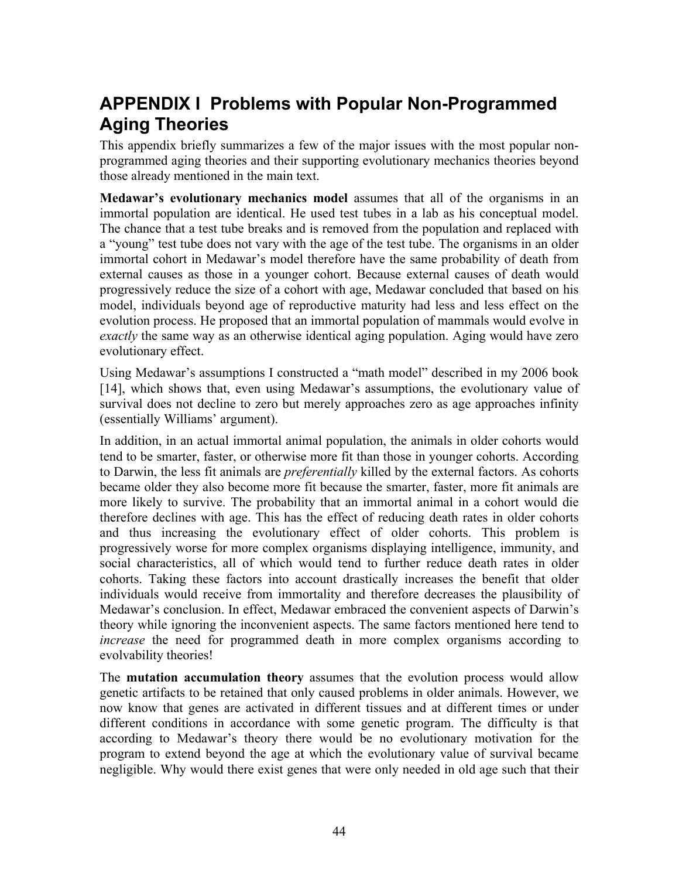# APPENDIX I Problems with Popular Non-Programmed Aging Theories

This appendix briefly summarizes a few of the major issues with the most popular non-programmed aging theories and their supporting evolutionary mechanics theories beyond those already mentioned in the main text.

**Medawar's evolutionary mechanics model** assumes that all of the organisms in an immortal population are identical. He used test tubes in a lab as his conceptual model. The chance that a test tube breaks and is removed from the population and replaced with a "young" test tube does not vary with the age of the test tube. The organisms in an older immortal cohort in Medawar's model therefore have the same probability of death from external causes as those in a younger cohort. Because external causes of death would progressively reduce the size of a cohort with age, Medawar concluded that based on his model, individuals beyond age of reproductive maturity had less and less effect on the evolution process. He proposed that an immortal population of mammals would evolve in *exactly* the same way as an otherwise identical aging population. Aging would have zero evolutionary effect.

Using Medawar's assumptions I constructed a "math model" described in my 2006 book [14], which shows that, even using Medawar's assumptions, the evolutionary value of survival does not decline to zero but merely approaches zero as age approaches infinity (essentially Williams' argument).

In addition, in an actual immortal animal population, the animals in older cohorts would tend to be smarter, faster, or otherwise more fit than those in younger cohorts. According to Darwin, the less fit animals are *preferentially* killed by the external factors. As cohorts became older they also become more fit because the smarter, faster, more fit animals are more likely to survive. The probability that an immortal animal in a cohort would die therefore declines with age. This has the effect of reducing death rates in older cohorts and thus increasing the evolutionary effect of older cohorts. This problem is progressively worse for more complex organisms displaying intelligence, immunity, and social characteristics, all of which would tend to further reduce death rates in older cohorts. Taking these factors into account drastically increases the benefit that older individuals would receive from immortality and therefore decreases the plausibility of Medawar's conclusion. In effect, Medawar embraced the convenient aspects of Darwin's theory while ignoring the inconvenient aspects. The same factors mentioned here tend to *increase* the need for programmed death in more complex organisms according to evolvability theories!

The **mutation accumulation theory** assumes that the evolution process would allow genetic artifacts to be retained that only caused problems in older animals. However, we now know that genes are activated in different tissues and at different times or under different conditions in accordance with some genetic program. The difficulty is that according to Medawar's theory there would be no evolutionary motivation for the program to extend beyond the age at which the evolutionary value of survival became negligible. Why would there exist genes that were only needed in old age such that their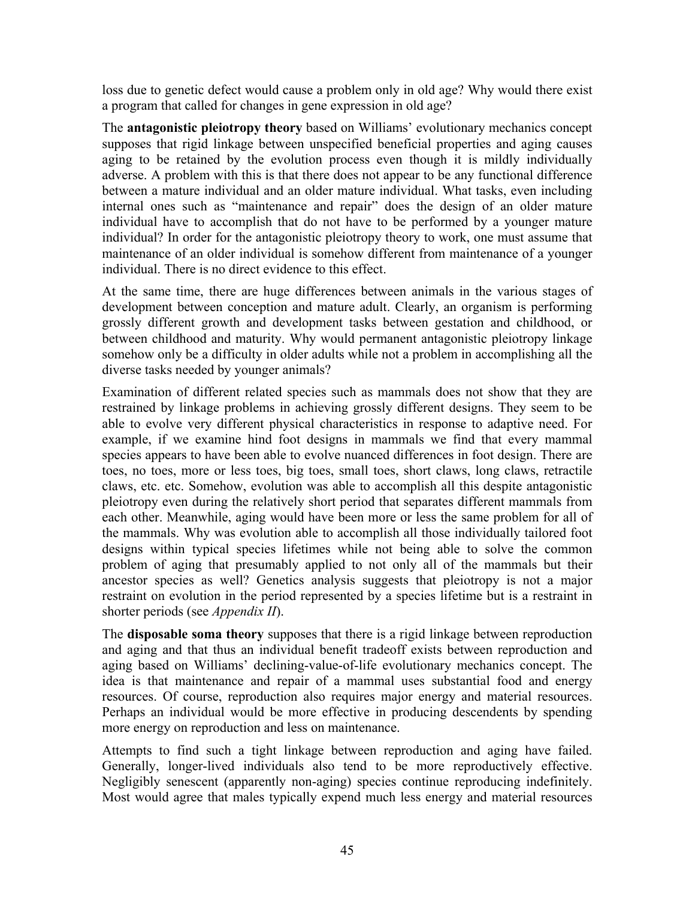loss due to genetic defect would cause a problem only in old age? Why would there exist a program that called for changes in gene expression in old age?

The **antagonistic pleiotropy theory** based on Williams' evolutionary mechanics concept supposes that rigid linkage between unspecified beneficial properties and aging causes aging to be retained by the evolution process even though it is mildly individually adverse. A problem with this is that there does not appear to be any functional difference between a mature individual and an older mature individual. What tasks, even including internal ones such as "maintenance and repair" does the design of an older mature individual have to accomplish that do not have to be performed by a younger mature individual? In order for the antagonistic pleiotropy theory to work, one must assume that maintenance of an older individual is somehow different from maintenance of a younger individual. There is no direct evidence to this effect.

At the same time, there are huge differences between animals in the various stages of development between conception and mature adult. Clearly, an organism is performing grossly different growth and development tasks between gestation and childhood, or between childhood and maturity. Why would permanent antagonistic pleiotropy linkage somehow only be a difficulty in older adults while not a problem in accomplishing all the diverse tasks needed by younger animals?

Examination of different related species such as mammals does not show that they are restrained by linkage problems in achieving grossly different designs. They seem to be able to evolve very different physical characteristics in response to adaptive need. For example, if we examine hind foot designs in mammals we find that every mammal species appears to have been able to evolve nuanced differences in foot design. There are toes, no toes, more or less toes, big toes, small toes, short claws, long claws, retractile claws, etc. etc. Somehow, evolution was able to accomplish all this despite antagonistic pleiotropy even during the relatively short period that separates different mammals from each other. Meanwhile, aging would have been more or less the same problem for all of the mammals. Why was evolution able to accomplish all those individually tailored foot designs within typical species lifetimes while not being able to solve the common problem of aging that presumably applied to not only all of the mammals but their ancestor species as well? Genetics analysis suggests that pleiotropy is not a major restraint on evolution in the period represented by a species lifetime but is a restraint in shorter periods (see *Appendix II*).

The **disposable soma theory** supposes that there is a rigid linkage between reproduction and aging and that thus an individual benefit tradeoff exists between reproduction and aging based on Williams' declining-value-of-life evolutionary mechanics concept. The idea is that maintenance and repair of a mammal uses substantial food and energy resources. Of course, reproduction also requires major energy and material resources. Perhaps an individual would be more effective in producing descendents by spending more energy on reproduction and less on maintenance.

Attempts to find such a tight linkage between reproduction and aging have failed. Generally, longer-lived individuals also tend to be more reproductively effective. Negligibly senescent (apparently non-aging) species continue reproducing indefinitely. Most would agree that males typically expend much less energy and material resources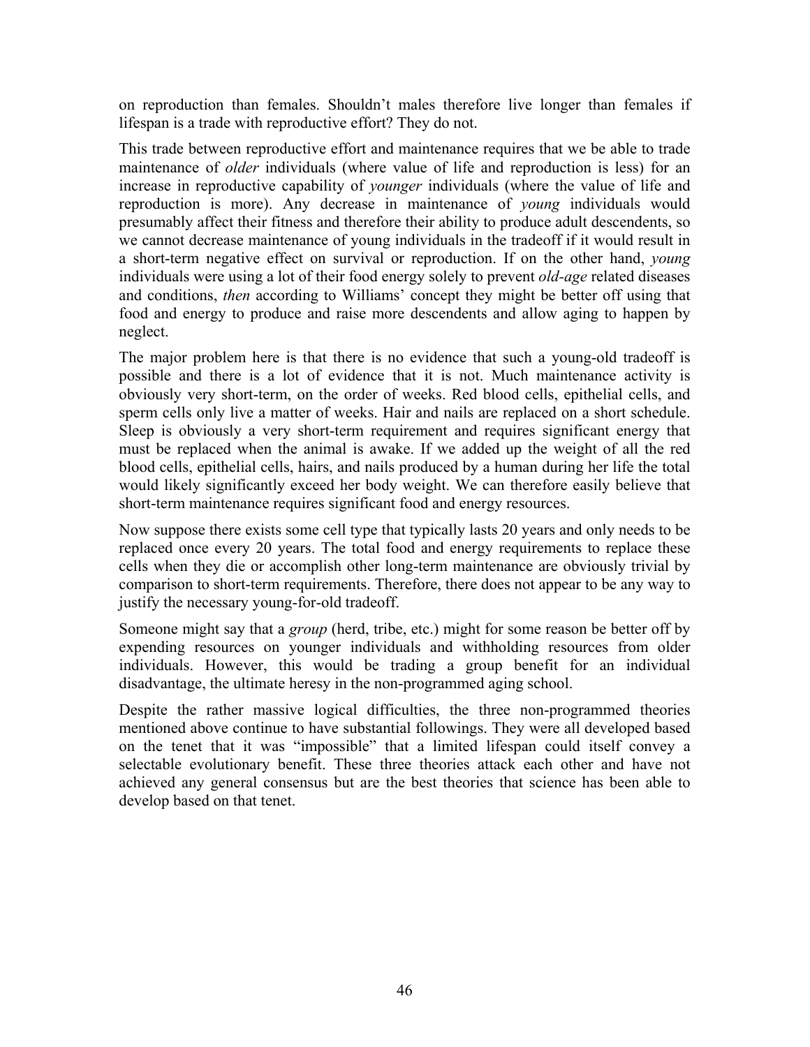on reproduction than females. Shouldn't males therefore live longer than females if lifespan is a trade with reproductive effort? They do not.

This trade between reproductive effort and maintenance requires that we be able to trade maintenance of *older* individuals (where value of life and reproduction is less) for an increase in reproductive capability of *younger* individuals (where the value of life and reproduction is more). Any decrease in maintenance of *young* individuals would presumably affect their fitness and therefore their ability to produce adult descendents, so we cannot decrease maintenance of young individuals in the tradeoff if it would result in a short-term negative effect on survival or reproduction. If on the other hand, *young* individuals were using a lot of their food energy solely to prevent *old-age* related diseases and conditions, *then* according to Williams' concept they might be better off using that food and energy to produce and raise more descendents and allow aging to happen by neglect.

The major problem here is that there is no evidence that such a young-old tradeoff is possible and there is a lot of evidence that it is not. Much maintenance activity is obviously very short-term, on the order of weeks. Red blood cells, epithelial cells, and sperm cells only live a matter of weeks. Hair and nails are replaced on a short schedule. Sleep is obviously a very short-term requirement and requires significant energy that must be replaced when the animal is awake. If we added up the weight of all the red blood cells, epithelial cells, hairs, and nails produced by a human during her life the total would likely significantly exceed her body weight. We can therefore easily believe that short-term maintenance requires significant food and energy resources.

Now suppose there exists some cell type that typically lasts 20 years and only needs to be replaced once every 20 years. The total food and energy requirements to replace these cells when they die or accomplish other long-term maintenance are obviously trivial by comparison to short-term requirements. Therefore, there does not appear to be any way to justify the necessary young-for-old tradeoff.

Someone might say that a *group* (herd, tribe, etc.) might for some reason be better off by expending resources on younger individuals and withholding resources from older individuals. However, this would be trading a group benefit for an individual disadvantage, the ultimate heresy in the non-programmed aging school.

Despite the rather massive logical difficulties, the three non-programmed theories mentioned above continue to have substantial followings. They were all developed based on the tenet that it was "impossible" that a limited lifespan could itself convey a selectable evolutionary benefit. These three theories attack each other and have not achieved any general consensus but are the best theories that science has been able to develop based on that tenet.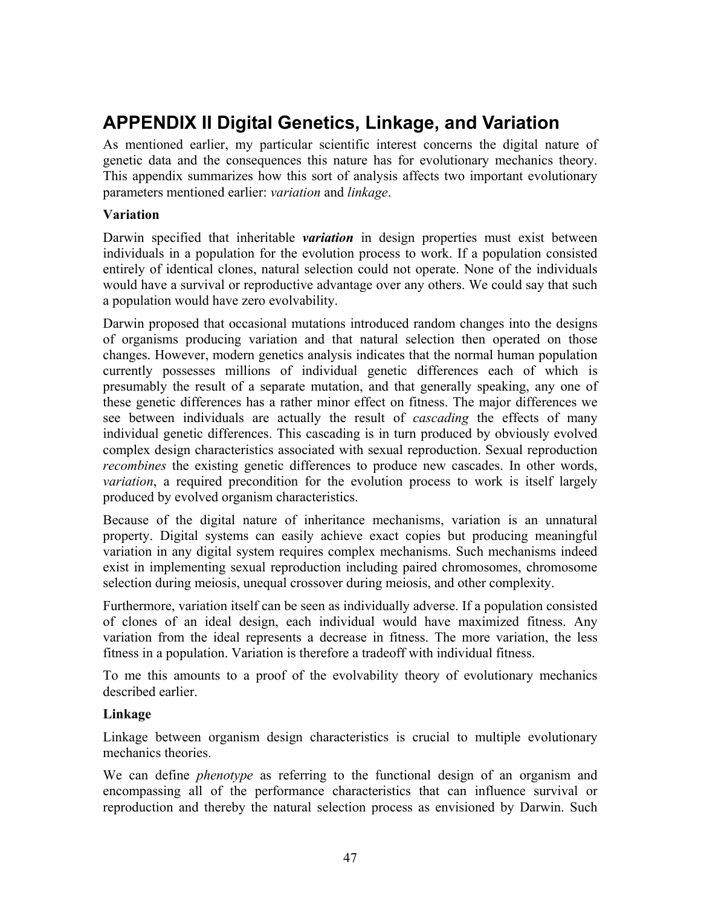# APPENDIX II Digital Genetics, Linkage, and Variation

As mentioned earlier, my particular scientific interest concerns the digital nature of genetic data and the consequences this nature has for evolutionary mechanics theory. This appendix summarizes how this sort of analysis affects two important evolutionary parameters mentioned earlier: *variation* and *linkage*.

### Variation

Darwin specified that inheritable ***variation*** in design properties must exist between individuals in a population for the evolution process to work. If a population consisted entirely of identical clones, natural selection could not operate. None of the individuals would have a survival or reproductive advantage over any others. We could say that such a population would have zero evolvability.

Darwin proposed that occasional mutations introduced random changes into the designs of organisms producing variation and that natural selection then operated on those changes. However, modern genetics analysis indicates that the normal human population currently possesses millions of individual genetic differences each of which is presumably the result of a separate mutation, and that generally speaking, any one of these genetic differences has a rather minor effect on fitness. The major differences we see between individuals are actually the result of *cascading* the effects of many individual genetic differences. This cascading is in turn produced by obviously evolved complex design characteristics associated with sexual reproduction. Sexual reproduction *recombines* the existing genetic differences to produce new cascades. In other words, *variation*, a required precondition for the evolution process to work is itself largely produced by evolved organism characteristics.

Because of the digital nature of inheritance mechanisms, variation is an unnatural property. Digital systems can easily achieve exact copies but producing meaningful variation in any digital system requires complex mechanisms. Such mechanisms indeed exist in implementing sexual reproduction including paired chromosomes, chromosome selection during meiosis, unequal crossover during meiosis, and other complexity.

Furthermore, variation itself can be seen as individually adverse. If a population consisted of clones of an ideal design, each individual would have maximized fitness. Any variation from the ideal represents a decrease in fitness. The more variation, the less fitness in a population. Variation is therefore a tradeoff with individual fitness.

To me this amounts to a proof of the evolvability theory of evolutionary mechanics described earlier.

### Linkage

Linkage between organism design characteristics is crucial to multiple evolutionary mechanics theories.

We can define *phenotype* as referring to the functional design of an organism and encompassing all of the performance characteristics that can influence survival or reproduction and thereby the natural selection process as envisioned by Darwin. Such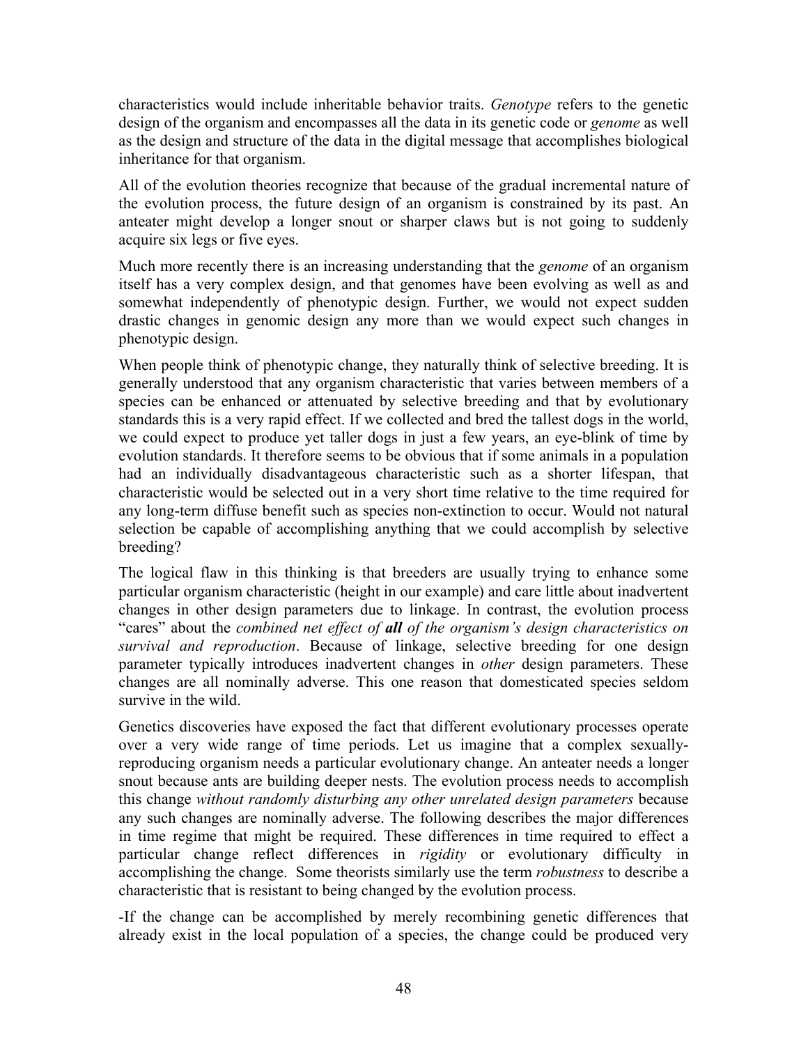characteristics would include inheritable behavior traits. *Genotype* refers to the genetic design of the organism and encompasses all the data in its genetic code or *genome* as well as the design and structure of the data in the digital message that accomplishes biological inheritance for that organism.

All of the evolution theories recognize that because of the gradual incremental nature of the evolution process, the future design of an organism is constrained by its past. An anteater might develop a longer snout or sharper claws but is not going to suddenly acquire six legs or five eyes.

Much more recently there is an increasing understanding that the *genome* of an organism itself has a very complex design, and that genomes have been evolving as well as and somewhat independently of phenotypic design. Further, we would not expect sudden drastic changes in genomic design any more than we would expect such changes in phenotypic design.

When people think of phenotypic change, they naturally think of selective breeding. It is generally understood that any organism characteristic that varies between members of a species can be enhanced or attenuated by selective breeding and that by evolutionary standards this is a very rapid effect. If we collected and bred the tallest dogs in the world, we could expect to produce yet taller dogs in just a few years, an eye-blink of time by evolution standards. It therefore seems to be obvious that if some animals in a population had an individually disadvantageous characteristic such as a shorter lifespan, that characteristic would be selected out in a very short time relative to the time required for any long-term diffuse benefit such as species non-extinction to occur. Would not natural selection be capable of accomplishing anything that we could accomplish by selective breeding?

The logical flaw in this thinking is that breeders are usually trying to enhance some particular organism characteristic (height in our example) and care little about inadvertent changes in other design parameters due to linkage. In contrast, the evolution process "cares" about the *combined net effect of **all** of the organism's design characteristics on survival and reproduction*. Because of linkage, selective breeding for one design parameter typically introduces inadvertent changes in *other* design parameters. These changes are all nominally adverse. This one reason that domesticated species seldom survive in the wild.

Genetics discoveries have exposed the fact that different evolutionary processes operate over a very wide range of time periods. Let us imagine that a complex sexually-reproducing organism needs a particular evolutionary change. An anteater needs a longer snout because ants are building deeper nests. The evolution process needs to accomplish this change *without randomly disturbing any other unrelated design parameters* because any such changes are nominally adverse. The following describes the major differences in time regime that might be required. These differences in time required to effect a particular change reflect differences in *rigidity* or evolutionary difficulty in accomplishing the change. Some theorists similarly use the term *robustness* to describe a characteristic that is resistant to being changed by the evolution process.

-If the change can be accomplished by merely recombining genetic differences that already exist in the local population of a species, the change could be produced very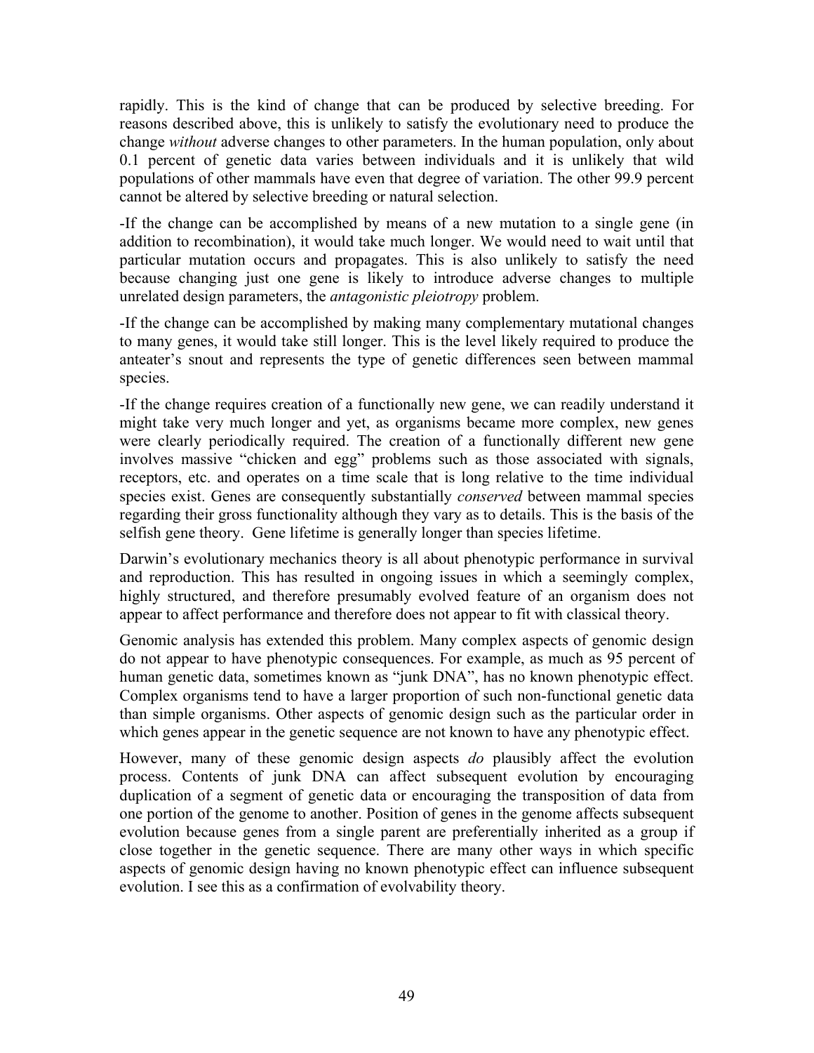rapidly. This is the kind of change that can be produced by selective breeding. For reasons described above, this is unlikely to satisfy the evolutionary need to produce the change *without* adverse changes to other parameters. In the human population, only about 0.1 percent of genetic data varies between individuals and it is unlikely that wild populations of other mammals have even that degree of variation. The other 99.9 percent cannot be altered by selective breeding or natural selection.

-If the change can be accomplished by means of a new mutation to a single gene (in addition to recombination), it would take much longer. We would need to wait until that particular mutation occurs and propagates. This is also unlikely to satisfy the need because changing just one gene is likely to introduce adverse changes to multiple unrelated design parameters, the *antagonistic pleiotropy* problem.

-If the change can be accomplished by making many complementary mutational changes to many genes, it would take still longer. This is the level likely required to produce the anteater's snout and represents the type of genetic differences seen between mammal species.

-If the change requires creation of a functionally new gene, we can readily understand it might take very much longer and yet, as organisms became more complex, new genes were clearly periodically required. The creation of a functionally different new gene involves massive "chicken and egg" problems such as those associated with signals, receptors, etc. and operates on a time scale that is long relative to the time individual species exist. Genes are consequently substantially *conserved* between mammal species regarding their gross functionality although they vary as to details. This is the basis of the selfish gene theory. Gene lifetime is generally longer than species lifetime.

Darwin's evolutionary mechanics theory is all about phenotypic performance in survival and reproduction. This has resulted in ongoing issues in which a seemingly complex, highly structured, and therefore presumably evolved feature of an organism does not appear to affect performance and therefore does not appear to fit with classical theory.

Genomic analysis has extended this problem. Many complex aspects of genomic design do not appear to have phenotypic consequences. For example, as much as 95 percent of human genetic data, sometimes known as "junk DNA", has no known phenotypic effect. Complex organisms tend to have a larger proportion of such non-functional genetic data than simple organisms. Other aspects of genomic design such as the particular order in which genes appear in the genetic sequence are not known to have any phenotypic effect.

However, many of these genomic design aspects *do* plausibly affect the evolution process. Contents of junk DNA can affect subsequent evolution by encouraging duplication of a segment of genetic data or encouraging the transposition of data from one portion of the genome to another. Position of genes in the genome affects subsequent evolution because genes from a single parent are preferentially inherited as a group if close together in the genetic sequence. There are many other ways in which specific aspects of genomic design having no known phenotypic effect can influence subsequent evolution. I see this as a confirmation of evolvability theory.